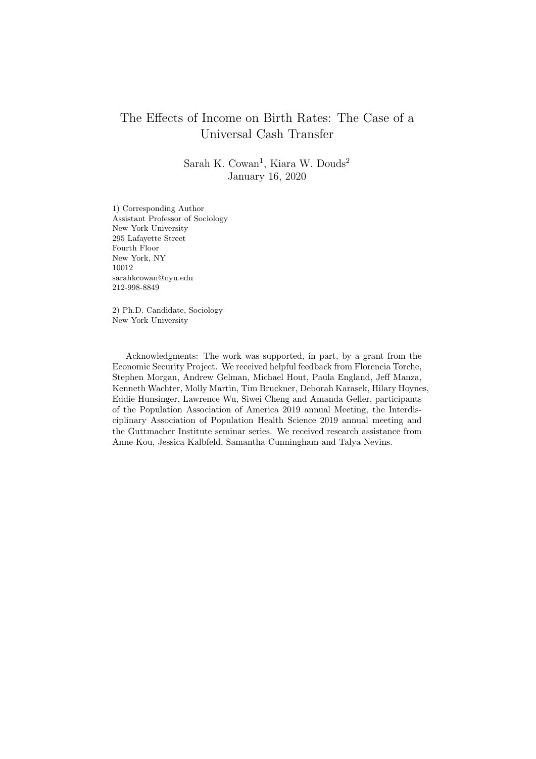# The Effects of Income on Birth Rates: The Case of a Universal Cash Transfer

Sarah K. Cowan[1], Kiara W. Douds[2]

January 16, 2020

1) Corresponding Author
Assistant Professor of Sociology
New York University
295 Lafayette Street
Fourth Floor
New York, NY
10012
sarahkcowan@nyu.edu
212-998-8849

2) Ph.D. Candidate, Sociology
New York University

Acknowledgments: The work was supported, in part, by a grant from the Economic Security Project. We received helpful feedback from Florencia Torche, Stephen Morgan, Andrew Gelman, Michael Hout, Paula England, Jeff Manza, Kenneth Wachter, Molly Martin, Tim Bruckner, Deborah Karasek, Hilary Hoynes, Eddie Hunsinger, Lawrence Wu, Siwei Cheng and Amanda Geller, participants of the Population Association of America 2019 annual Meeting, the Interdisciplinary Association of Population Health Science 2019 annual meeting and the Guttmacher Institute seminar series. We received research assistance from Anne Kou, Jessica Kalbfeld, Samantha Cunningham and Talya Nevins.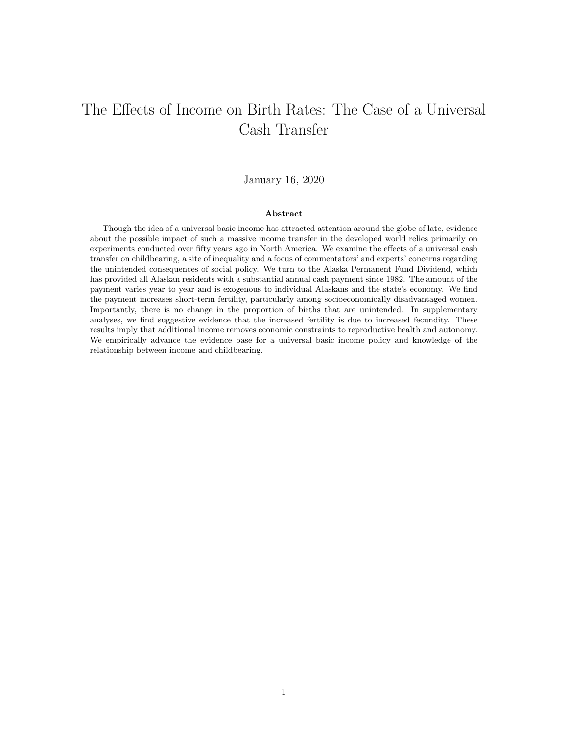# The Effects of Income on Birth Rates: The Case of a Universal Cash Transfer

January 16, 2020

**Abstract**

Though the idea of a universal basic income has attracted attention around the globe of late, evidence about the possible impact of such a massive income transfer in the developed world relies primarily on experiments conducted over fifty years ago in North America. We examine the effects of a universal cash transfer on childbearing, a site of inequality and a focus of commentators' and experts' concerns regarding the unintended consequences of social policy. We turn to the Alaska Permanent Fund Dividend, which has provided all Alaskan residents with a substantial annual cash payment since 1982. The amount of the payment varies year to year and is exogenous to individual Alaskans and the state's economy. We find the payment increases short-term fertility, particularly among socioeconomically disadvantaged women. Importantly, there is no change in the proportion of births that are unintended. In supplementary analyses, we find suggestive evidence that the increased fertility is due to increased fecundity. These results imply that additional income removes economic constraints to reproductive health and autonomy. We empirically advance the evidence base for a universal basic income policy and knowledge of the relationship between income and childbearing.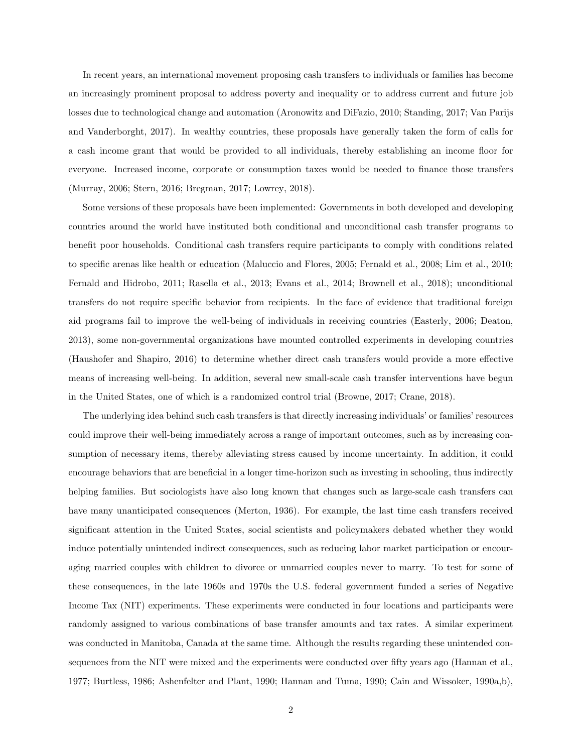In recent years, an international movement proposing cash transfers to individuals or families has become an increasingly prominent proposal to address poverty and inequality or to address current and future job losses due to technological change and automation (Aronowitz and DiFazio, 2010; Standing, 2017; Van Parijs and Vanderborght, 2017). In wealthy countries, these proposals have generally taken the form of calls for a cash income grant that would be provided to all individuals, thereby establishing an income floor for everyone. Increased income, corporate or consumption taxes would be needed to finance those transfers (Murray, 2006; Stern, 2016; Bregman, 2017; Lowrey, 2018).

Some versions of these proposals have been implemented: Governments in both developed and developing countries around the world have instituted both conditional and unconditional cash transfer programs to benefit poor households. Conditional cash transfers require participants to comply with conditions related to specific arenas like health or education (Maluccio and Flores, 2005; Fernald et al., 2008; Lim et al., 2010; Fernald and Hidrobo, 2011; Rasella et al., 2013; Evans et al., 2014; Brownell et al., 2018); unconditional transfers do not require specific behavior from recipients. In the face of evidence that traditional foreign aid programs fail to improve the well-being of individuals in receiving countries (Easterly, 2006; Deaton, 2013), some non-governmental organizations have mounted controlled experiments in developing countries (Haushofer and Shapiro, 2016) to determine whether direct cash transfers would provide a more effective means of increasing well-being. In addition, several new small-scale cash transfer interventions have begun in the United States, one of which is a randomized control trial (Browne, 2017; Crane, 2018).

The underlying idea behind such cash transfers is that directly increasing individuals' or families' resources could improve their well-being immediately across a range of important outcomes, such as by increasing consumption of necessary items, thereby alleviating stress caused by income uncertainty. In addition, it could encourage behaviors that are beneficial in a longer time-horizon such as investing in schooling, thus indirectly helping families. But sociologists have also long known that changes such as large-scale cash transfers can have many unanticipated consequences (Merton, 1936). For example, the last time cash transfers received significant attention in the United States, social scientists and policymakers debated whether they would induce potentially unintended indirect consequences, such as reducing labor market participation or encouraging married couples with children to divorce or unmarried couples never to marry. To test for some of these consequences, in the late 1960s and 1970s the U.S. federal government funded a series of Negative Income Tax (NIT) experiments. These experiments were conducted in four locations and participants were randomly assigned to various combinations of base transfer amounts and tax rates. A similar experiment was conducted in Manitoba, Canada at the same time. Although the results regarding these unintended consequences from the NIT were mixed and the experiments were conducted over fifty years ago (Hannan et al., 1977; Burtless, 1986; Ashenfelter and Plant, 1990; Hannan and Tuma, 1990; Cain and Wissoker, 1990a,b),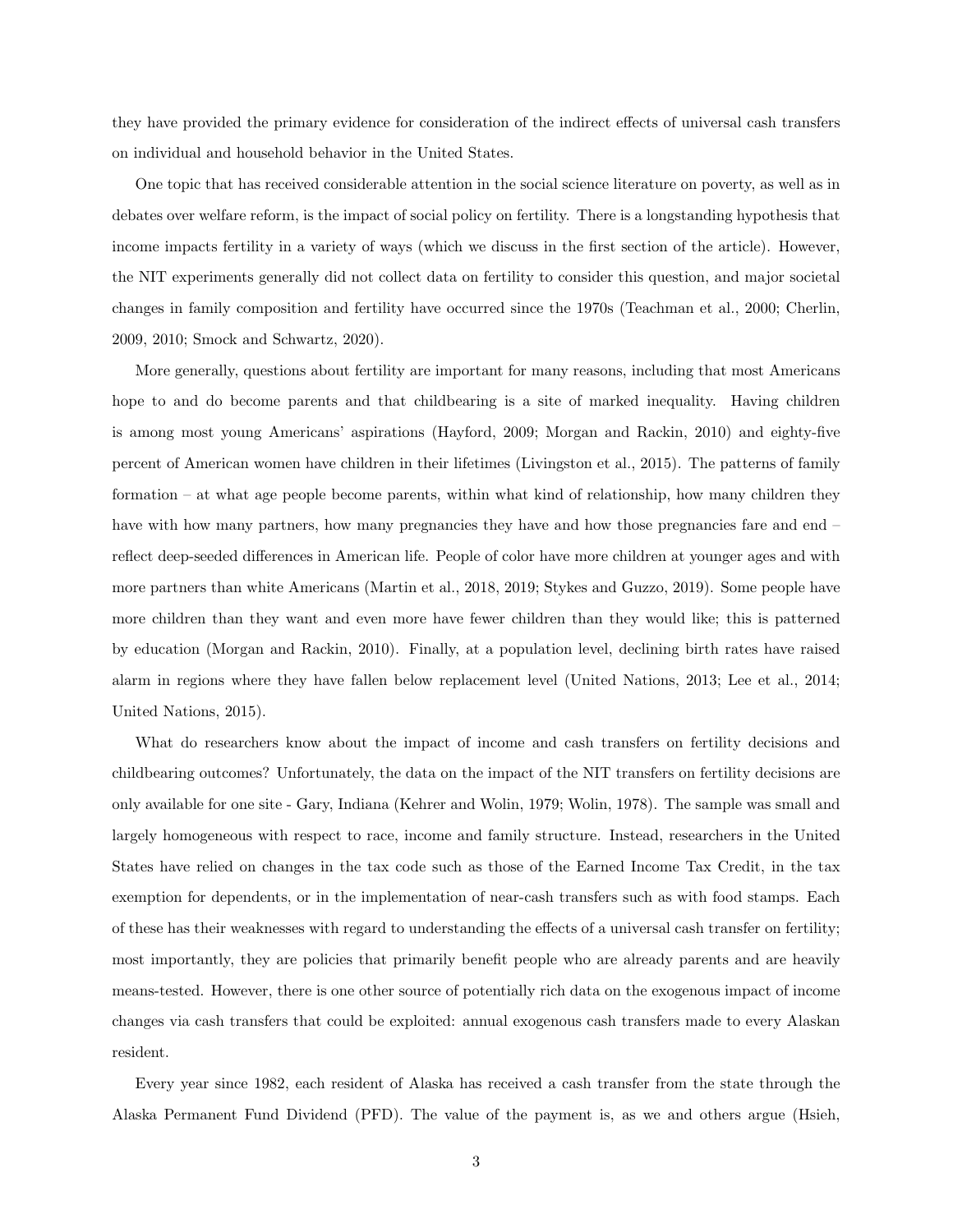they have provided the primary evidence for consideration of the indirect effects of universal cash transfers on individual and household behavior in the United States.

One topic that has received considerable attention in the social science literature on poverty, as well as in debates over welfare reform, is the impact of social policy on fertility. There is a longstanding hypothesis that income impacts fertility in a variety of ways (which we discuss in the first section of the article). However, the NIT experiments generally did not collect data on fertility to consider this question, and major societal changes in family composition and fertility have occurred since the 1970s (Teachman et al., 2000; Cherlin, 2009, 2010; Smock and Schwartz, 2020).

More generally, questions about fertility are important for many reasons, including that most Americans hope to and do become parents and that childbearing is a site of marked inequality. Having children is among most young Americans' aspirations (Hayford, 2009; Morgan and Rackin, 2010) and eighty-five percent of American women have children in their lifetimes (Livingston et al., 2015). The patterns of family formation – at what age people become parents, within what kind of relationship, how many children they have with how many partners, how many pregnancies they have and how those pregnancies fare and end – reflect deep-seeded differences in American life. People of color have more children at younger ages and with more partners than white Americans (Martin et al., 2018, 2019; Stykes and Guzzo, 2019). Some people have more children than they want and even more have fewer children than they would like; this is patterned by education (Morgan and Rackin, 2010). Finally, at a population level, declining birth rates have raised alarm in regions where they have fallen below replacement level (United Nations, 2013; Lee et al., 2014; United Nations, 2015).

What do researchers know about the impact of income and cash transfers on fertility decisions and childbearing outcomes? Unfortunately, the data on the impact of the NIT transfers on fertility decisions are only available for one site - Gary, Indiana (Kehrer and Wolin, 1979; Wolin, 1978). The sample was small and largely homogeneous with respect to race, income and family structure. Instead, researchers in the United States have relied on changes in the tax code such as those of the Earned Income Tax Credit, in the tax exemption for dependents, or in the implementation of near-cash transfers such as with food stamps. Each of these has their weaknesses with regard to understanding the effects of a universal cash transfer on fertility; most importantly, they are policies that primarily benefit people who are already parents and are heavily means-tested. However, there is one other source of potentially rich data on the exogenous impact of income changes via cash transfers that could be exploited: annual exogenous cash transfers made to every Alaskan resident.

Every year since 1982, each resident of Alaska has received a cash transfer from the state through the Alaska Permanent Fund Dividend (PFD). The value of the payment is, as we and others argue (Hsieh,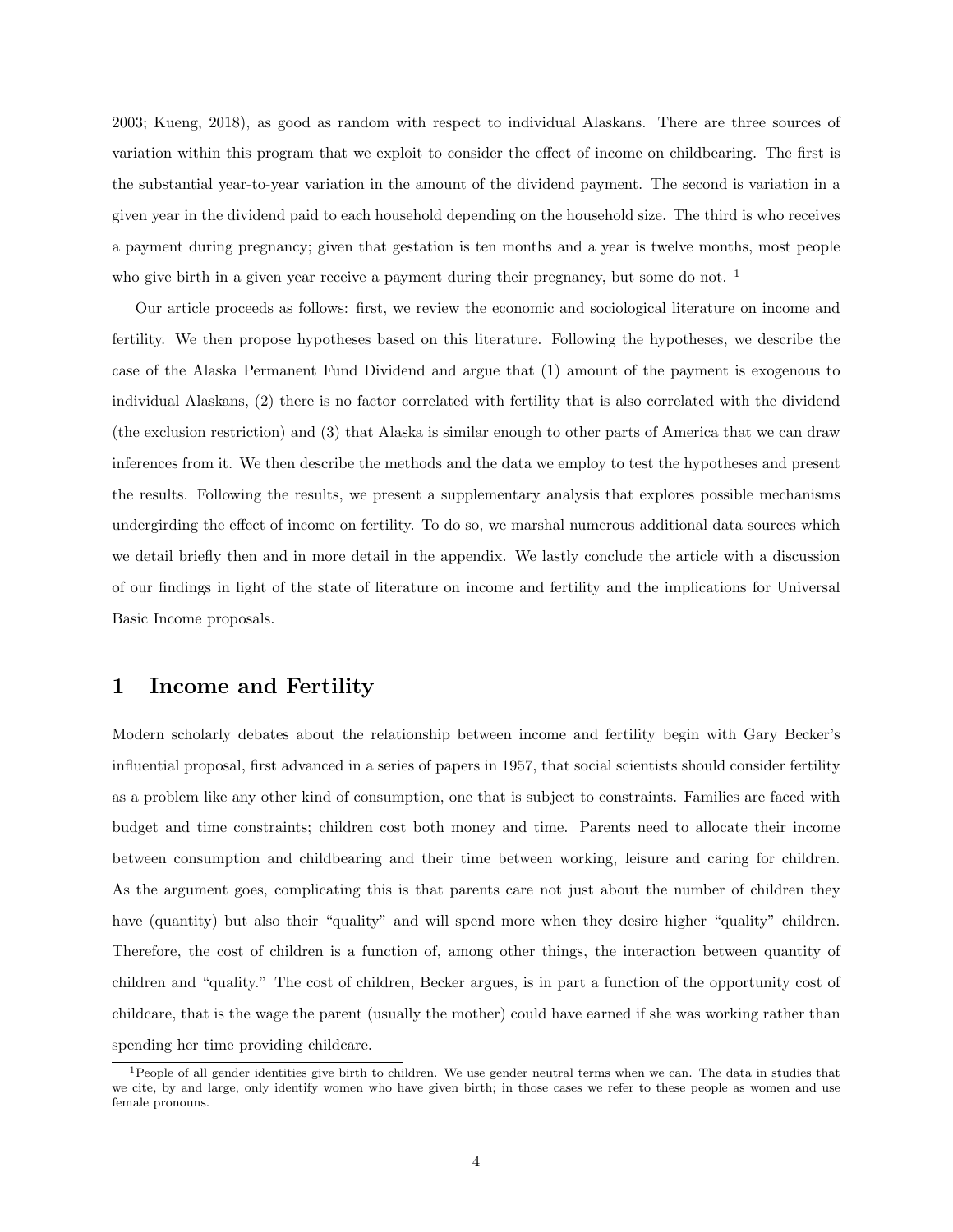2003; Kueng, 2018), as good as random with respect to individual Alaskans. There are three sources of variation within this program that we exploit to consider the effect of income on childbearing. The first is the substantial year-to-year variation in the amount of the dividend payment. The second is variation in a given year in the dividend paid to each household depending on the household size. The third is who receives a payment during pregnancy; given that gestation is ten months and a year is twelve months, most people who give birth in a given year receive a payment during their pregnancy, but some do not. [1]

Our article proceeds as follows: first, we review the economic and sociological literature on income and fertility. We then propose hypotheses based on this literature. Following the hypotheses, we describe the case of the Alaska Permanent Fund Dividend and argue that (1) amount of the payment is exogenous to individual Alaskans, (2) there is no factor correlated with fertility that is also correlated with the dividend (the exclusion restriction) and (3) that Alaska is similar enough to other parts of America that we can draw inferences from it. We then describe the methods and the data we employ to test the hypotheses and present the results. Following the results, we present a supplementary analysis that explores possible mechanisms undergirding the effect of income on fertility. To do so, we marshal numerous additional data sources which we detail briefly then and in more detail in the appendix. We lastly conclude the article with a discussion of our findings in light of the state of literature on income and fertility and the implications for Universal Basic Income proposals.

# 1 Income and Fertility

Modern scholarly debates about the relationship between income and fertility begin with Gary Becker's influential proposal, first advanced in a series of papers in 1957, that social scientists should consider fertility as a problem like any other kind of consumption, one that is subject to constraints. Families are faced with budget and time constraints; children cost both money and time. Parents need to allocate their income between consumption and childbearing and their time between working, leisure and caring for children. As the argument goes, complicating this is that parents care not just about the number of children they have (quantity) but also their "quality" and will spend more when they desire higher "quality" children. Therefore, the cost of children is a function of, among other things, the interaction between quantity of children and "quality." The cost of children, Becker argues, is in part a function of the opportunity cost of childcare, that is the wage the parent (usually the mother) could have earned if she was working rather than spending her time providing childcare.

[1] People of all gender identities give birth to children. We use gender neutral terms when we can. The data in studies that we cite, by and large, only identify women who have given birth; in those cases we refer to these people as women and use female pronouns.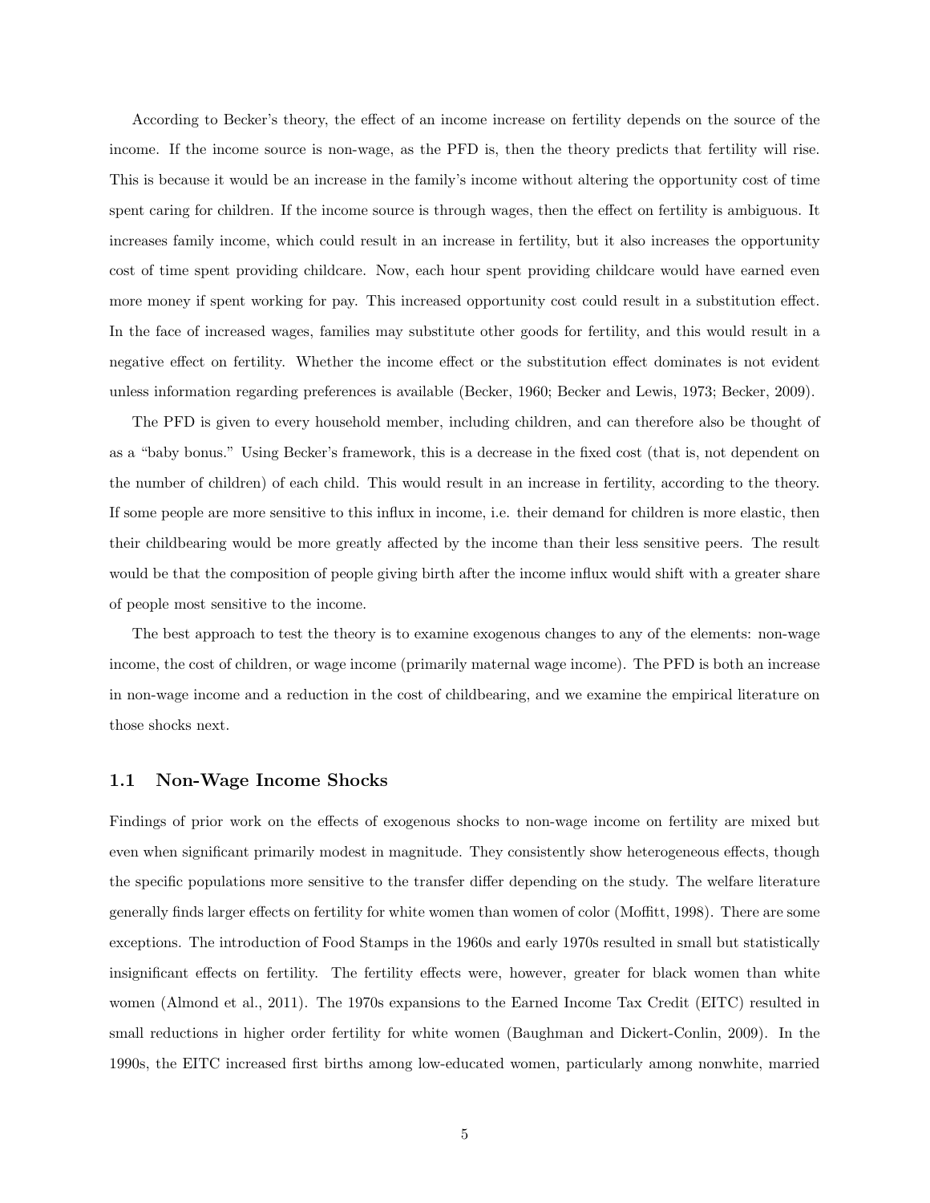According to Becker's theory, the effect of an income increase on fertility depends on the source of the income. If the income source is non-wage, as the PFD is, then the theory predicts that fertility will rise. This is because it would be an increase in the family's income without altering the opportunity cost of time spent caring for children. If the income source is through wages, then the effect on fertility is ambiguous. It increases family income, which could result in an increase in fertility, but it also increases the opportunity cost of time spent providing childcare. Now, each hour spent providing childcare would have earned even more money if spent working for pay. This increased opportunity cost could result in a substitution effect. In the face of increased wages, families may substitute other goods for fertility, and this would result in a negative effect on fertility. Whether the income effect or the substitution effect dominates is not evident unless information regarding preferences is available (Becker, 1960; Becker and Lewis, 1973; Becker, 2009).

The PFD is given to every household member, including children, and can therefore also be thought of as a "baby bonus." Using Becker's framework, this is a decrease in the fixed cost (that is, not dependent on the number of children) of each child. This would result in an increase in fertility, according to the theory. If some people are more sensitive to this influx in income, i.e. their demand for children is more elastic, then their childbearing would be more greatly affected by the income than their less sensitive peers. The result would be that the composition of people giving birth after the income influx would shift with a greater share of people most sensitive to the income.

The best approach to test the theory is to examine exogenous changes to any of the elements: non-wage income, the cost of children, or wage income (primarily maternal wage income). The PFD is both an increase in non-wage income and a reduction in the cost of childbearing, and we examine the empirical literature on those shocks next.

### 1.1 Non-Wage Income Shocks

Findings of prior work on the effects of exogenous shocks to non-wage income on fertility are mixed but even when significant primarily modest in magnitude. They consistently show heterogeneous effects, though the specific populations more sensitive to the transfer differ depending on the study. The welfare literature generally finds larger effects on fertility for white women than women of color (Moffitt, 1998). There are some exceptions. The introduction of Food Stamps in the 1960s and early 1970s resulted in small but statistically insignificant effects on fertility. The fertility effects were, however, greater for black women than white women (Almond et al., 2011). The 1970s expansions to the Earned Income Tax Credit (EITC) resulted in small reductions in higher order fertility for white women (Baughman and Dickert-Conlin, 2009). In the 1990s, the EITC increased first births among low-educated women, particularly among nonwhite, married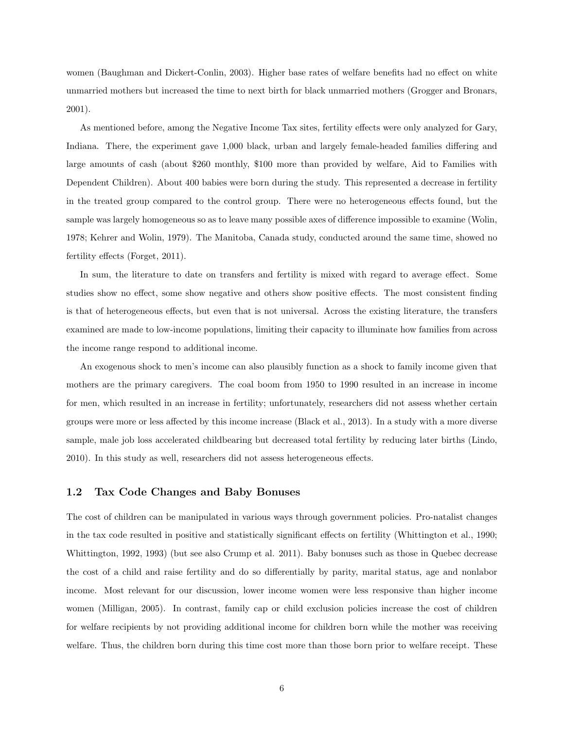women (Baughman and Dickert-Conlin, 2003). Higher base rates of welfare benefits had no effect on white unmarried mothers but increased the time to next birth for black unmarried mothers (Grogger and Bronars, 2001).

As mentioned before, among the Negative Income Tax sites, fertility effects were only analyzed for Gary, Indiana. There, the experiment gave 1,000 black, urban and largely female-headed families differing and large amounts of cash (about $260 monthly, $100 more than provided by welfare, Aid to Families with Dependent Children). About 400 babies were born during the study. This represented a decrease in fertility in the treated group compared to the control group. There were no heterogeneous effects found, but the sample was largely homogeneous so as to leave many possible axes of difference impossible to examine (Wolin, 1978; Kehrer and Wolin, 1979). The Manitoba, Canada study, conducted around the same time, showed no fertility effects (Forget, 2011).

In sum, the literature to date on transfers and fertility is mixed with regard to average effect. Some studies show no effect, some show negative and others show positive effects. The most consistent finding is that of heterogeneous effects, but even that is not universal. Across the existing literature, the transfers examined are made to low-income populations, limiting their capacity to illuminate how families from across the income range respond to additional income.

An exogenous shock to men's income can also plausibly function as a shock to family income given that mothers are the primary caregivers. The coal boom from 1950 to 1990 resulted in an increase in income for men, which resulted in an increase in fertility; unfortunately, researchers did not assess whether certain groups were more or less affected by this income increase (Black et al., 2013). In a study with a more diverse sample, male job loss accelerated childbearing but decreased total fertility by reducing later births (Lindo, 2010). In this study as well, researchers did not assess heterogeneous effects.

### 1.2 Tax Code Changes and Baby Bonuses

The cost of children can be manipulated in various ways through government policies. Pro-natalist changes in the tax code resulted in positive and statistically significant effects on fertility (Whittington et al., 1990; Whittington, 1992, 1993) (but see also Crump et al. 2011). Baby bonuses such as those in Quebec decrease the cost of a child and raise fertility and do so differentially by parity, marital status, age and nonlabor income. Most relevant for our discussion, lower income women were less responsive than higher income women (Milligan, 2005). In contrast, family cap or child exclusion policies increase the cost of children for welfare recipients by not providing additional income for children born while the mother was receiving welfare. Thus, the children born during this time cost more than those born prior to welfare receipt. These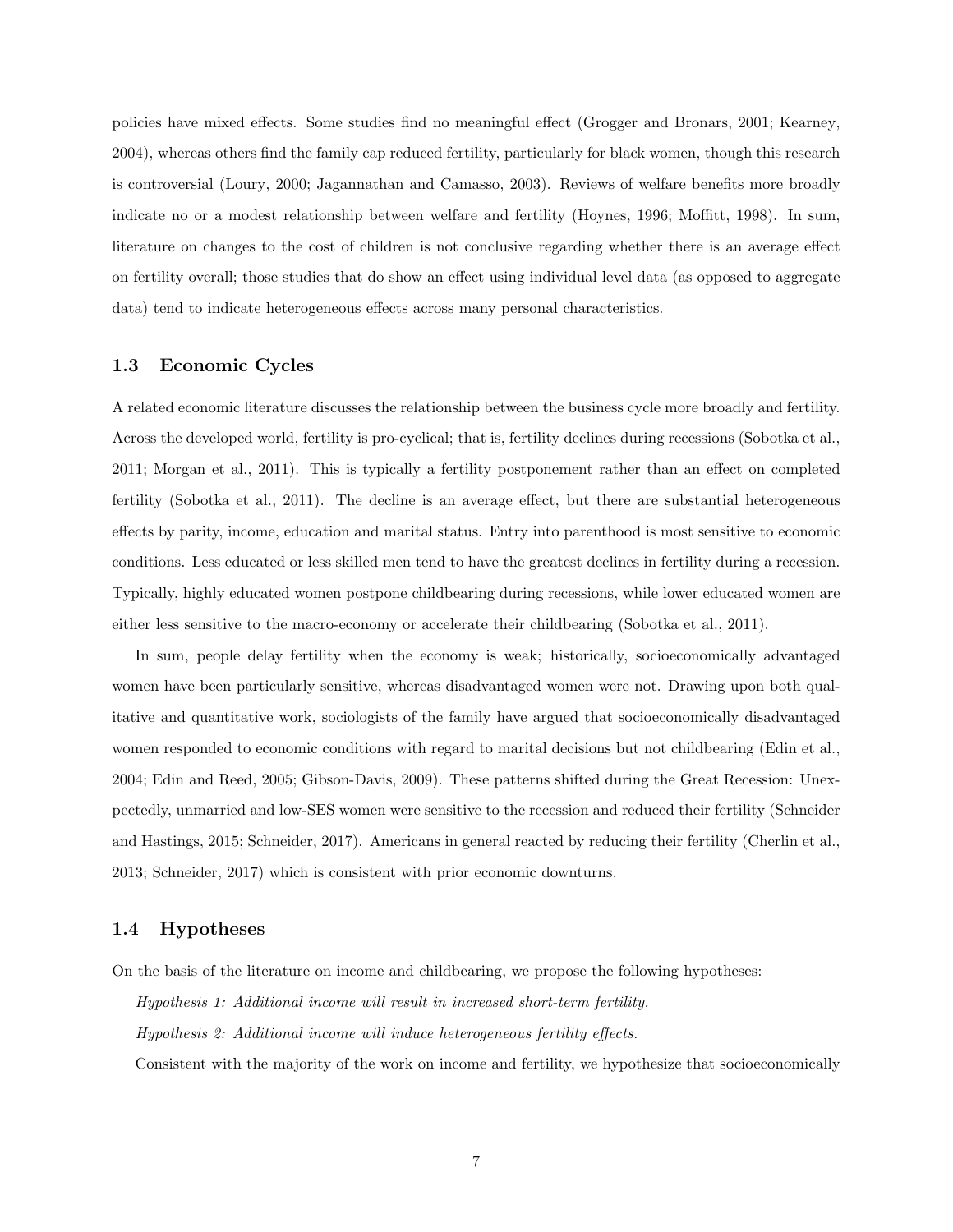policies have mixed effects. Some studies find no meaningful effect (Grogger and Bronars, 2001; Kearney, 2004), whereas others find the family cap reduced fertility, particularly for black women, though this research is controversial (Loury, 2000; Jagannathan and Camasso, 2003). Reviews of welfare benefits more broadly indicate no or a modest relationship between welfare and fertility (Hoynes, 1996; Moffitt, 1998). In sum, literature on changes to the cost of children is not conclusive regarding whether there is an average effect on fertility overall; those studies that do show an effect using individual level data (as opposed to aggregate data) tend to indicate heterogeneous effects across many personal characteristics.

### 1.3 Economic Cycles

A related economic literature discusses the relationship between the business cycle more broadly and fertility. Across the developed world, fertility is pro-cyclical; that is, fertility declines during recessions (Sobotka et al., 2011; Morgan et al., 2011). This is typically a fertility postponement rather than an effect on completed fertility (Sobotka et al., 2011). The decline is an average effect, but there are substantial heterogeneous effects by parity, income, education and marital status. Entry into parenthood is most sensitive to economic conditions. Less educated or less skilled men tend to have the greatest declines in fertility during a recession. Typically, highly educated women postpone childbearing during recessions, while lower educated women are either less sensitive to the macro-economy or accelerate their childbearing (Sobotka et al., 2011).

In sum, people delay fertility when the economy is weak; historically, socioeconomically advantaged women have been particularly sensitive, whereas disadvantaged women were not. Drawing upon both qualitative and quantitative work, sociologists of the family have argued that socioeconomically disadvantaged women responded to economic conditions with regard to marital decisions but not childbearing (Edin et al., 2004; Edin and Reed, 2005; Gibson-Davis, 2009). These patterns shifted during the Great Recession: Unexpectedly, unmarried and low-SES women were sensitive to the recession and reduced their fertility (Schneider and Hastings, 2015; Schneider, 2017). Americans in general reacted by reducing their fertility (Cherlin et al., 2013; Schneider, 2017) which is consistent with prior economic downturns.

### 1.4 Hypotheses

On the basis of the literature on income and childbearing, we propose the following hypotheses:

*Hypothesis 1: Additional income will result in increased short-term fertility.*

*Hypothesis 2: Additional income will induce heterogeneous fertility effects.*

Consistent with the majority of the work on income and fertility, we hypothesize that socioeconomically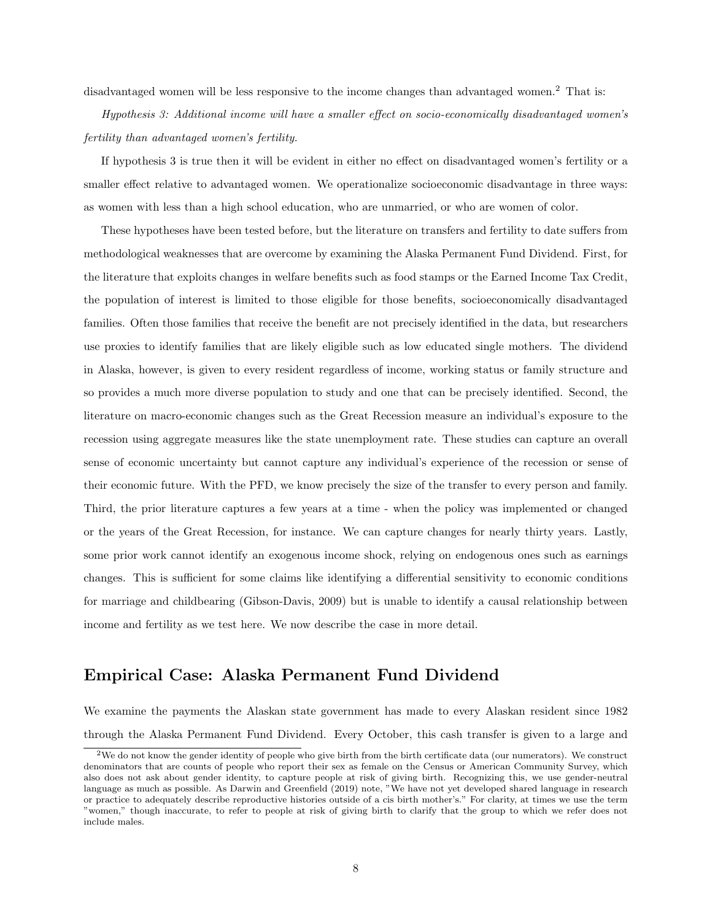disadvantaged women will be less responsive to the income changes than advantaged women.[2] That is:

*Hypothesis 3: Additional income will have a smaller effect on socio-economically disadvantaged women's fertility than advantaged women's fertility.*

If hypothesis 3 is true then it will be evident in either no effect on disadvantaged women's fertility or a smaller effect relative to advantaged women. We operationalize socioeconomic disadvantage in three ways: as women with less than a high school education, who are unmarried, or who are women of color.

These hypotheses have been tested before, but the literature on transfers and fertility to date suffers from methodological weaknesses that are overcome by examining the Alaska Permanent Fund Dividend. First, for the literature that exploits changes in welfare benefits such as food stamps or the Earned Income Tax Credit, the population of interest is limited to those eligible for those benefits, socioeconomically disadvantaged families. Often those families that receive the benefit are not precisely identified in the data, but researchers use proxies to identify families that are likely eligible such as low educated single mothers. The dividend in Alaska, however, is given to every resident regardless of income, working status or family structure and so provides a much more diverse population to study and one that can be precisely identified. Second, the literature on macro-economic changes such as the Great Recession measure an individual's exposure to the recession using aggregate measures like the state unemployment rate. These studies can capture an overall sense of economic uncertainty but cannot capture any individual's experience of the recession or sense of their economic future. With the PFD, we know precisely the size of the transfer to every person and family. Third, the prior literature captures a few years at a time - when the policy was implemented or changed or the years of the Great Recession, for instance. We can capture changes for nearly thirty years. Lastly, some prior work cannot identify an exogenous income shock, relying on endogenous ones such as earnings changes. This is sufficient for some claims like identifying a differential sensitivity to economic conditions for marriage and childbearing (Gibson-Davis, 2009) but is unable to identify a causal relationship between income and fertility as we test here. We now describe the case in more detail.

## Empirical Case: Alaska Permanent Fund Dividend

We examine the payments the Alaskan state government has made to every Alaskan resident since 1982 through the Alaska Permanent Fund Dividend. Every October, this cash transfer is given to a large and

[2] We do not know the gender identity of people who give birth from the birth certificate data (our numerators). We construct denominators that are counts of people who report their sex as female on the Census or American Community Survey, which also does not ask about gender identity, to capture people at risk of giving birth. Recognizing this, we use gender-neutral language as much as possible. As Darwin and Greenfield (2019) note, "We have not yet developed shared language in research or practice to adequately describe reproductive histories outside of a cis birth mother's." For clarity, at times we use the term "women," though inaccurate, to refer to people at risk of giving birth to clarify that the group to which we refer does not include males.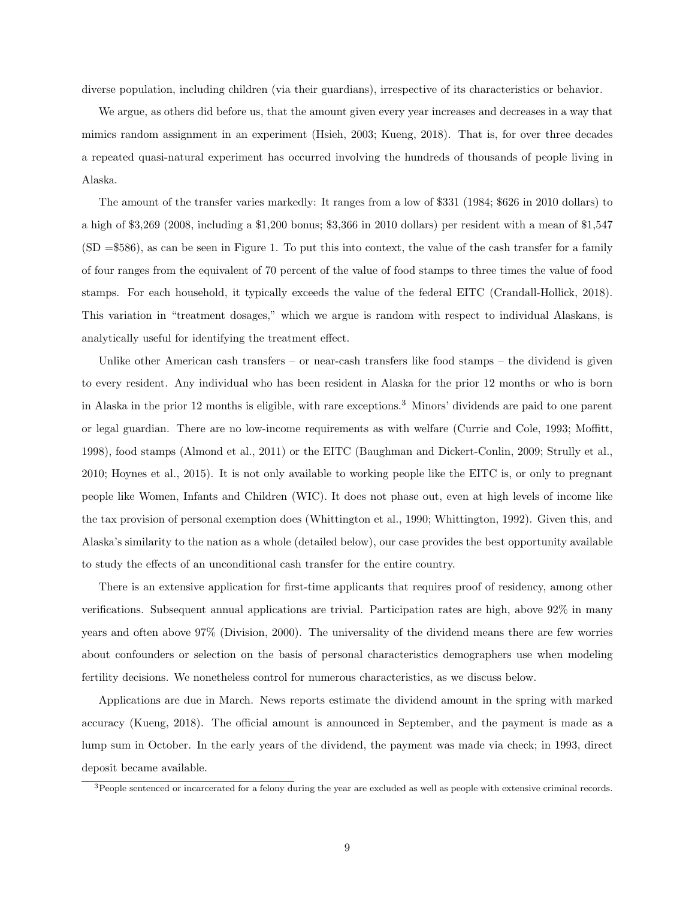diverse population, including children (via their guardians), irrespective of its characteristics or behavior.

We argue, as others did before us, that the amount given every year increases and decreases in a way that mimics random assignment in an experiment (Hsieh, 2003; Kueng, 2018). That is, for over three decades a repeated quasi-natural experiment has occurred involving the hundreds of thousands of people living in Alaska.

The amount of the transfer varies markedly: It ranges from a low of $331 (1984; $626 in 2010 dollars) to a high of $3,269 (2008, including a $1,200 bonus; $3,366 in 2010 dollars) per resident with a mean of $1,547 (SD =$586), as can be seen in Figure 1. To put this into context, the value of the cash transfer for a family of four ranges from the equivalent of 70 percent of the value of food stamps to three times the value of food stamps. For each household, it typically exceeds the value of the federal EITC (Crandall-Hollick, 2018). This variation in "treatment dosages," which we argue is random with respect to individual Alaskans, is analytically useful for identifying the treatment effect.

Unlike other American cash transfers – or near-cash transfers like food stamps – the dividend is given to every resident. Any individual who has been resident in Alaska for the prior 12 months or who is born in Alaska in the prior 12 months is eligible, with rare exceptions.[3] Minors' dividends are paid to one parent or legal guardian. There are no low-income requirements as with welfare (Currie and Cole, 1993; Moffitt, 1998), food stamps (Almond et al., 2011) or the EITC (Baughman and Dickert-Conlin, 2009; Strully et al., 2010; Hoynes et al., 2015). It is not only available to working people like the EITC is, or only to pregnant people like Women, Infants and Children (WIC). It does not phase out, even at high levels of income like the tax provision of personal exemption does (Whittington et al., 1990; Whittington, 1992). Given this, and Alaska's similarity to the nation as a whole (detailed below), our case provides the best opportunity available to study the effects of an unconditional cash transfer for the entire country.

There is an extensive application for first-time applicants that requires proof of residency, among other verifications. Subsequent annual applications are trivial. Participation rates are high, above 92% in many years and often above 97% (Division, 2000). The universality of the dividend means there are few worries about confounders or selection on the basis of personal characteristics demographers use when modeling fertility decisions. We nonetheless control for numerous characteristics, as we discuss below.

Applications are due in March. News reports estimate the dividend amount in the spring with marked accuracy (Kueng, 2018). The official amount is announced in September, and the payment is made as a lump sum in October. In the early years of the dividend, the payment was made via check; in 1993, direct deposit became available.

[3] People sentenced or incarcerated for a felony during the year are excluded as well as people with extensive criminal records.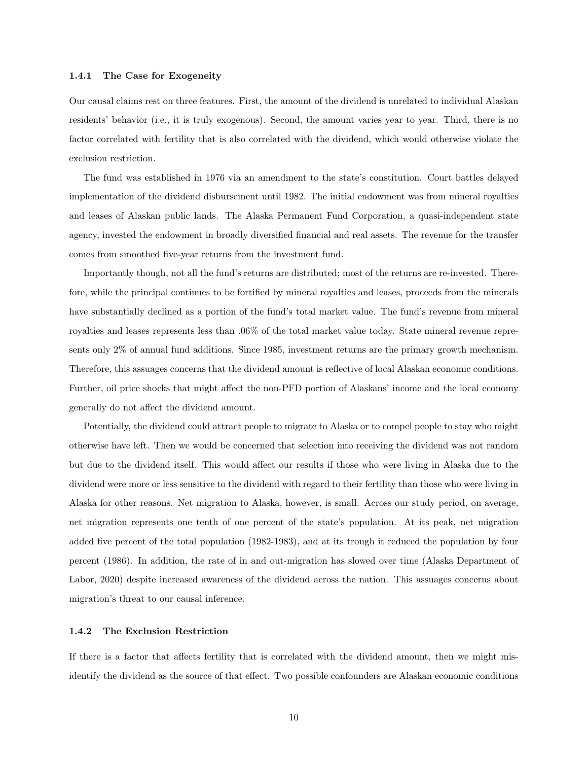### 1.4.1 The Case for Exogeneity

Our causal claims rest on three features. First, the amount of the dividend is unrelated to individual Alaskan residents' behavior (i.e., it is truly exogenous). Second, the amount varies year to year. Third, there is no factor correlated with fertility that is also correlated with the dividend, which would otherwise violate the exclusion restriction.

The fund was established in 1976 via an amendment to the state's constitution. Court battles delayed implementation of the dividend disbursement until 1982. The initial endowment was from mineral royalties and leases of Alaskan public lands. The Alaska Permanent Fund Corporation, a quasi-independent state agency, invested the endowment in broadly diversified financial and real assets. The revenue for the transfer comes from smoothed five-year returns from the investment fund.

Importantly though, not all the fund's returns are distributed; most of the returns are re-invested. Therefore, while the principal continues to be fortified by mineral royalties and leases, proceeds from the minerals have substantially declined as a portion of the fund's total market value. The fund's revenue from mineral royalties and leases represents less than .06% of the total market value today. State mineral revenue represents only 2% of annual fund additions. Since 1985, investment returns are the primary growth mechanism. Therefore, this assuages concerns that the dividend amount is reflective of local Alaskan economic conditions. Further, oil price shocks that might affect the non-PFD portion of Alaskans' income and the local economy generally do not affect the dividend amount.

Potentially, the dividend could attract people to migrate to Alaska or to compel people to stay who might otherwise have left. Then we would be concerned that selection into receiving the dividend was not random but due to the dividend itself. This would affect our results if those who were living in Alaska due to the dividend were more or less sensitive to the dividend with regard to their fertility than those who were living in Alaska for other reasons. Net migration to Alaska, however, is small. Across our study period, on average, net migration represents one tenth of one percent of the state's population. At its peak, net migration added five percent of the total population (1982-1983), and at its trough it reduced the population by four percent (1986). In addition, the rate of in and out-migration has slowed over time (Alaska Department of Labor, 2020) despite increased awareness of the dividend across the nation. This assuages concerns about migration's threat to our causal inference.

### 1.4.2 The Exclusion Restriction

If there is a factor that affects fertility that is correlated with the dividend amount, then we might misidentify the dividend as the source of that effect. Two possible confounders are Alaskan economic conditions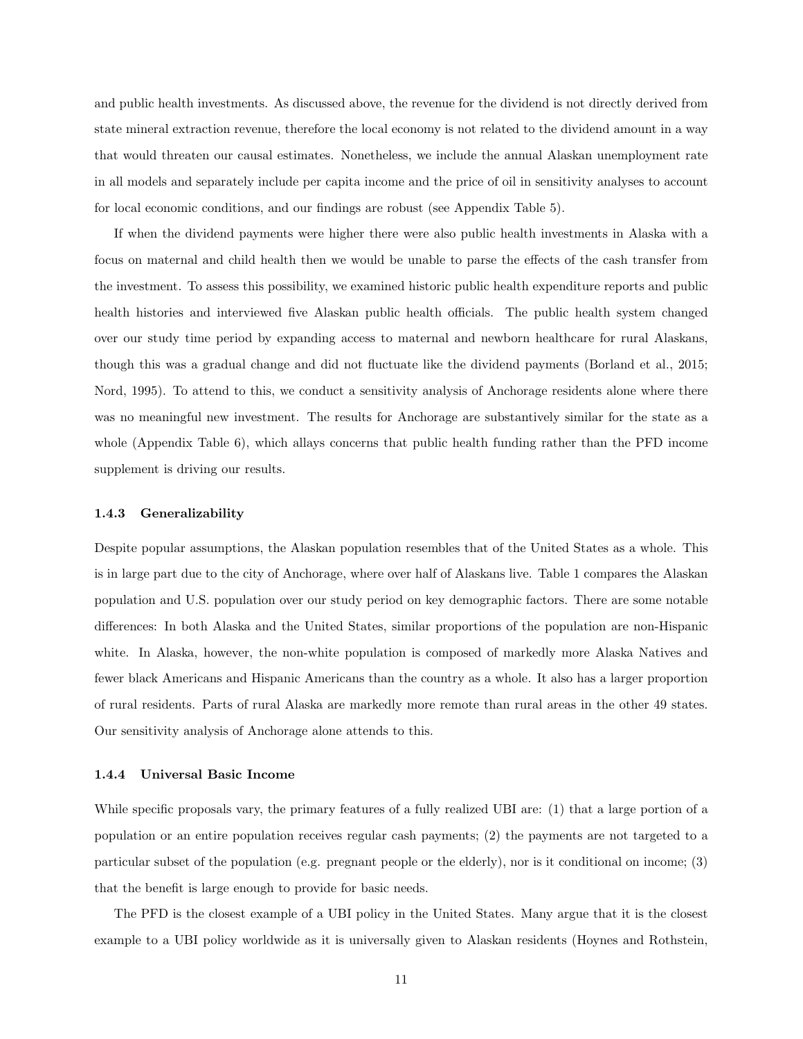and public health investments. As discussed above, the revenue for the dividend is not directly derived from state mineral extraction revenue, therefore the local economy is not related to the dividend amount in a way that would threaten our causal estimates. Nonetheless, we include the annual Alaskan unemployment rate in all models and separately include per capita income and the price of oil in sensitivity analyses to account for local economic conditions, and our findings are robust (see Appendix Table 5).

If when the dividend payments were higher there were also public health investments in Alaska with a focus on maternal and child health then we would be unable to parse the effects of the cash transfer from the investment. To assess this possibility, we examined historic public health expenditure reports and public health histories and interviewed five Alaskan public health officials. The public health system changed over our study time period by expanding access to maternal and newborn healthcare for rural Alaskans, though this was a gradual change and did not fluctuate like the dividend payments (Borland et al., 2015; Nord, 1995). To attend to this, we conduct a sensitivity analysis of Anchorage residents alone where there was no meaningful new investment. The results for Anchorage are substantively similar for the state as a whole (Appendix Table 6), which allays concerns that public health funding rather than the PFD income supplement is driving our results.

#### 1.4.3 Generalizability

Despite popular assumptions, the Alaskan population resembles that of the United States as a whole. This is in large part due to the city of Anchorage, where over half of Alaskans live. Table 1 compares the Alaskan population and U.S. population over our study period on key demographic factors. There are some notable differences: In both Alaska and the United States, similar proportions of the population are non-Hispanic white. In Alaska, however, the non-white population is composed of markedly more Alaska Natives and fewer black Americans and Hispanic Americans than the country as a whole. It also has a larger proportion of rural residents. Parts of rural Alaska are markedly more remote than rural areas in the other 49 states. Our sensitivity analysis of Anchorage alone attends to this.

#### 1.4.4 Universal Basic Income

While specific proposals vary, the primary features of a fully realized UBI are: (1) that a large portion of a population or an entire population receives regular cash payments; (2) the payments are not targeted to a particular subset of the population (e.g. pregnant people or the elderly), nor is it conditional on income; (3) that the benefit is large enough to provide for basic needs.

The PFD is the closest example of a UBI policy in the United States. Many argue that it is the closest example to a UBI policy worldwide as it is universally given to Alaskan residents (Hoynes and Rothstein,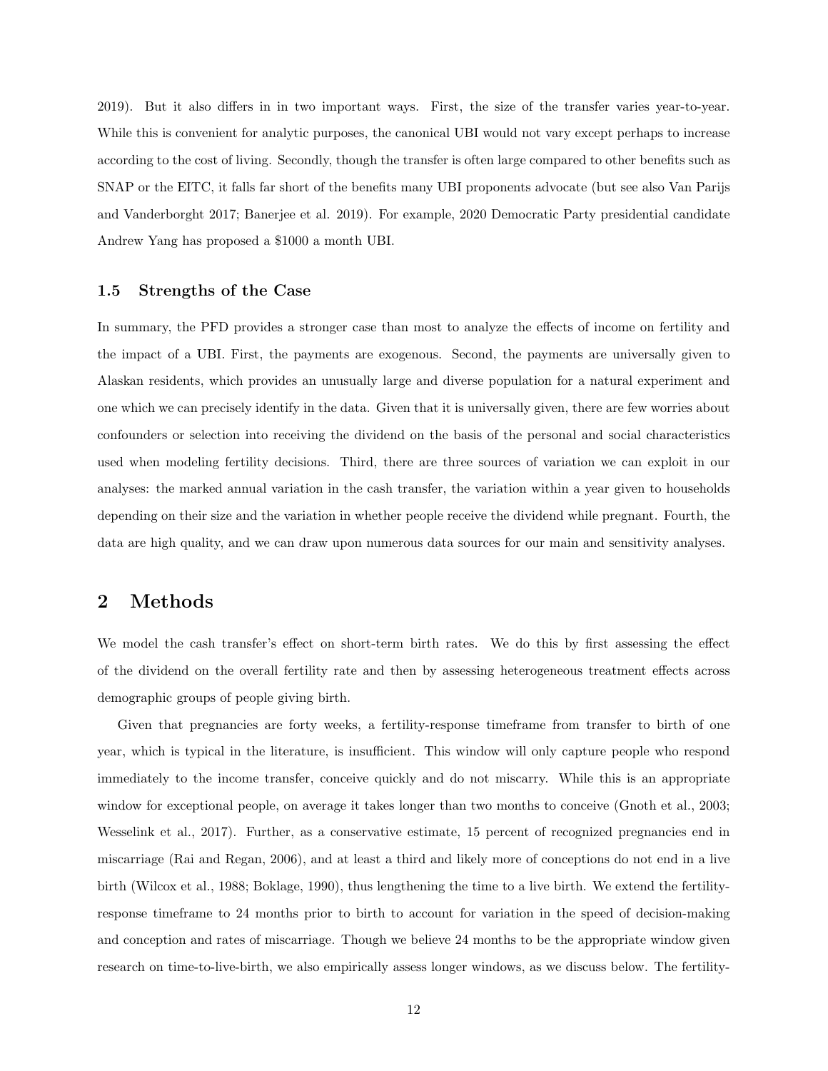2019). But it also differs in in two important ways. First, the size of the transfer varies year-to-year. While this is convenient for analytic purposes, the canonical UBI would not vary except perhaps to increase according to the cost of living. Secondly, though the transfer is often large compared to other benefits such as SNAP or the EITC, it falls far short of the benefits many UBI proponents advocate (but see also Van Parijs and Vanderborght 2017; Banerjee et al. 2019). For example, 2020 Democratic Party presidential candidate Andrew Yang has proposed a $1000 a month UBI.

### 1.5 Strengths of the Case

In summary, the PFD provides a stronger case than most to analyze the effects of income on fertility and the impact of a UBI. First, the payments are exogenous. Second, the payments are universally given to Alaskan residents, which provides an unusually large and diverse population for a natural experiment and one which we can precisely identify in the data. Given that it is universally given, there are few worries about confounders or selection into receiving the dividend on the basis of the personal and social characteristics used when modeling fertility decisions. Third, there are three sources of variation we can exploit in our analyses: the marked annual variation in the cash transfer, the variation within a year given to households depending on their size and the variation in whether people receive the dividend while pregnant. Fourth, the data are high quality, and we can draw upon numerous data sources for our main and sensitivity analyses.

## 2 Methods

We model the cash transfer's effect on short-term birth rates. We do this by first assessing the effect of the dividend on the overall fertility rate and then by assessing heterogeneous treatment effects across demographic groups of people giving birth.

Given that pregnancies are forty weeks, a fertility-response timeframe from transfer to birth of one year, which is typical in the literature, is insufficient. This window will only capture people who respond immediately to the income transfer, conceive quickly and do not miscarry. While this is an appropriate window for exceptional people, on average it takes longer than two months to conceive (Gnoth et al., 2003; Wesselink et al., 2017). Further, as a conservative estimate, 15 percent of recognized pregnancies end in miscarriage (Rai and Regan, 2006), and at least a third and likely more of conceptions do not end in a live birth (Wilcox et al., 1988; Boklage, 1990), thus lengthening the time to a live birth. We extend the fertility-response timeframe to 24 months prior to birth to account for variation in the speed of decision-making and conception and rates of miscarriage. Though we believe 24 months to be the appropriate window given research on time-to-live-birth, we also empirically assess longer windows, as we discuss below. The fertility-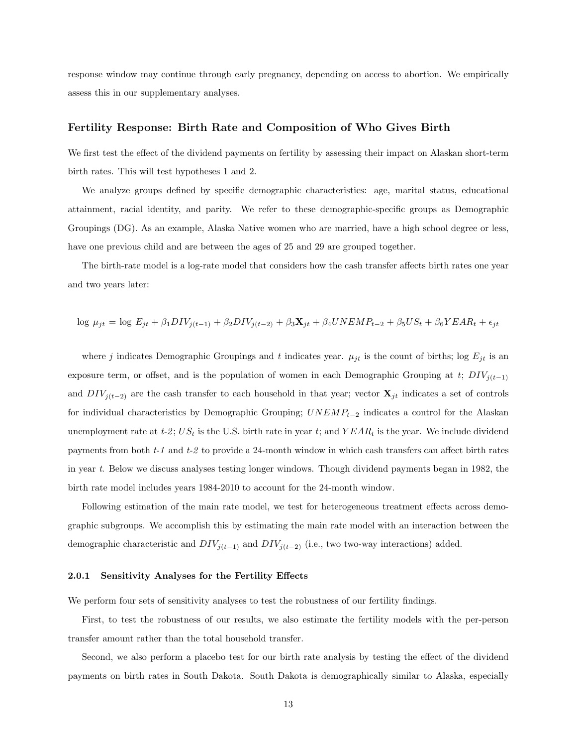response window may continue through early pregnancy, depending on access to abortion. We empirically assess this in our supplementary analyses.

## Fertility Response: Birth Rate and Composition of Who Gives Birth

We first test the effect of the dividend payments on fertility by assessing their impact on Alaskan short-term birth rates. This will test hypotheses 1 and 2.

We analyze groups defined by specific demographic characteristics: age, marital status, educational attainment, racial identity, and parity. We refer to these demographic-specific groups as Demographic Groupings (DG). As an example, Alaska Native women who are married, have a high school degree or less, have one previous child and are between the ages of 25 and 29 are grouped together.

The birth-rate model is a log-rate model that considers how the cash transfer affects birth rates one year and two years later:

$$\log\, \mu_{jt} = \log\, E_{jt} + \beta_1 DIV_{j(t-1)} + \beta_2 DIV_{j(t-2)} + \beta_3 \mathbf{X}_{jt} + \beta_4 UNEMP_{t-2} + \beta_5 US_t + \beta_6 YEAR_t + \epsilon_{jt}$$

where $j$ indicates Demographic Groupings and $t$ indicates year. $\mu_{jt}$ is the count of births; $\log\, E_{jt}$ is an exposure term, or offset, and is the population of women in each Demographic Grouping at $t$; $DIV_{j(t-1)}$ and $DIV_{j(t-2)}$ are the cash transfer to each household in that year; vector $\mathbf{X}_{jt}$ indicates a set of controls for individual characteristics by Demographic Grouping; $UNEMP_{t-2}$ indicates a control for the Alaskan unemployment rate at *t-2*; $US_t$ is the U.S. birth rate in year $t$; and $YEAR_t$ is the year. We include dividend payments from both *t-1* and *t-2* to provide a 24-month window in which cash transfers can affect birth rates in year $t$. Below we discuss analyses testing longer windows. Though dividend payments began in 1982, the birth rate model includes years 1984-2010 to account for the 24-month window.

Following estimation of the main rate model, we test for heterogeneous treatment effects across demographic subgroups. We accomplish this by estimating the main rate model with an interaction between the demographic characteristic and $DIV_{j(t-1)}$ and $DIV_{j(t-2)}$ (i.e., two two-way interactions) added.

### 2.0.1 Sensitivity Analyses for the Fertility Effects

We perform four sets of sensitivity analyses to test the robustness of our fertility findings.

First, to test the robustness of our results, we also estimate the fertility models with the per-person transfer amount rather than the total household transfer.

Second, we also perform a placebo test for our birth rate analysis by testing the effect of the dividend payments on birth rates in South Dakota. South Dakota is demographically similar to Alaska, especially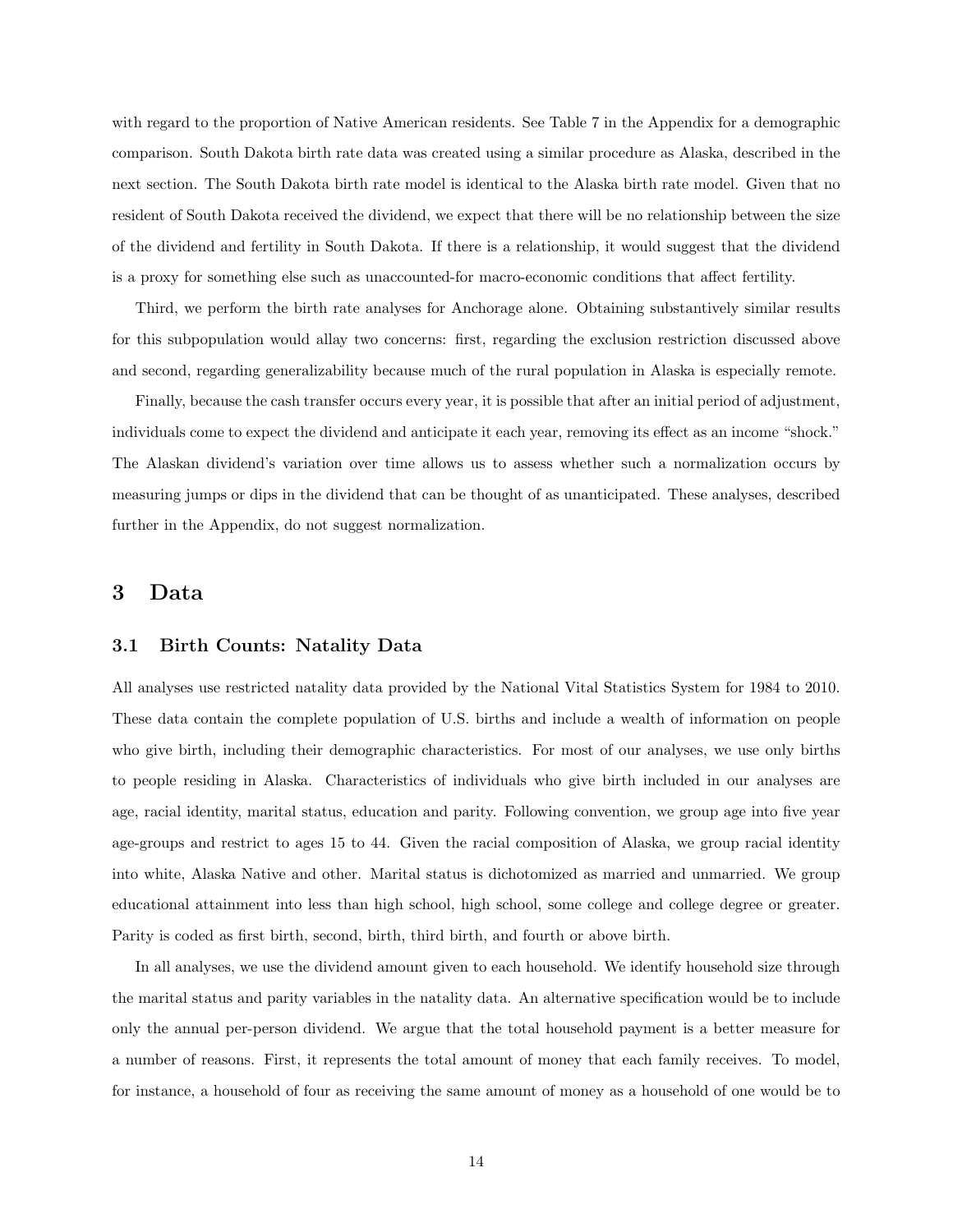with regard to the proportion of Native American residents. See Table 7 in the Appendix for a demographic comparison. South Dakota birth rate data was created using a similar procedure as Alaska, described in the next section. The South Dakota birth rate model is identical to the Alaska birth rate model. Given that no resident of South Dakota received the dividend, we expect that there will be no relationship between the size of the dividend and fertility in South Dakota. If there is a relationship, it would suggest that the dividend is a proxy for something else such as unaccounted-for macro-economic conditions that affect fertility.

Third, we perform the birth rate analyses for Anchorage alone. Obtaining substantively similar results for this subpopulation would allay two concerns: first, regarding the exclusion restriction discussed above and second, regarding generalizability because much of the rural population in Alaska is especially remote.

Finally, because the cash transfer occurs every year, it is possible that after an initial period of adjustment, individuals come to expect the dividend and anticipate it each year, removing its effect as an income "shock." The Alaskan dividend's variation over time allows us to assess whether such a normalization occurs by measuring jumps or dips in the dividend that can be thought of as unanticipated. These analyses, described further in the Appendix, do not suggest normalization.

# 3 Data

## 3.1 Birth Counts: Natality Data

All analyses use restricted natality data provided by the National Vital Statistics System for 1984 to 2010. These data contain the complete population of U.S. births and include a wealth of information on people who give birth, including their demographic characteristics. For most of our analyses, we use only births to people residing in Alaska. Characteristics of individuals who give birth included in our analyses are age, racial identity, marital status, education and parity. Following convention, we group age into five year age-groups and restrict to ages 15 to 44. Given the racial composition of Alaska, we group racial identity into white, Alaska Native and other. Marital status is dichotomized as married and unmarried. We group educational attainment into less than high school, high school, some college and college degree or greater. Parity is coded as first birth, second, birth, third birth, and fourth or above birth.

In all analyses, we use the dividend amount given to each household. We identify household size through the marital status and parity variables in the natality data. An alternative specification would be to include only the annual per-person dividend. We argue that the total household payment is a better measure for a number of reasons. First, it represents the total amount of money that each family receives. To model, for instance, a household of four as receiving the same amount of money as a household of one would be to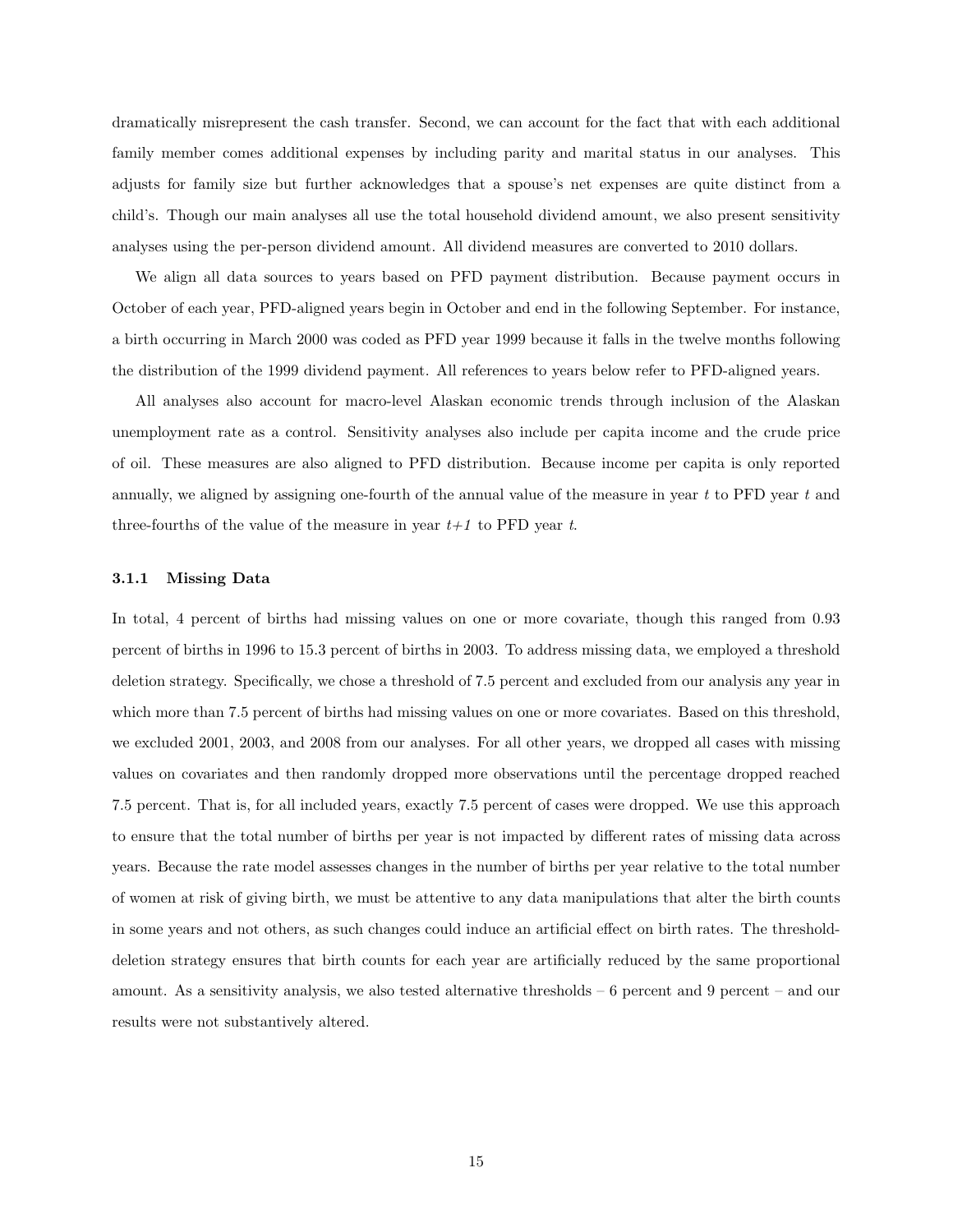dramatically misrepresent the cash transfer. Second, we can account for the fact that with each additional family member comes additional expenses by including parity and marital status in our analyses. This adjusts for family size but further acknowledges that a spouse's net expenses are quite distinct from a child's. Though our main analyses all use the total household dividend amount, we also present sensitivity analyses using the per-person dividend amount. All dividend measures are converted to 2010 dollars.

We align all data sources to years based on PFD payment distribution. Because payment occurs in October of each year, PFD-aligned years begin in October and end in the following September. For instance, a birth occurring in March 2000 was coded as PFD year 1999 because it falls in the twelve months following the distribution of the 1999 dividend payment. All references to years below refer to PFD-aligned years.

All analyses also account for macro-level Alaskan economic trends through inclusion of the Alaskan unemployment rate as a control. Sensitivity analyses also include per capita income and the crude price of oil. These measures are also aligned to PFD distribution. Because income per capita is only reported annually, we aligned by assigning one-fourth of the annual value of the measure in year $t$ to PFD year $t$ and three-fourths of the value of the measure in year $t+1$ to PFD year $t$.

### 3.1.1 Missing Data

In total, 4 percent of births had missing values on one or more covariate, though this ranged from 0.93 percent of births in 1996 to 15.3 percent of births in 2003. To address missing data, we employed a threshold deletion strategy. Specifically, we chose a threshold of 7.5 percent and excluded from our analysis any year in which more than 7.5 percent of births had missing values on one or more covariates. Based on this threshold, we excluded 2001, 2003, and 2008 from our analyses. For all other years, we dropped all cases with missing values on covariates and then randomly dropped more observations until the percentage dropped reached 7.5 percent. That is, for all included years, exactly 7.5 percent of cases were dropped. We use this approach to ensure that the total number of births per year is not impacted by different rates of missing data across years. Because the rate model assesses changes in the number of births per year relative to the total number of women at risk of giving birth, we must be attentive to any data manipulations that alter the birth counts in some years and not others, as such changes could induce an artificial effect on birth rates. The threshold-deletion strategy ensures that birth counts for each year are artificially reduced by the same proportional amount. As a sensitivity analysis, we also tested alternative thresholds – 6 percent and 9 percent – and our results were not substantively altered.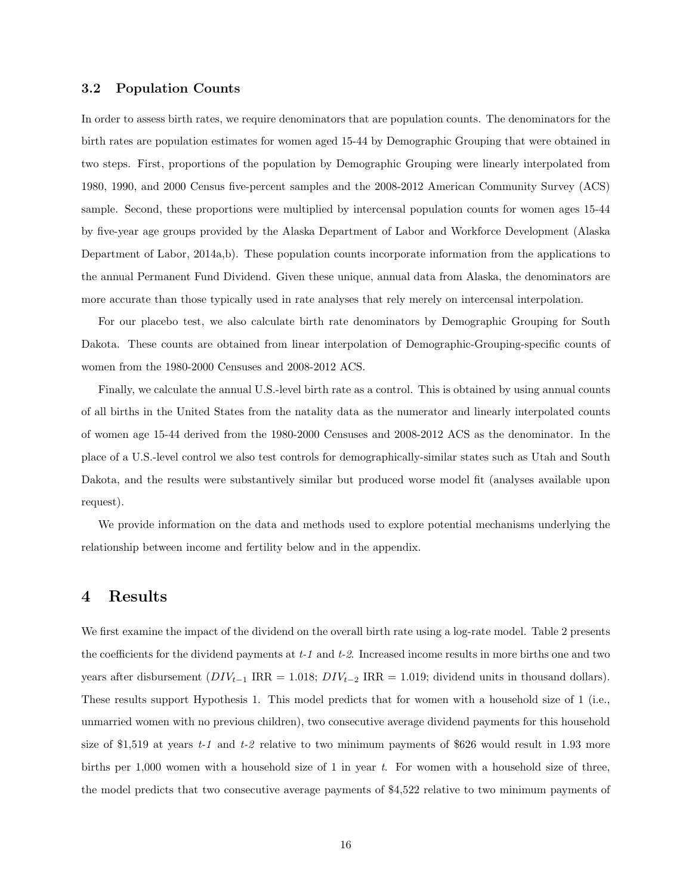### 3.2 Population Counts

In order to assess birth rates, we require denominators that are population counts. The denominators for the birth rates are population estimates for women aged 15-44 by Demographic Grouping that were obtained in two steps. First, proportions of the population by Demographic Grouping were linearly interpolated from 1980, 1990, and 2000 Census five-percent samples and the 2008-2012 American Community Survey (ACS) sample. Second, these proportions were multiplied by intercensal population counts for women ages 15-44 by five-year age groups provided by the Alaska Department of Labor and Workforce Development (Alaska Department of Labor, 2014a,b). These population counts incorporate information from the applications to the annual Permanent Fund Dividend. Given these unique, annual data from Alaska, the denominators are more accurate than those typically used in rate analyses that rely merely on intercensal interpolation.

For our placebo test, we also calculate birth rate denominators by Demographic Grouping for South Dakota. These counts are obtained from linear interpolation of Demographic-Grouping-specific counts of women from the 1980-2000 Censuses and 2008-2012 ACS.

Finally, we calculate the annual U.S.-level birth rate as a control. This is obtained by using annual counts of all births in the United States from the natality data as the numerator and linearly interpolated counts of women age 15-44 derived from the 1980-2000 Censuses and 2008-2012 ACS as the denominator. In the place of a U.S.-level control we also test controls for demographically-similar states such as Utah and South Dakota, and the results were substantively similar but produced worse model fit (analyses available upon request).

We provide information on the data and methods used to explore potential mechanisms underlying the relationship between income and fertility below and in the appendix.

## 4 Results

We first examine the impact of the dividend on the overall birth rate using a log-rate model. Table 2 presents the coefficients for the dividend payments at *t-1* and *t-2*. Increased income results in more births one and two years after disbursement ($DIV_{t-1}$ IRR = 1.018; $DIV_{t-2}$ IRR = 1.019; dividend units in thousand dollars). These results support Hypothesis 1. This model predicts that for women with a household size of 1 (i.e., unmarried women with no previous children), two consecutive average dividend payments for this household size of $1,519 at years *t-1* and *t-2* relative to two minimum payments of $626 would result in 1.93 more births per 1,000 women with a household size of 1 in year *t*. For women with a household size of three, the model predicts that two consecutive average payments of $4,522 relative to two minimum payments of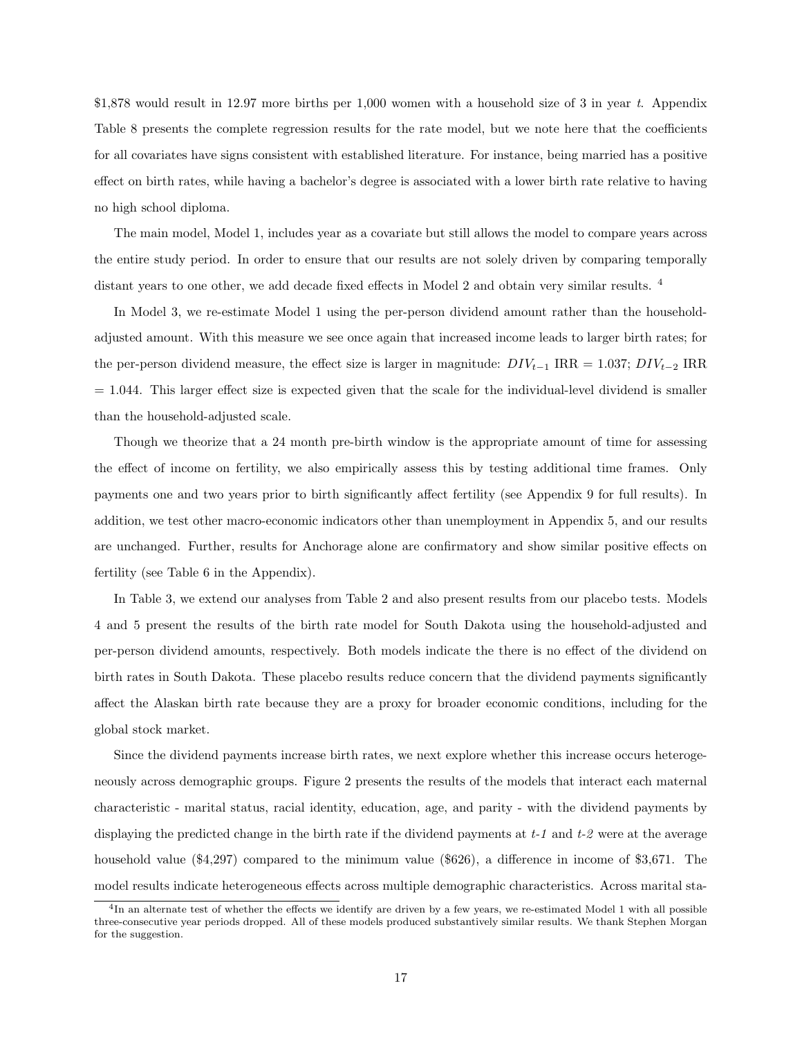$1,878 would result in 12.97 more births per 1,000 women with a household size of 3 in year *t*. Appendix Table 8 presents the complete regression results for the rate model, but we note here that the coefficients for all covariates have signs consistent with established literature. For instance, being married has a positive effect on birth rates, while having a bachelor's degree is associated with a lower birth rate relative to having no high school diploma.

The main model, Model 1, includes year as a covariate but still allows the model to compare years across the entire study period. In order to ensure that our results are not solely driven by comparing temporally distant years to one other, we add decade fixed effects in Model 2 and obtain very similar results. [4]

In Model 3, we re-estimate Model 1 using the per-person dividend amount rather than the household-adjusted amount. With this measure we see once again that increased income leads to larger birth rates; for the per-person dividend measure, the effect size is larger in magnitude: $DIV_{t-1}$ IRR = 1.037; $DIV_{t-2}$ IRR = 1.044. This larger effect size is expected given that the scale for the individual-level dividend is smaller than the household-adjusted scale.

Though we theorize that a 24 month pre-birth window is the appropriate amount of time for assessing the effect of income on fertility, we also empirically assess this by testing additional time frames. Only payments one and two years prior to birth significantly affect fertility (see Appendix 9 for full results). In addition, we test other macro-economic indicators other than unemployment in Appendix 5, and our results are unchanged. Further, results for Anchorage alone are confirmatory and show similar positive effects on fertility (see Table 6 in the Appendix).

In Table 3, we extend our analyses from Table 2 and also present results from our placebo tests. Models 4 and 5 present the results of the birth rate model for South Dakota using the household-adjusted and per-person dividend amounts, respectively. Both models indicate the there is no effect of the dividend on birth rates in South Dakota. These placebo results reduce concern that the dividend payments significantly affect the Alaskan birth rate because they are a proxy for broader economic conditions, including for the global stock market.

Since the dividend payments increase birth rates, we next explore whether this increase occurs heterogeneously across demographic groups. Figure 2 presents the results of the models that interact each maternal characteristic - marital status, racial identity, education, age, and parity - with the dividend payments by displaying the predicted change in the birth rate if the dividend payments at *t-1* and *t-2* were at the average household value ($4,297) compared to the minimum value ($626), a difference in income of $3,671. The model results indicate heterogeneous effects across multiple demographic characteristics. Across marital sta-

[4] In an alternate test of whether the effects we identify are driven by a few years, we re-estimated Model 1 with all possible three-consecutive year periods dropped. All of these models produced substantively similar results. We thank Stephen Morgan for the suggestion.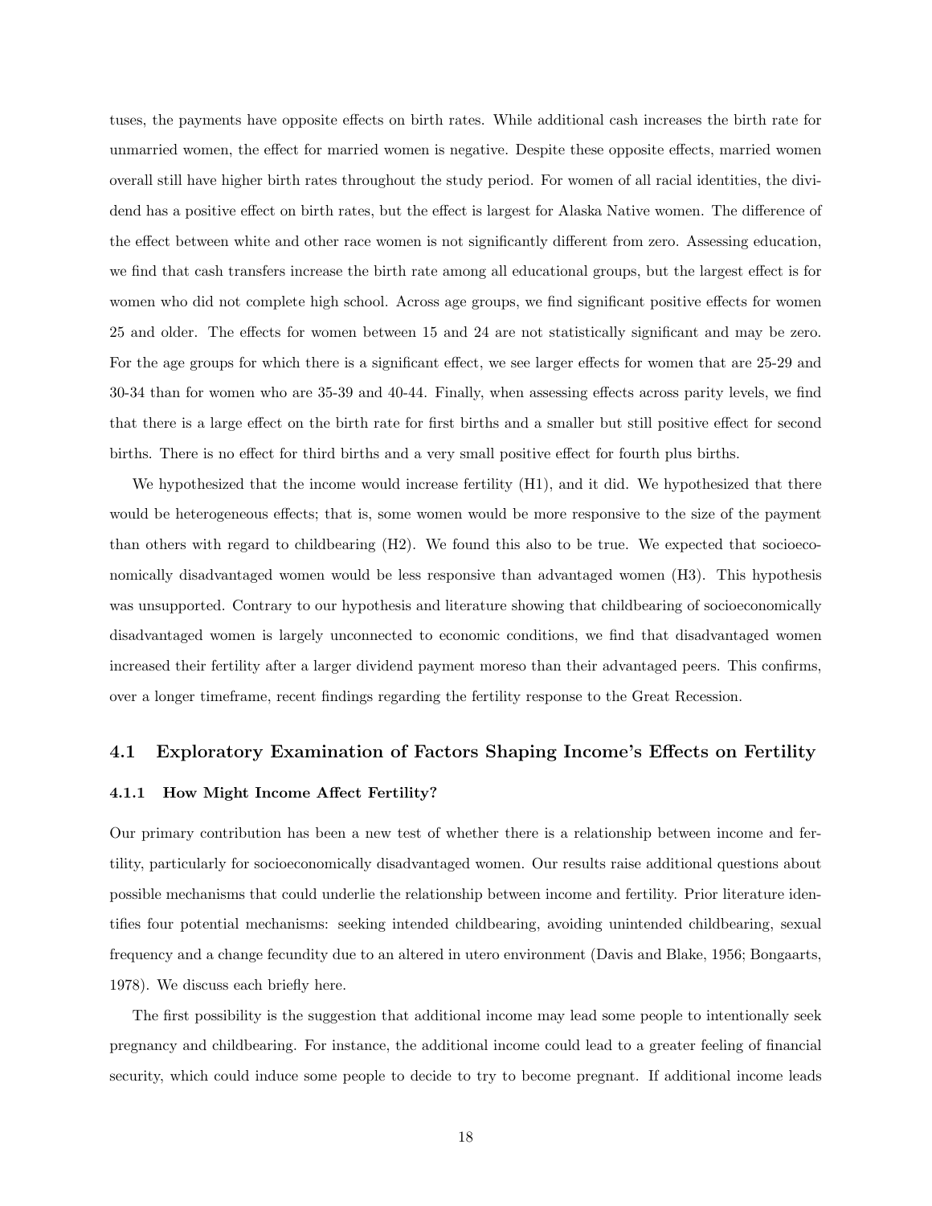tuses, the payments have opposite effects on birth rates. While additional cash increases the birth rate for unmarried women, the effect for married women is negative. Despite these opposite effects, married women overall still have higher birth rates throughout the study period. For women of all racial identities, the dividend has a positive effect on birth rates, but the effect is largest for Alaska Native women. The difference of the effect between white and other race women is not significantly different from zero. Assessing education, we find that cash transfers increase the birth rate among all educational groups, but the largest effect is for women who did not complete high school. Across age groups, we find significant positive effects for women 25 and older. The effects for women between 15 and 24 are not statistically significant and may be zero. For the age groups for which there is a significant effect, we see larger effects for women that are 25-29 and 30-34 than for women who are 35-39 and 40-44. Finally, when assessing effects across parity levels, we find that there is a large effect on the birth rate for first births and a smaller but still positive effect for second births. There is no effect for third births and a very small positive effect for fourth plus births.

We hypothesized that the income would increase fertility (H1), and it did. We hypothesized that there would be heterogeneous effects; that is, some women would be more responsive to the size of the payment than others with regard to childbearing (H2). We found this also to be true. We expected that socioeconomically disadvantaged women would be less responsive than advantaged women (H3). This hypothesis was unsupported. Contrary to our hypothesis and literature showing that childbearing of socioeconomically disadvantaged women is largely unconnected to economic conditions, we find that disadvantaged women increased their fertility after a larger dividend payment moreso than their advantaged peers. This confirms, over a longer timeframe, recent findings regarding the fertility response to the Great Recession.

## 4.1 Exploratory Examination of Factors Shaping Income's Effects on Fertility

### 4.1.1 How Might Income Affect Fertility?

Our primary contribution has been a new test of whether there is a relationship between income and fertility, particularly for socioeconomically disadvantaged women. Our results raise additional questions about possible mechanisms that could underlie the relationship between income and fertility. Prior literature identifies four potential mechanisms: seeking intended childbearing, avoiding unintended childbearing, sexual frequency and a change fecundity due to an altered in utero environment (Davis and Blake, 1956; Bongaarts, 1978). We discuss each briefly here.

The first possibility is the suggestion that additional income may lead some people to intentionally seek pregnancy and childbearing. For instance, the additional income could lead to a greater feeling of financial security, which could induce some people to decide to try to become pregnant. If additional income leads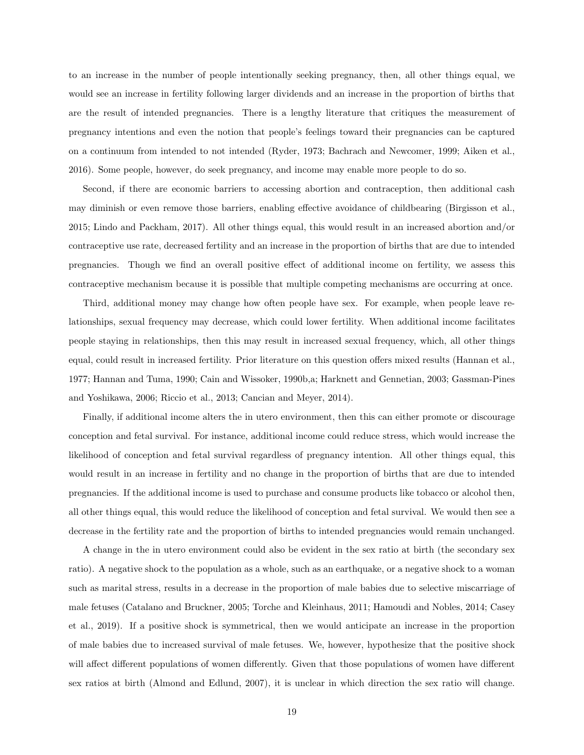to an increase in the number of people intentionally seeking pregnancy, then, all other things equal, we would see an increase in fertility following larger dividends and an increase in the proportion of births that are the result of intended pregnancies. There is a lengthy literature that critiques the measurement of pregnancy intentions and even the notion that people's feelings toward their pregnancies can be captured on a continuum from intended to not intended (Ryder, 1973; Bachrach and Newcomer, 1999; Aiken et al., 2016). Some people, however, do seek pregnancy, and income may enable more people to do so.

Second, if there are economic barriers to accessing abortion and contraception, then additional cash may diminish or even remove those barriers, enabling effective avoidance of childbearing (Birgisson et al., 2015; Lindo and Packham, 2017). All other things equal, this would result in an increased abortion and/or contraceptive use rate, decreased fertility and an increase in the proportion of births that are due to intended pregnancies. Though we find an overall positive effect of additional income on fertility, we assess this contraceptive mechanism because it is possible that multiple competing mechanisms are occurring at once.

Third, additional money may change how often people have sex. For example, when people leave relationships, sexual frequency may decrease, which could lower fertility. When additional income facilitates people staying in relationships, then this may result in increased sexual frequency, which, all other things equal, could result in increased fertility. Prior literature on this question offers mixed results (Hannan et al., 1977; Hannan and Tuma, 1990; Cain and Wissoker, 1990b,a; Harknett and Gennetian, 2003; Gassman-Pines and Yoshikawa, 2006; Riccio et al., 2013; Cancian and Meyer, 2014).

Finally, if additional income alters the in utero environment, then this can either promote or discourage conception and fetal survival. For instance, additional income could reduce stress, which would increase the likelihood of conception and fetal survival regardless of pregnancy intention. All other things equal, this would result in an increase in fertility and no change in the proportion of births that are due to intended pregnancies. If the additional income is used to purchase and consume products like tobacco or alcohol then, all other things equal, this would reduce the likelihood of conception and fetal survival. We would then see a decrease in the fertility rate and the proportion of births to intended pregnancies would remain unchanged.

A change in the in utero environment could also be evident in the sex ratio at birth (the secondary sex ratio). A negative shock to the population as a whole, such as an earthquake, or a negative shock to a woman such as marital stress, results in a decrease in the proportion of male babies due to selective miscarriage of male fetuses (Catalano and Bruckner, 2005; Torche and Kleinhaus, 2011; Hamoudi and Nobles, 2014; Casey et al., 2019). If a positive shock is symmetrical, then we would anticipate an increase in the proportion of male babies due to increased survival of male fetuses. We, however, hypothesize that the positive shock will affect different populations of women differently. Given that those populations of women have different sex ratios at birth (Almond and Edlund, 2007), it is unclear in which direction the sex ratio will change.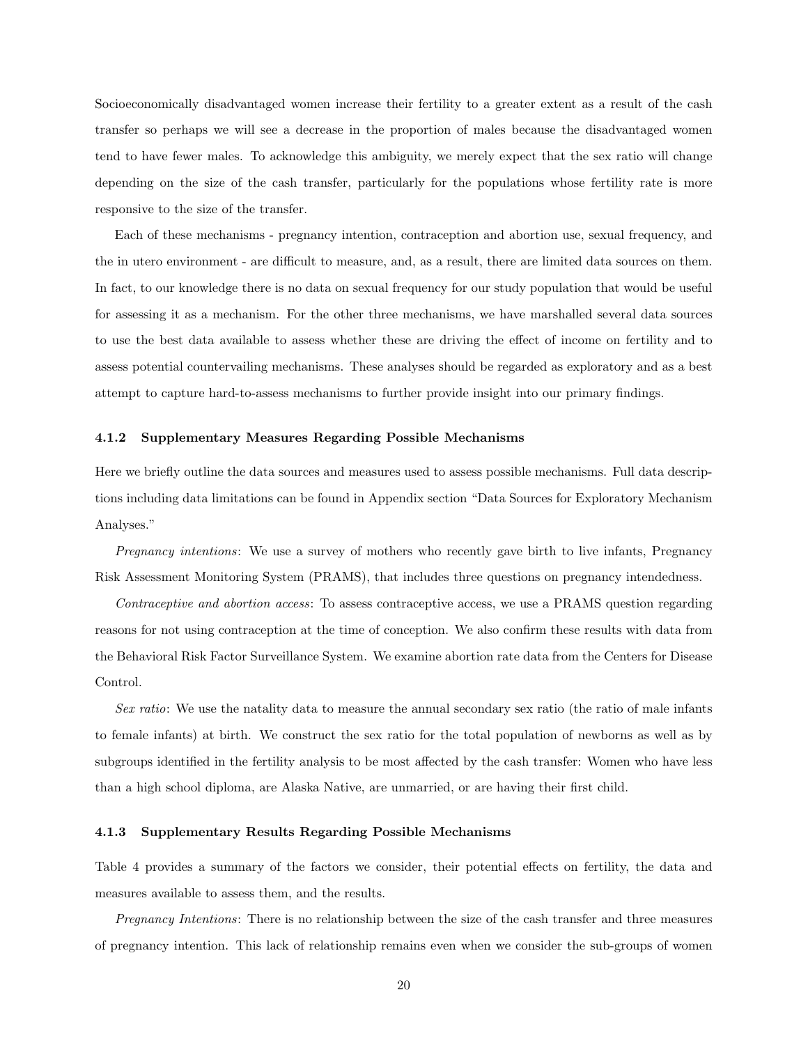Socioeconomically disadvantaged women increase their fertility to a greater extent as a result of the cash transfer so perhaps we will see a decrease in the proportion of males because the disadvantaged women tend to have fewer males. To acknowledge this ambiguity, we merely expect that the sex ratio will change depending on the size of the cash transfer, particularly for the populations whose fertility rate is more responsive to the size of the transfer.

Each of these mechanisms - pregnancy intention, contraception and abortion use, sexual frequency, and the in utero environment - are difficult to measure, and, as a result, there are limited data sources on them. In fact, to our knowledge there is no data on sexual frequency for our study population that would be useful for assessing it as a mechanism. For the other three mechanisms, we have marshalled several data sources to use the best data available to assess whether these are driving the effect of income on fertility and to assess potential countervailing mechanisms. These analyses should be regarded as exploratory and as a best attempt to capture hard-to-assess mechanisms to further provide insight into our primary findings.

#### 4.1.2 Supplementary Measures Regarding Possible Mechanisms

Here we briefly outline the data sources and measures used to assess possible mechanisms. Full data descriptions including data limitations can be found in Appendix section "Data Sources for Exploratory Mechanism Analyses."

*Pregnancy intentions*: We use a survey of mothers who recently gave birth to live infants, Pregnancy Risk Assessment Monitoring System (PRAMS), that includes three questions on pregnancy intendedness.

*Contraceptive and abortion access*: To assess contraceptive access, we use a PRAMS question regarding reasons for not using contraception at the time of conception. We also confirm these results with data from the Behavioral Risk Factor Surveillance System. We examine abortion rate data from the Centers for Disease Control.

*Sex ratio*: We use the natality data to measure the annual secondary sex ratio (the ratio of male infants to female infants) at birth. We construct the sex ratio for the total population of newborns as well as by subgroups identified in the fertility analysis to be most affected by the cash transfer: Women who have less than a high school diploma, are Alaska Native, are unmarried, or are having their first child.

#### 4.1.3 Supplementary Results Regarding Possible Mechanisms

Table 4 provides a summary of the factors we consider, their potential effects on fertility, the data and measures available to assess them, and the results.

*Pregnancy Intentions*: There is no relationship between the size of the cash transfer and three measures of pregnancy intention. This lack of relationship remains even when we consider the sub-groups of women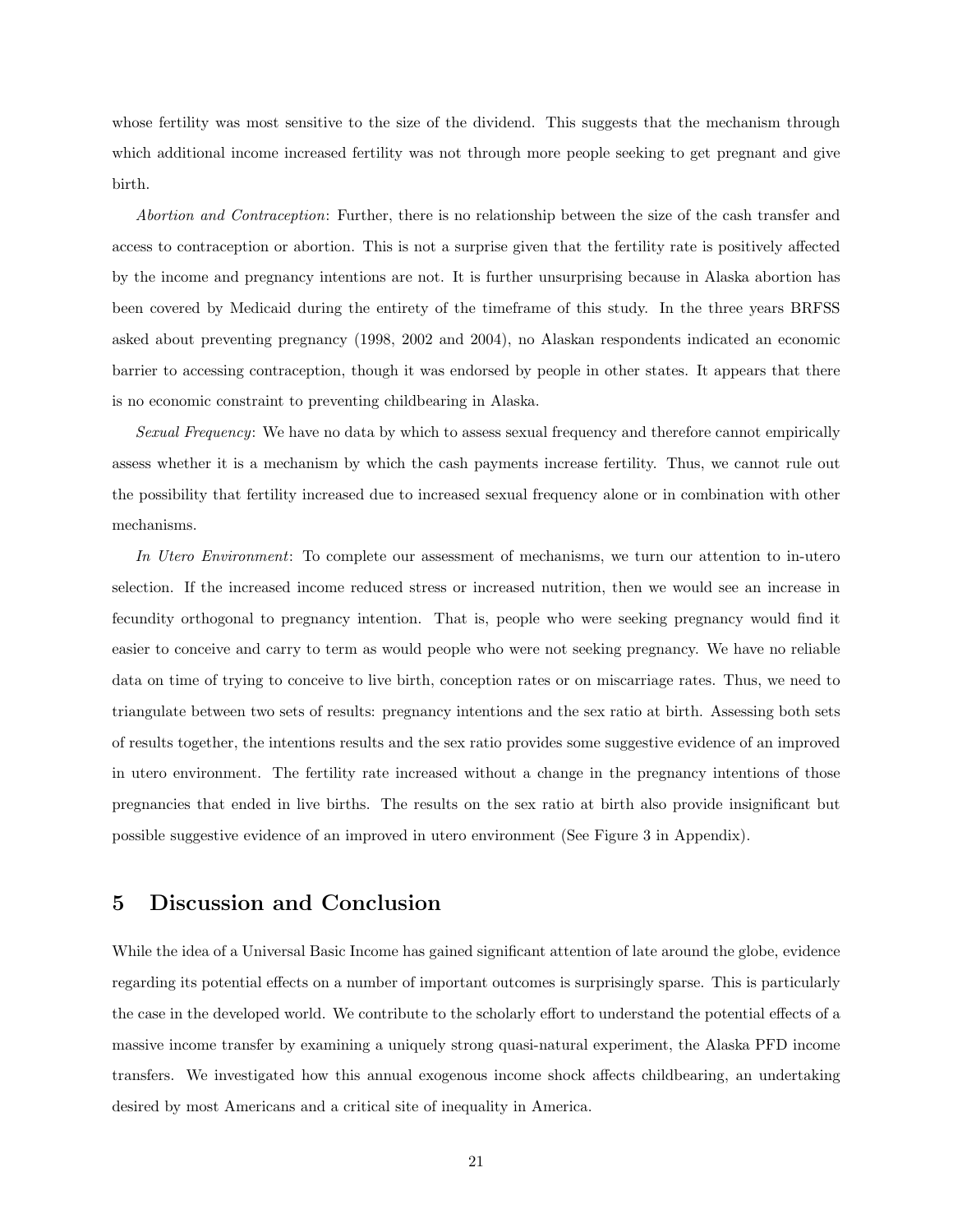whose fertility was most sensitive to the size of the dividend. This suggests that the mechanism through which additional income increased fertility was not through more people seeking to get pregnant and give birth.

*Abortion and Contraception*: Further, there is no relationship between the size of the cash transfer and access to contraception or abortion. This is not a surprise given that the fertility rate is positively affected by the income and pregnancy intentions are not. It is further unsurprising because in Alaska abortion has been covered by Medicaid during the entirety of the timeframe of this study. In the three years BRFSS asked about preventing pregnancy (1998, 2002 and 2004), no Alaskan respondents indicated an economic barrier to accessing contraception, though it was endorsed by people in other states. It appears that there is no economic constraint to preventing childbearing in Alaska.

*Sexual Frequency*: We have no data by which to assess sexual frequency and therefore cannot empirically assess whether it is a mechanism by which the cash payments increase fertility. Thus, we cannot rule out the possibility that fertility increased due to increased sexual frequency alone or in combination with other mechanisms.

*In Utero Environment*: To complete our assessment of mechanisms, we turn our attention to in-utero selection. If the increased income reduced stress or increased nutrition, then we would see an increase in fecundity orthogonal to pregnancy intention. That is, people who were seeking pregnancy would find it easier to conceive and carry to term as would people who were not seeking pregnancy. We have no reliable data on time of trying to conceive to live birth, conception rates or on miscarriage rates. Thus, we need to triangulate between two sets of results: pregnancy intentions and the sex ratio at birth. Assessing both sets of results together, the intentions results and the sex ratio provides some suggestive evidence of an improved in utero environment. The fertility rate increased without a change in the pregnancy intentions of those pregnancies that ended in live births. The results on the sex ratio at birth also provide insignificant but possible suggestive evidence of an improved in utero environment (See Figure 3 in Appendix).

# 5 Discussion and Conclusion

While the idea of a Universal Basic Income has gained significant attention of late around the globe, evidence regarding its potential effects on a number of important outcomes is surprisingly sparse. This is particularly the case in the developed world. We contribute to the scholarly effort to understand the potential effects of a massive income transfer by examining a uniquely strong quasi-natural experiment, the Alaska PFD income transfers. We investigated how this annual exogenous income shock affects childbearing, an undertaking desired by most Americans and a critical site of inequality in America.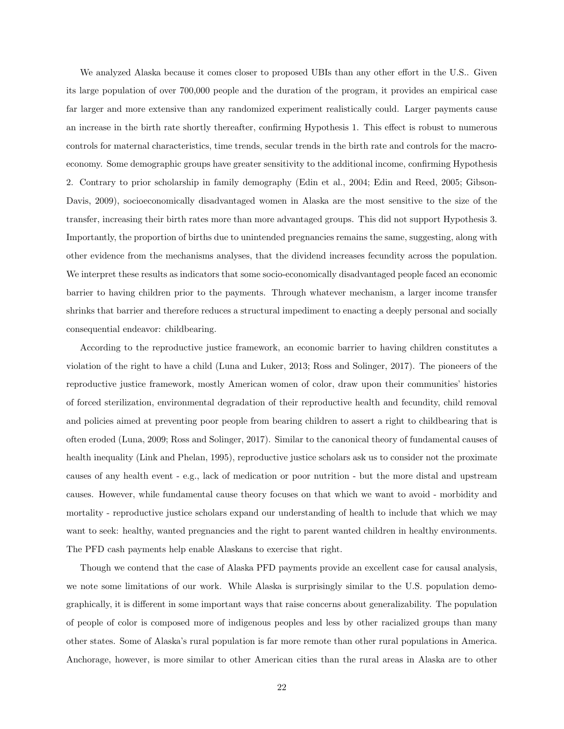We analyzed Alaska because it comes closer to proposed UBIs than any other effort in the U.S.. Given its large population of over 700,000 people and the duration of the program, it provides an empirical case far larger and more extensive than any randomized experiment realistically could. Larger payments cause an increase in the birth rate shortly thereafter, confirming Hypothesis 1. This effect is robust to numerous controls for maternal characteristics, time trends, secular trends in the birth rate and controls for the macroeconomy. Some demographic groups have greater sensitivity to the additional income, confirming Hypothesis 2. Contrary to prior scholarship in family demography (Edin et al., 2004; Edin and Reed, 2005; Gibson-Davis, 2009), socioeconomically disadvantaged women in Alaska are the most sensitive to the size of the transfer, increasing their birth rates more than more advantaged groups. This did not support Hypothesis 3. Importantly, the proportion of births due to unintended pregnancies remains the same, suggesting, along with other evidence from the mechanisms analyses, that the dividend increases fecundity across the population. We interpret these results as indicators that some socio-economically disadvantaged people faced an economic barrier to having children prior to the payments. Through whatever mechanism, a larger income transfer shrinks that barrier and therefore reduces a structural impediment to enacting a deeply personal and socially consequential endeavor: childbearing.

According to the reproductive justice framework, an economic barrier to having children constitutes a violation of the right to have a child (Luna and Luker, 2013; Ross and Solinger, 2017). The pioneers of the reproductive justice framework, mostly American women of color, draw upon their communities' histories of forced sterilization, environmental degradation of their reproductive health and fecundity, child removal and policies aimed at preventing poor people from bearing children to assert a right to childbearing that is often eroded (Luna, 2009; Ross and Solinger, 2017). Similar to the canonical theory of fundamental causes of health inequality (Link and Phelan, 1995), reproductive justice scholars ask us to consider not the proximate causes of any health event - e.g., lack of medication or poor nutrition - but the more distal and upstream causes. However, while fundamental cause theory focuses on that which we want to avoid - morbidity and mortality - reproductive justice scholars expand our understanding of health to include that which we may want to seek: healthy, wanted pregnancies and the right to parent wanted children in healthy environments. The PFD cash payments help enable Alaskans to exercise that right.

Though we contend that the case of Alaska PFD payments provide an excellent case for causal analysis, we note some limitations of our work. While Alaska is surprisingly similar to the U.S. population demographically, it is different in some important ways that raise concerns about generalizability. The population of people of color is composed more of indigenous peoples and less by other racialized groups than many other states. Some of Alaska's rural population is far more remote than other rural populations in America. Anchorage, however, is more similar to other American cities than the rural areas in Alaska are to other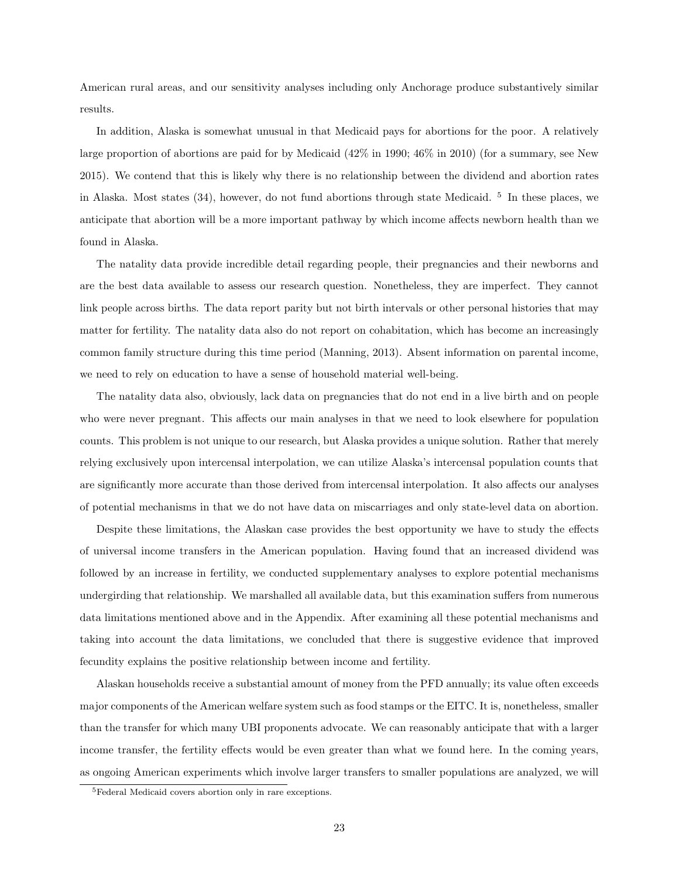American rural areas, and our sensitivity analyses including only Anchorage produce substantively similar results.

In addition, Alaska is somewhat unusual in that Medicaid pays for abortions for the poor. A relatively large proportion of abortions are paid for by Medicaid (42% in 1990; 46% in 2010) (for a summary, see New 2015). We contend that this is likely why there is no relationship between the dividend and abortion rates in Alaska. Most states (34), however, do not fund abortions through state Medicaid. [5] In these places, we anticipate that abortion will be a more important pathway by which income affects newborn health than we found in Alaska.

The natality data provide incredible detail regarding people, their pregnancies and their newborns and are the best data available to assess our research question. Nonetheless, they are imperfect. They cannot link people across births. The data report parity but not birth intervals or other personal histories that may matter for fertility. The natality data also do not report on cohabitation, which has become an increasingly common family structure during this time period (Manning, 2013). Absent information on parental income, we need to rely on education to have a sense of household material well-being.

The natality data also, obviously, lack data on pregnancies that do not end in a live birth and on people who were never pregnant. This affects our main analyses in that we need to look elsewhere for population counts. This problem is not unique to our research, but Alaska provides a unique solution. Rather that merely relying exclusively upon intercensal interpolation, we can utilize Alaska's intercensal population counts that are significantly more accurate than those derived from intercensal interpolation. It also affects our analyses of potential mechanisms in that we do not have data on miscarriages and only state-level data on abortion.

Despite these limitations, the Alaskan case provides the best opportunity we have to study the effects of universal income transfers in the American population. Having found that an increased dividend was followed by an increase in fertility, we conducted supplementary analyses to explore potential mechanisms undergirding that relationship. We marshalled all available data, but this examination suffers from numerous data limitations mentioned above and in the Appendix. After examining all these potential mechanisms and taking into account the data limitations, we concluded that there is suggestive evidence that improved fecundity explains the positive relationship between income and fertility.

Alaskan households receive a substantial amount of money from the PFD annually; its value often exceeds major components of the American welfare system such as food stamps or the EITC. It is, nonetheless, smaller than the transfer for which many UBI proponents advocate. We can reasonably anticipate that with a larger income transfer, the fertility effects would be even greater than what we found here. In the coming years, as ongoing American experiments which involve larger transfers to smaller populations are analyzed, we will

[5] Federal Medicaid covers abortion only in rare exceptions.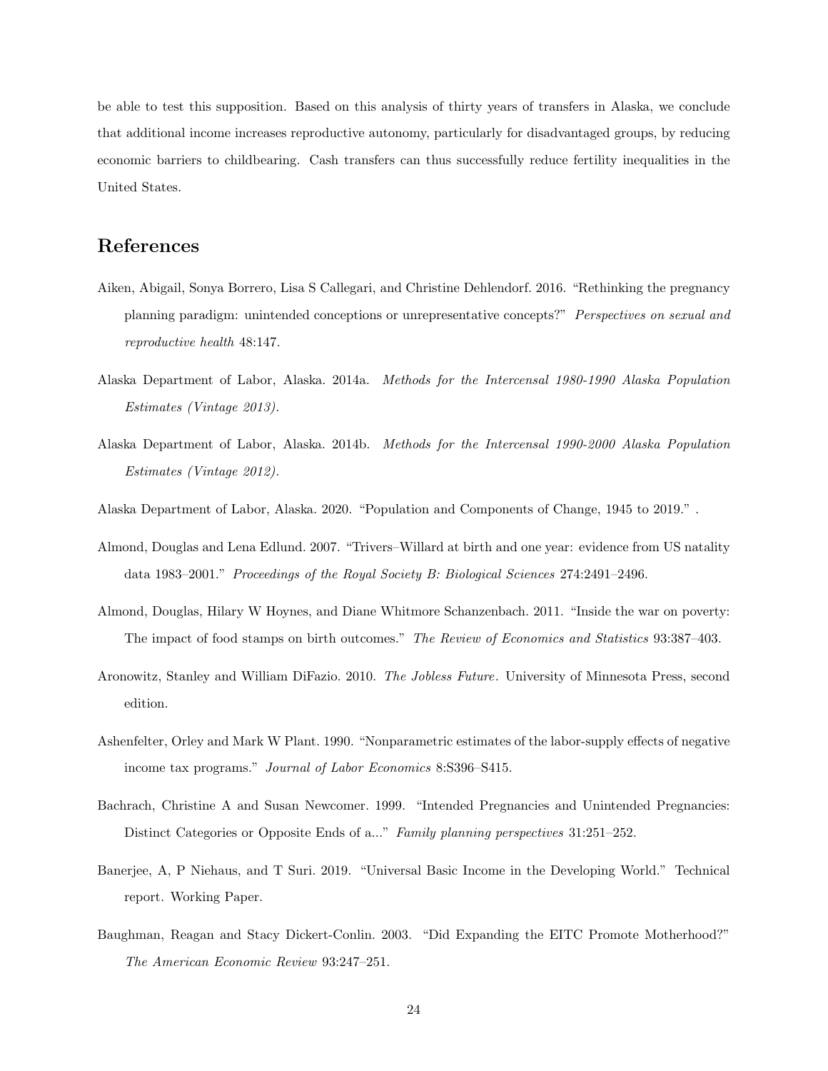be able to test this supposition. Based on this analysis of thirty years of transfers in Alaska, we conclude that additional income increases reproductive autonomy, particularly for disadvantaged groups, by reducing economic barriers to childbearing. Cash transfers can thus successfully reduce fertility inequalities in the United States.

## References

Aiken, Abigail, Sonya Borrero, Lisa S Callegari, and Christine Dehlendorf. 2016. "Rethinking the pregnancy planning paradigm: unintended conceptions or unrepresentative concepts?" *Perspectives on sexual and reproductive health* 48:147.

Alaska Department of Labor, Alaska. 2014a. *Methods for the Intercensal 1980-1990 Alaska Population Estimates (Vintage 2013)*.

Alaska Department of Labor, Alaska. 2014b. *Methods for the Intercensal 1990-2000 Alaska Population Estimates (Vintage 2012)*.

Alaska Department of Labor, Alaska. 2020. "Population and Components of Change, 1945 to 2019." .

Almond, Douglas and Lena Edlund. 2007. "Trivers–Willard at birth and one year: evidence from US natality data 1983–2001." *Proceedings of the Royal Society B: Biological Sciences* 274:2491–2496.

Almond, Douglas, Hilary W Hoynes, and Diane Whitmore Schanzenbach. 2011. "Inside the war on poverty: The impact of food stamps on birth outcomes." *The Review of Economics and Statistics* 93:387–403.

Aronowitz, Stanley and William DiFazio. 2010. *The Jobless Future*. University of Minnesota Press, second edition.

Ashenfelter, Orley and Mark W Plant. 1990. "Nonparametric estimates of the labor-supply effects of negative income tax programs." *Journal of Labor Economics* 8:S396–S415.

Bachrach, Christine A and Susan Newcomer. 1999. "Intended Pregnancies and Unintended Pregnancies: Distinct Categories or Opposite Ends of a..." *Family planning perspectives* 31:251–252.

Banerjee, A, P Niehaus, and T Suri. 2019. "Universal Basic Income in the Developing World." Technical report. Working Paper.

Baughman, Reagan and Stacy Dickert-Conlin. 2003. "Did Expanding the EITC Promote Motherhood?" *The American Economic Review* 93:247–251.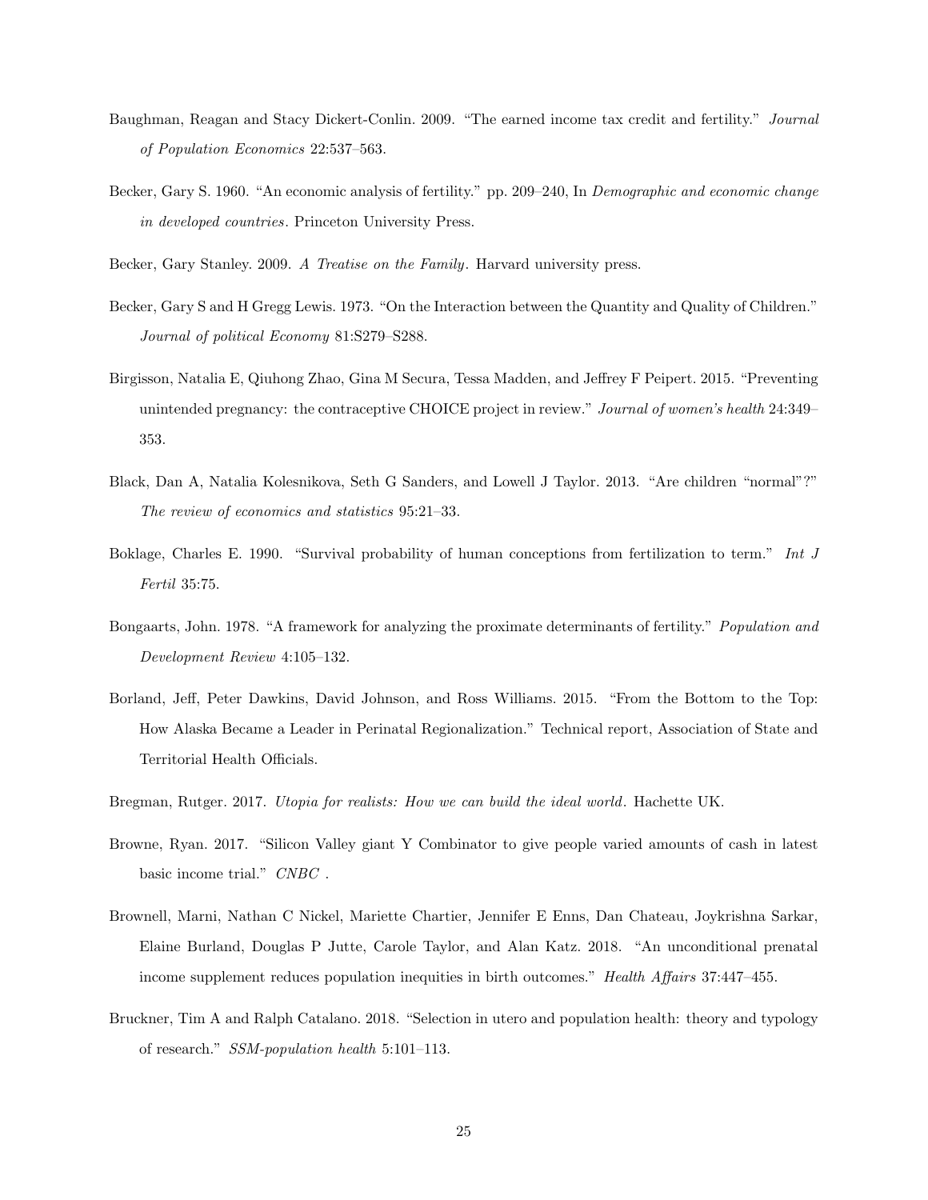Baughman, Reagan and Stacy Dickert-Conlin. 2009. "The earned income tax credit and fertility." *Journal of Population Economics* 22:537–563.

Becker, Gary S. 1960. "An economic analysis of fertility." pp. 209–240, In *Demographic and economic change in developed countries*. Princeton University Press.

Becker, Gary Stanley. 2009. *A Treatise on the Family*. Harvard university press.

Becker, Gary S and H Gregg Lewis. 1973. "On the Interaction between the Quantity and Quality of Children." *Journal of political Economy* 81:S279–S288.

Birgisson, Natalia E, Qiuhong Zhao, Gina M Secura, Tessa Madden, and Jeffrey F Peipert. 2015. "Preventing unintended pregnancy: the contraceptive CHOICE project in review." *Journal of women's health* 24:349–353.

Black, Dan A, Natalia Kolesnikova, Seth G Sanders, and Lowell J Taylor. 2013. "Are children "normal"?" *The review of economics and statistics* 95:21–33.

Boklage, Charles E. 1990. "Survival probability of human conceptions from fertilization to term." *Int J Fertil* 35:75.

Bongaarts, John. 1978. "A framework for analyzing the proximate determinants of fertility." *Population and Development Review* 4:105–132.

Borland, Jeff, Peter Dawkins, David Johnson, and Ross Williams. 2015. "From the Bottom to the Top: How Alaska Became a Leader in Perinatal Regionalization." Technical report, Association of State and Territorial Health Officials.

Bregman, Rutger. 2017. *Utopia for realists: How we can build the ideal world*. Hachette UK.

Browne, Ryan. 2017. "Silicon Valley giant Y Combinator to give people varied amounts of cash in latest basic income trial." *CNBC* .

Brownell, Marni, Nathan C Nickel, Mariette Chartier, Jennifer E Enns, Dan Chateau, Joykrishna Sarkar, Elaine Burland, Douglas P Jutte, Carole Taylor, and Alan Katz. 2018. "An unconditional prenatal income supplement reduces population inequities in birth outcomes." *Health Affairs* 37:447–455.

Bruckner, Tim A and Ralph Catalano. 2018. "Selection in utero and population health: theory and typology of research." *SSM-population health* 5:101–113.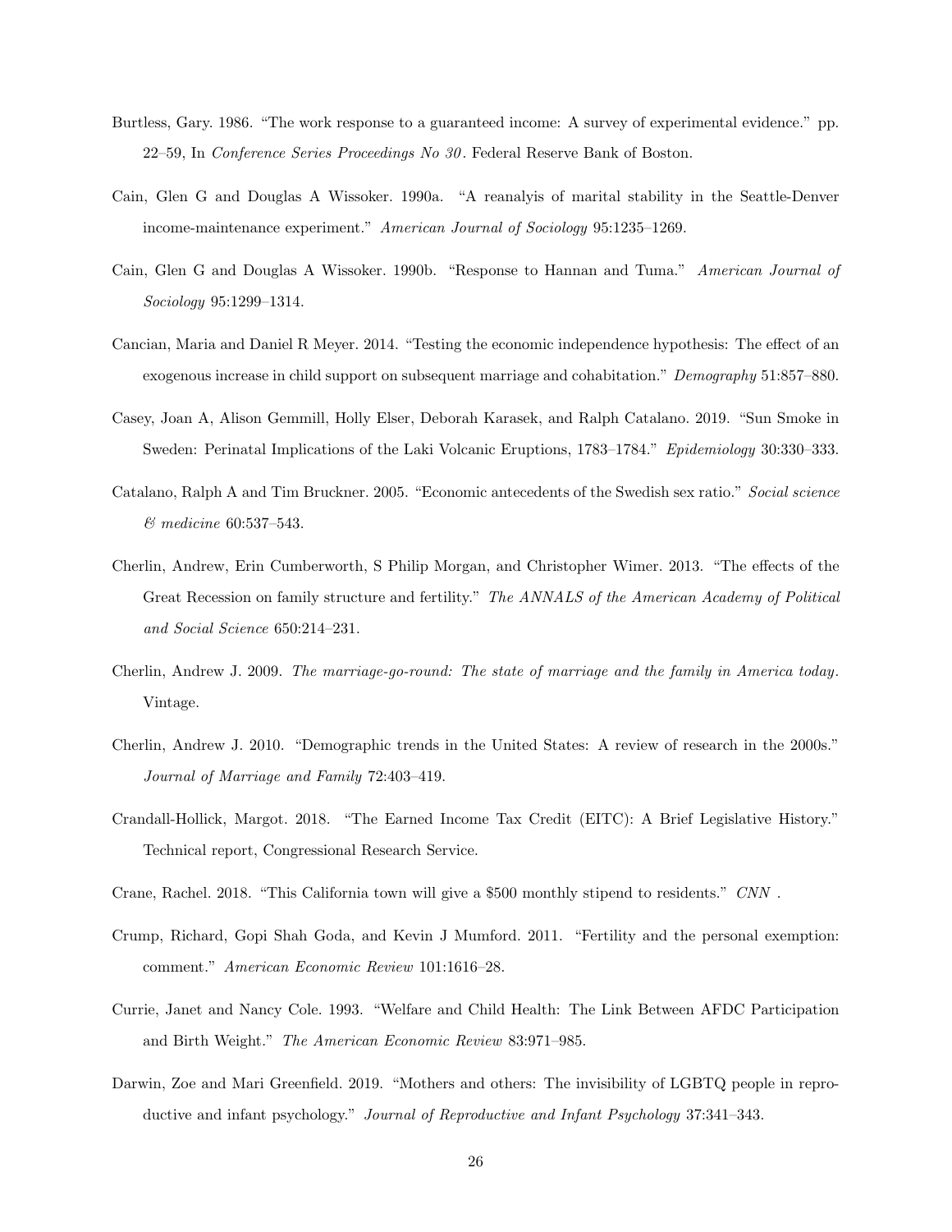Burtless, Gary. 1986. "The work response to a guaranteed income: A survey of experimental evidence." pp. 22–59, In *Conference Series Proceedings No 30*. Federal Reserve Bank of Boston.

Cain, Glen G and Douglas A Wissoker. 1990a. "A reanalyis of marital stability in the Seattle-Denver income-maintenance experiment." *American Journal of Sociology* 95:1235–1269.

Cain, Glen G and Douglas A Wissoker. 1990b. "Response to Hannan and Tuma." *American Journal of Sociology* 95:1299–1314.

Cancian, Maria and Daniel R Meyer. 2014. "Testing the economic independence hypothesis: The effect of an exogenous increase in child support on subsequent marriage and cohabitation." *Demography* 51:857–880.

Casey, Joan A, Alison Gemmill, Holly Elser, Deborah Karasek, and Ralph Catalano. 2019. "Sun Smoke in Sweden: Perinatal Implications of the Laki Volcanic Eruptions, 1783–1784." *Epidemiology* 30:330–333.

Catalano, Ralph A and Tim Bruckner. 2005. "Economic antecedents of the Swedish sex ratio." *Social science & medicine* 60:537–543.

Cherlin, Andrew, Erin Cumberworth, S Philip Morgan, and Christopher Wimer. 2013. "The effects of the Great Recession on family structure and fertility." *The ANNALS of the American Academy of Political and Social Science* 650:214–231.

Cherlin, Andrew J. 2009. *The marriage-go-round: The state of marriage and the family in America today*. Vintage.

Cherlin, Andrew J. 2010. "Demographic trends in the United States: A review of research in the 2000s." *Journal of Marriage and Family* 72:403–419.

Crandall-Hollick, Margot. 2018. "The Earned Income Tax Credit (EITC): A Brief Legislative History." Technical report, Congressional Research Service.

Crane, Rachel. 2018. "This California town will give a $500 monthly stipend to residents." *CNN* .

Crump, Richard, Gopi Shah Goda, and Kevin J Mumford. 2011. "Fertility and the personal exemption: comment." *American Economic Review* 101:1616–28.

Currie, Janet and Nancy Cole. 1993. "Welfare and Child Health: The Link Between AFDC Participation and Birth Weight." *The American Economic Review* 83:971–985.

Darwin, Zoe and Mari Greenfield. 2019. "Mothers and others: The invisibility of LGBTQ people in reproductive and infant psychology." *Journal of Reproductive and Infant Psychology* 37:341–343.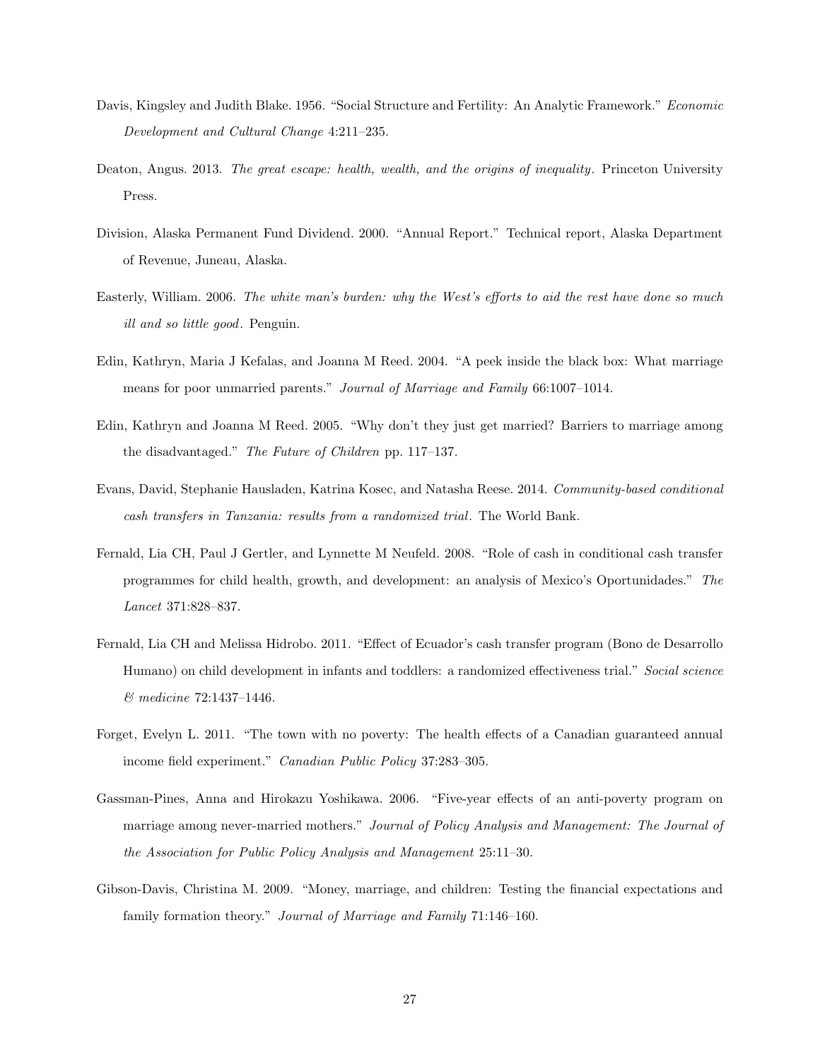Davis, Kingsley and Judith Blake. 1956. "Social Structure and Fertility: An Analytic Framework." *Economic Development and Cultural Change* 4:211–235.

Deaton, Angus. 2013. *The great escape: health, wealth, and the origins of inequality*. Princeton University Press.

Division, Alaska Permanent Fund Dividend. 2000. "Annual Report." Technical report, Alaska Department of Revenue, Juneau, Alaska.

Easterly, William. 2006. *The white man's burden: why the West's efforts to aid the rest have done so much ill and so little good*. Penguin.

Edin, Kathryn, Maria J Kefalas, and Joanna M Reed. 2004. "A peek inside the black box: What marriage means for poor unmarried parents." *Journal of Marriage and Family* 66:1007–1014.

Edin, Kathryn and Joanna M Reed. 2005. "Why don't they just get married? Barriers to marriage among the disadvantaged." *The Future of Children* pp. 117–137.

Evans, David, Stephanie Hausladen, Katrina Kosec, and Natasha Reese. 2014. *Community-based conditional cash transfers in Tanzania: results from a randomized trial*. The World Bank.

Fernald, Lia CH, Paul J Gertler, and Lynnette M Neufeld. 2008. "Role of cash in conditional cash transfer programmes for child health, growth, and development: an analysis of Mexico's Oportunidades." *The Lancet* 371:828–837.

Fernald, Lia CH and Melissa Hidrobo. 2011. "Effect of Ecuador's cash transfer program (Bono de Desarrollo Humano) on child development in infants and toddlers: a randomized effectiveness trial." *Social science & medicine* 72:1437–1446.

Forget, Evelyn L. 2011. "The town with no poverty: The health effects of a Canadian guaranteed annual income field experiment." *Canadian Public Policy* 37:283–305.

Gassman-Pines, Anna and Hirokazu Yoshikawa. 2006. "Five-year effects of an anti-poverty program on marriage among never-married mothers." *Journal of Policy Analysis and Management: The Journal of the Association for Public Policy Analysis and Management* 25:11–30.

Gibson-Davis, Christina M. 2009. "Money, marriage, and children: Testing the financial expectations and family formation theory." *Journal of Marriage and Family* 71:146–160.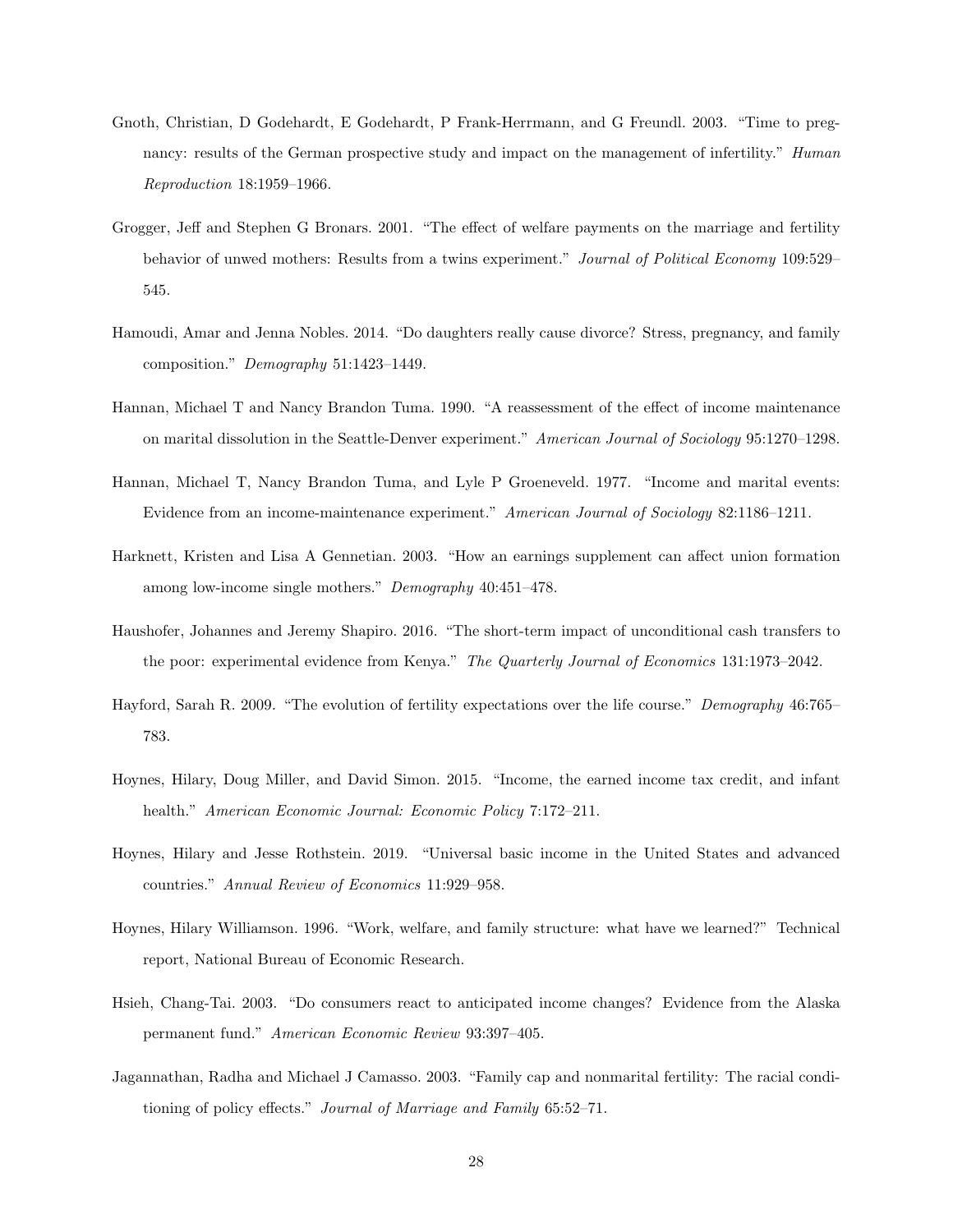Gnoth, Christian, D Godehardt, E Godehardt, P Frank-Herrmann, and G Freundl. 2003. "Time to pregnancy: results of the German prospective study and impact on the management of infertility." *Human Reproduction* 18:1959–1966.

Grogger, Jeff and Stephen G Bronars. 2001. "The effect of welfare payments on the marriage and fertility behavior of unwed mothers: Results from a twins experiment." *Journal of Political Economy* 109:529–545.

Hamoudi, Amar and Jenna Nobles. 2014. "Do daughters really cause divorce? Stress, pregnancy, and family composition." *Demography* 51:1423–1449.

Hannan, Michael T and Nancy Brandon Tuma. 1990. "A reassessment of the effect of income maintenance on marital dissolution in the Seattle-Denver experiment." *American Journal of Sociology* 95:1270–1298.

Hannan, Michael T, Nancy Brandon Tuma, and Lyle P Groeneveld. 1977. "Income and marital events: Evidence from an income-maintenance experiment." *American Journal of Sociology* 82:1186–1211.

Harknett, Kristen and Lisa A Gennetian. 2003. "How an earnings supplement can affect union formation among low-income single mothers." *Demography* 40:451–478.

Haushofer, Johannes and Jeremy Shapiro. 2016. "The short-term impact of unconditional cash transfers to the poor: experimental evidence from Kenya." *The Quarterly Journal of Economics* 131:1973–2042.

Hayford, Sarah R. 2009. "The evolution of fertility expectations over the life course." *Demography* 46:765–783.

Hoynes, Hilary, Doug Miller, and David Simon. 2015. "Income, the earned income tax credit, and infant health." *American Economic Journal: Economic Policy* 7:172–211.

Hoynes, Hilary and Jesse Rothstein. 2019. "Universal basic income in the United States and advanced countries." *Annual Review of Economics* 11:929–958.

Hoynes, Hilary Williamson. 1996. "Work, welfare, and family structure: what have we learned?" Technical report, National Bureau of Economic Research.

Hsieh, Chang-Tai. 2003. "Do consumers react to anticipated income changes? Evidence from the Alaska permanent fund." *American Economic Review* 93:397–405.

Jagannathan, Radha and Michael J Camasso. 2003. "Family cap and nonmarital fertility: The racial conditioning of policy effects." *Journal of Marriage and Family* 65:52–71.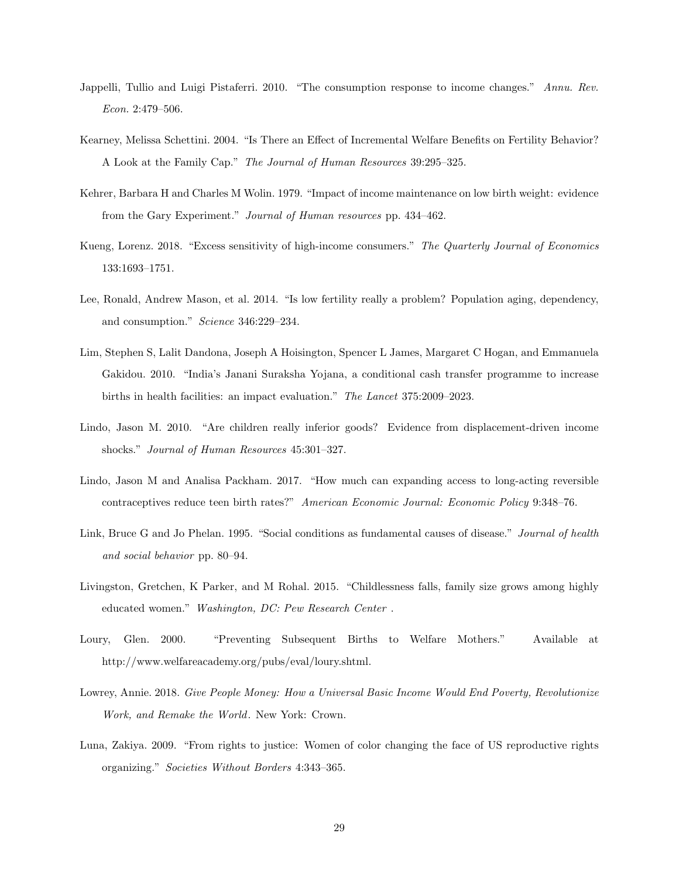Jappelli, Tullio and Luigi Pistaferri. 2010. "The consumption response to income changes." *Annu. Rev. Econ.* 2:479–506.

Kearney, Melissa Schettini. 2004. "Is There an Effect of Incremental Welfare Benefits on Fertility Behavior? A Look at the Family Cap." *The Journal of Human Resources* 39:295–325.

Kehrer, Barbara H and Charles M Wolin. 1979. "Impact of income maintenance on low birth weight: evidence from the Gary Experiment." *Journal of Human resources* pp. 434–462.

Kueng, Lorenz. 2018. "Excess sensitivity of high-income consumers." *The Quarterly Journal of Economics* 133:1693–1751.

Lee, Ronald, Andrew Mason, et al. 2014. "Is low fertility really a problem? Population aging, dependency, and consumption." *Science* 346:229–234.

Lim, Stephen S, Lalit Dandona, Joseph A Hoisington, Spencer L James, Margaret C Hogan, and Emmanuela Gakidou. 2010. "India's Janani Suraksha Yojana, a conditional cash transfer programme to increase births in health facilities: an impact evaluation." *The Lancet* 375:2009–2023.

Lindo, Jason M. 2010. "Are children really inferior goods? Evidence from displacement-driven income shocks." *Journal of Human Resources* 45:301–327.

Lindo, Jason M and Analisa Packham. 2017. "How much can expanding access to long-acting reversible contraceptives reduce teen birth rates?" *American Economic Journal: Economic Policy* 9:348–76.

Link, Bruce G and Jo Phelan. 1995. "Social conditions as fundamental causes of disease." *Journal of health and social behavior* pp. 80–94.

Livingston, Gretchen, K Parker, and M Rohal. 2015. "Childlessness falls, family size grows among highly educated women." *Washington, DC: Pew Research Center* .

Loury, Glen. 2000. "Preventing Subsequent Births to Welfare Mothers." Available at http://www.welfareacademy.org/pubs/eval/loury.shtml.

Lowrey, Annie. 2018. *Give People Money: How a Universal Basic Income Would End Poverty, Revolutionize Work, and Remake the World*. New York: Crown.

Luna, Zakiya. 2009. "From rights to justice: Women of color changing the face of US reproductive rights organizing." *Societies Without Borders* 4:343–365.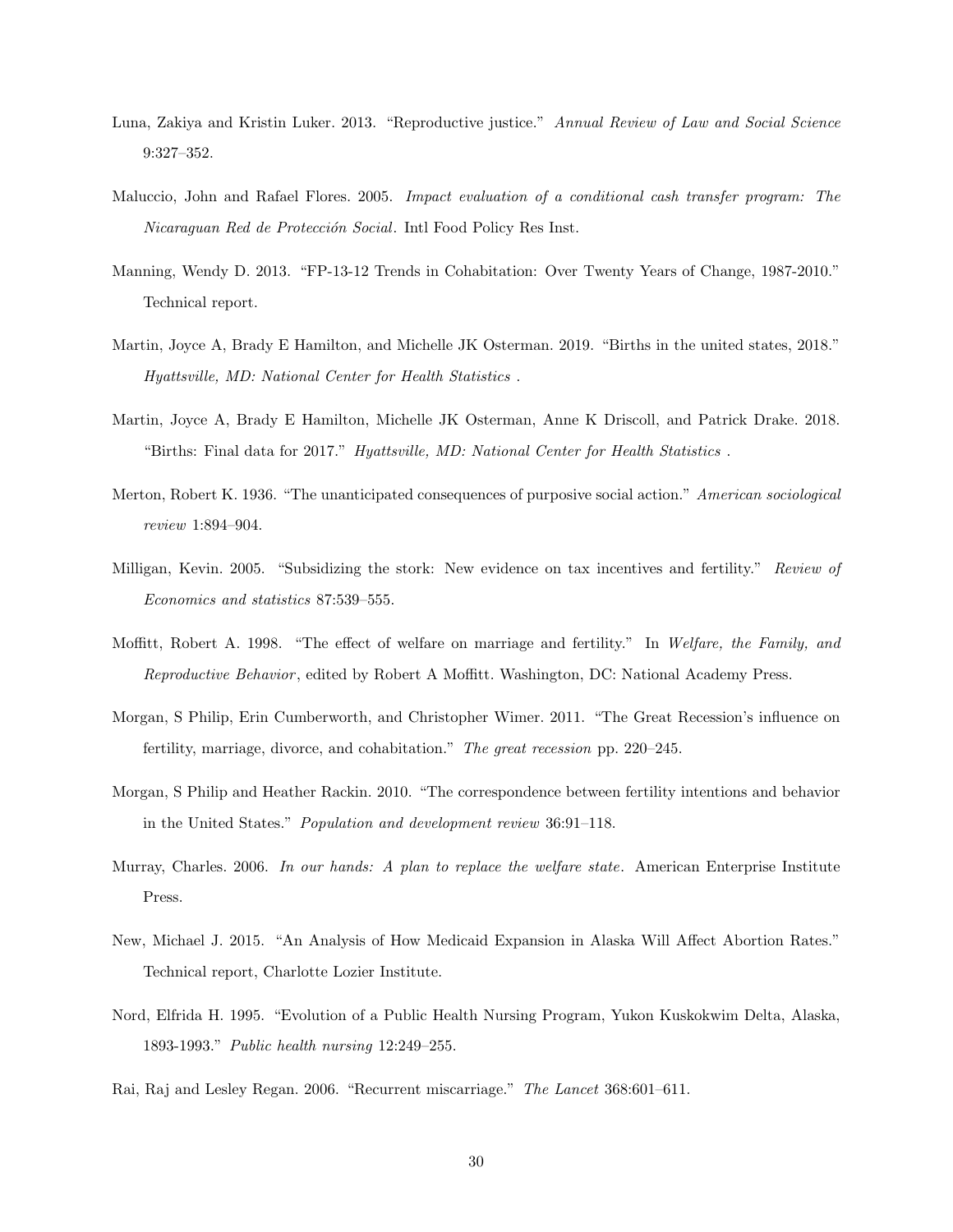Luna, Zakiya and Kristin Luker. 2013. "Reproductive justice." *Annual Review of Law and Social Science* 9:327–352.

Maluccio, John and Rafael Flores. 2005. *Impact evaluation of a conditional cash transfer program: The Nicaraguan Red de Protección Social*. Intl Food Policy Res Inst.

Manning, Wendy D. 2013. "FP-13-12 Trends in Cohabitation: Over Twenty Years of Change, 1987-2010." Technical report.

Martin, Joyce A, Brady E Hamilton, and Michelle JK Osterman. 2019. "Births in the united states, 2018." *Hyattsville, MD: National Center for Health Statistics* .

Martin, Joyce A, Brady E Hamilton, Michelle JK Osterman, Anne K Driscoll, and Patrick Drake. 2018. "Births: Final data for 2017." *Hyattsville, MD: National Center for Health Statistics* .

Merton, Robert K. 1936. "The unanticipated consequences of purposive social action." *American sociological review* 1:894–904.

Milligan, Kevin. 2005. "Subsidizing the stork: New evidence on tax incentives and fertility." *Review of Economics and statistics* 87:539–555.

Moffitt, Robert A. 1998. "The effect of welfare on marriage and fertility." In *Welfare, the Family, and Reproductive Behavior*, edited by Robert A Moffitt. Washington, DC: National Academy Press.

Morgan, S Philip, Erin Cumberworth, and Christopher Wimer. 2011. "The Great Recession's influence on fertility, marriage, divorce, and cohabitation." *The great recession* pp. 220–245.

Morgan, S Philip and Heather Rackin. 2010. "The correspondence between fertility intentions and behavior in the United States." *Population and development review* 36:91–118.

Murray, Charles. 2006. *In our hands: A plan to replace the welfare state*. American Enterprise Institute Press.

New, Michael J. 2015. "An Analysis of How Medicaid Expansion in Alaska Will Affect Abortion Rates." Technical report, Charlotte Lozier Institute.

Nord, Elfrida H. 1995. "Evolution of a Public Health Nursing Program, Yukon Kuskokwim Delta, Alaska, 1893-1993." *Public health nursing* 12:249–255.

Rai, Raj and Lesley Regan. 2006. "Recurrent miscarriage." *The Lancet* 368:601–611.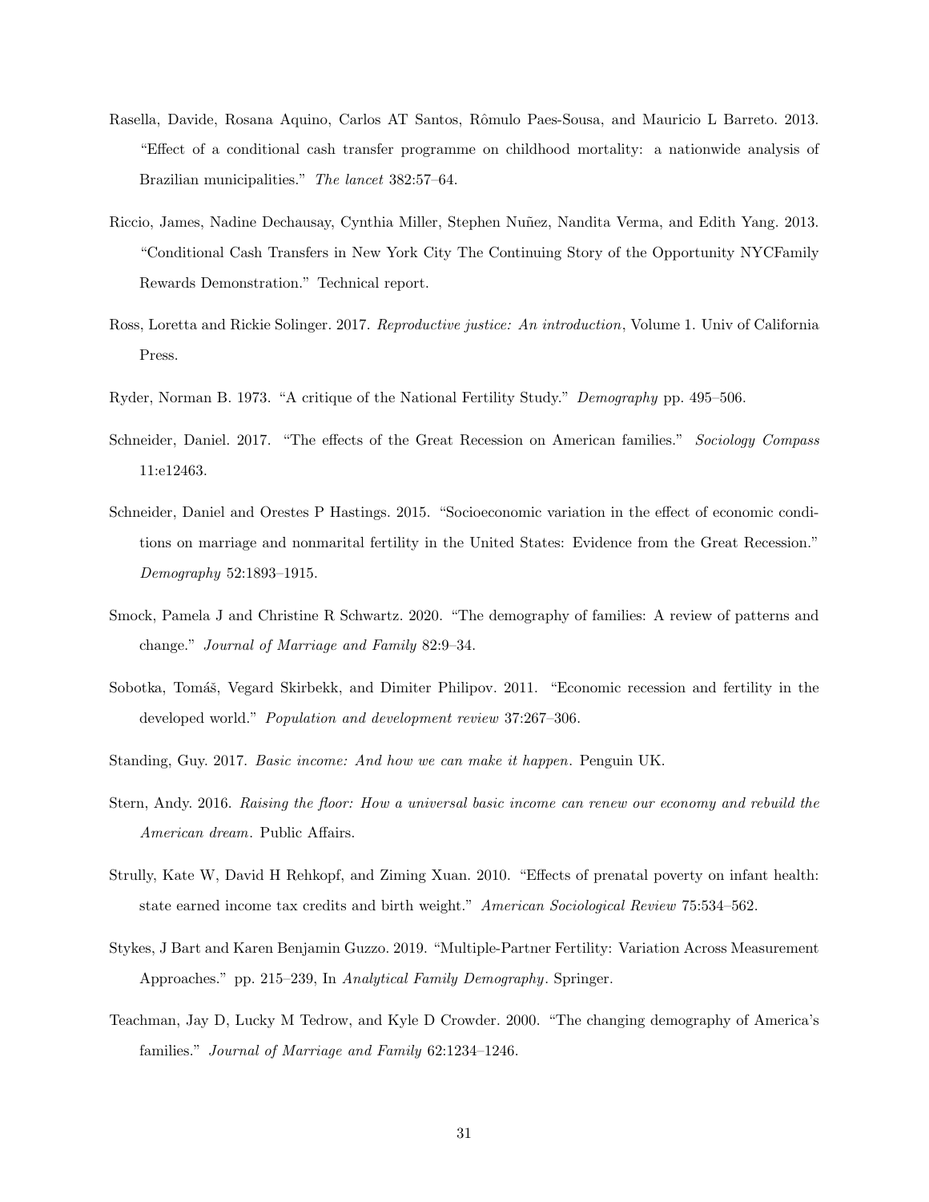Rasella, Davide, Rosana Aquino, Carlos AT Santos, Rômulo Paes-Sousa, and Mauricio L Barreto. 2013. "Effect of a conditional cash transfer programme on childhood mortality: a nationwide analysis of Brazilian municipalities." *The lancet* 382:57–64.

Riccio, James, Nadine Dechausay, Cynthia Miller, Stephen Nuñez, Nandita Verma, and Edith Yang. 2013. "Conditional Cash Transfers in New York City The Continuing Story of the Opportunity NYCFamily Rewards Demonstration." Technical report.

Ross, Loretta and Rickie Solinger. 2017. *Reproductive justice: An introduction*, Volume 1. Univ of California Press.

Ryder, Norman B. 1973. "A critique of the National Fertility Study." *Demography* pp. 495–506.

Schneider, Daniel. 2017. "The effects of the Great Recession on American families." *Sociology Compass* 11:e12463.

Schneider, Daniel and Orestes P Hastings. 2015. "Socioeconomic variation in the effect of economic conditions on marriage and nonmarital fertility in the United States: Evidence from the Great Recession." *Demography* 52:1893–1915.

Smock, Pamela J and Christine R Schwartz. 2020. "The demography of families: A review of patterns and change." *Journal of Marriage and Family* 82:9–34.

Sobotka, Tomáš, Vegard Skirbekk, and Dimiter Philipov. 2011. "Economic recession and fertility in the developed world." *Population and development review* 37:267–306.

Standing, Guy. 2017. *Basic income: And how we can make it happen*. Penguin UK.

Stern, Andy. 2016. *Raising the floor: How a universal basic income can renew our economy and rebuild the American dream*. Public Affairs.

Strully, Kate W, David H Rehkopf, and Ziming Xuan. 2010. "Effects of prenatal poverty on infant health: state earned income tax credits and birth weight." *American Sociological Review* 75:534–562.

Stykes, J Bart and Karen Benjamin Guzzo. 2019. "Multiple-Partner Fertility: Variation Across Measurement Approaches." pp. 215–239, In *Analytical Family Demography*. Springer.

Teachman, Jay D, Lucky M Tedrow, and Kyle D Crowder. 2000. "The changing demography of America's families." *Journal of Marriage and Family* 62:1234–1246.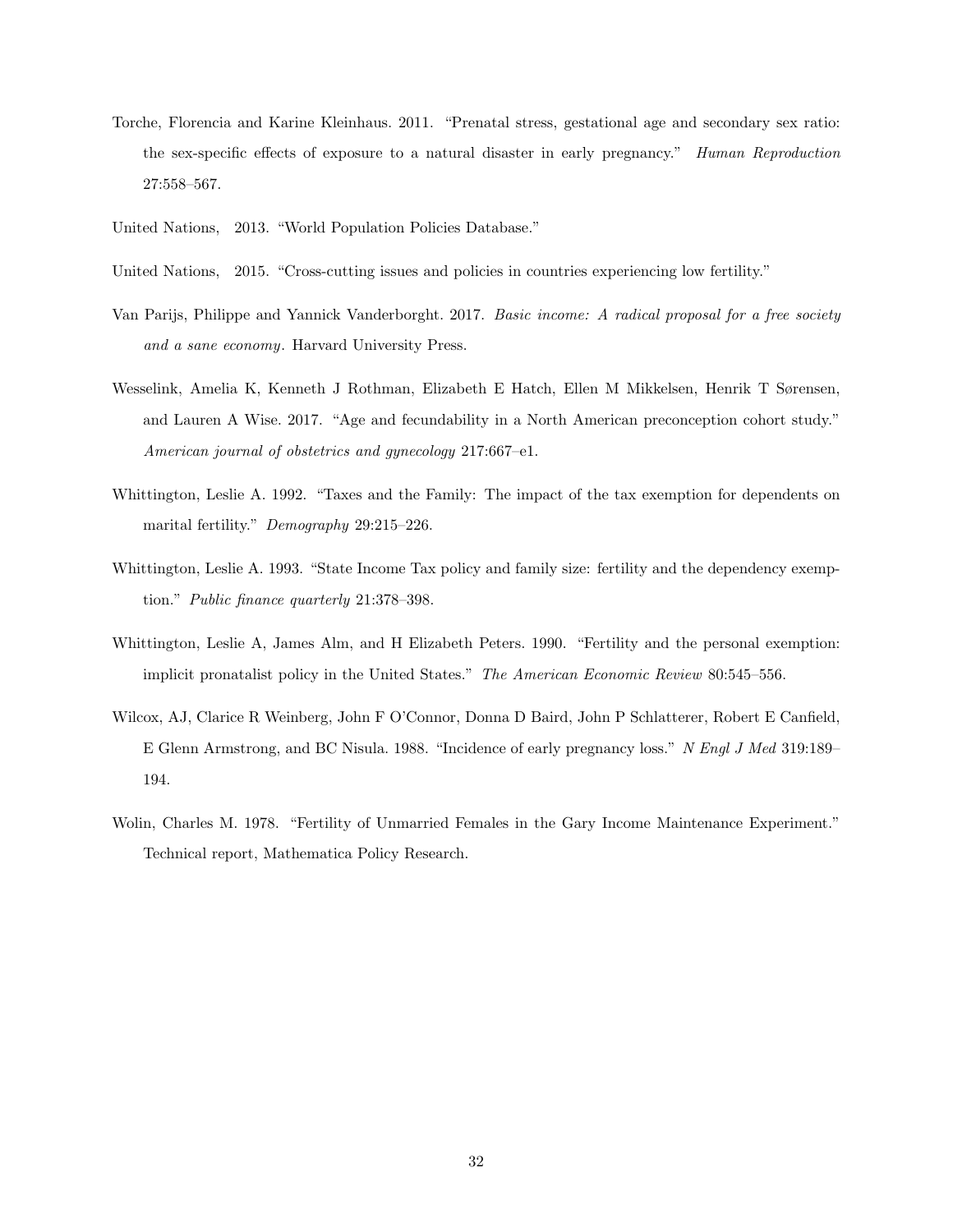Torche, Florencia and Karine Kleinhaus. 2011. "Prenatal stress, gestational age and secondary sex ratio: the sex-specific effects of exposure to a natural disaster in early pregnancy." *Human Reproduction* 27:558–567.

United Nations, 2013. "World Population Policies Database."

United Nations, 2015. "Cross-cutting issues and policies in countries experiencing low fertility."

Van Parijs, Philippe and Yannick Vanderborght. 2017. *Basic income: A radical proposal for a free society and a sane economy*. Harvard University Press.

Wesselink, Amelia K, Kenneth J Rothman, Elizabeth E Hatch, Ellen M Mikkelsen, Henrik T Sørensen, and Lauren A Wise. 2017. "Age and fecundability in a North American preconception cohort study." *American journal of obstetrics and gynecology* 217:667–e1.

Whittington, Leslie A. 1992. "Taxes and the Family: The impact of the tax exemption for dependents on marital fertility." *Demography* 29:215–226.

Whittington, Leslie A. 1993. "State Income Tax policy and family size: fertility and the dependency exemption." *Public finance quarterly* 21:378–398.

Whittington, Leslie A, James Alm, and H Elizabeth Peters. 1990. "Fertility and the personal exemption: implicit pronatalist policy in the United States." *The American Economic Review* 80:545–556.

Wilcox, AJ, Clarice R Weinberg, John F O'Connor, Donna D Baird, John P Schlatterer, Robert E Canfield, E Glenn Armstrong, and BC Nisula. 1988. "Incidence of early pregnancy loss." *N Engl J Med* 319:189–194.

Wolin, Charles M. 1978. "Fertility of Unmarried Females in the Gary Income Maintenance Experiment." Technical report, Mathematica Policy Research.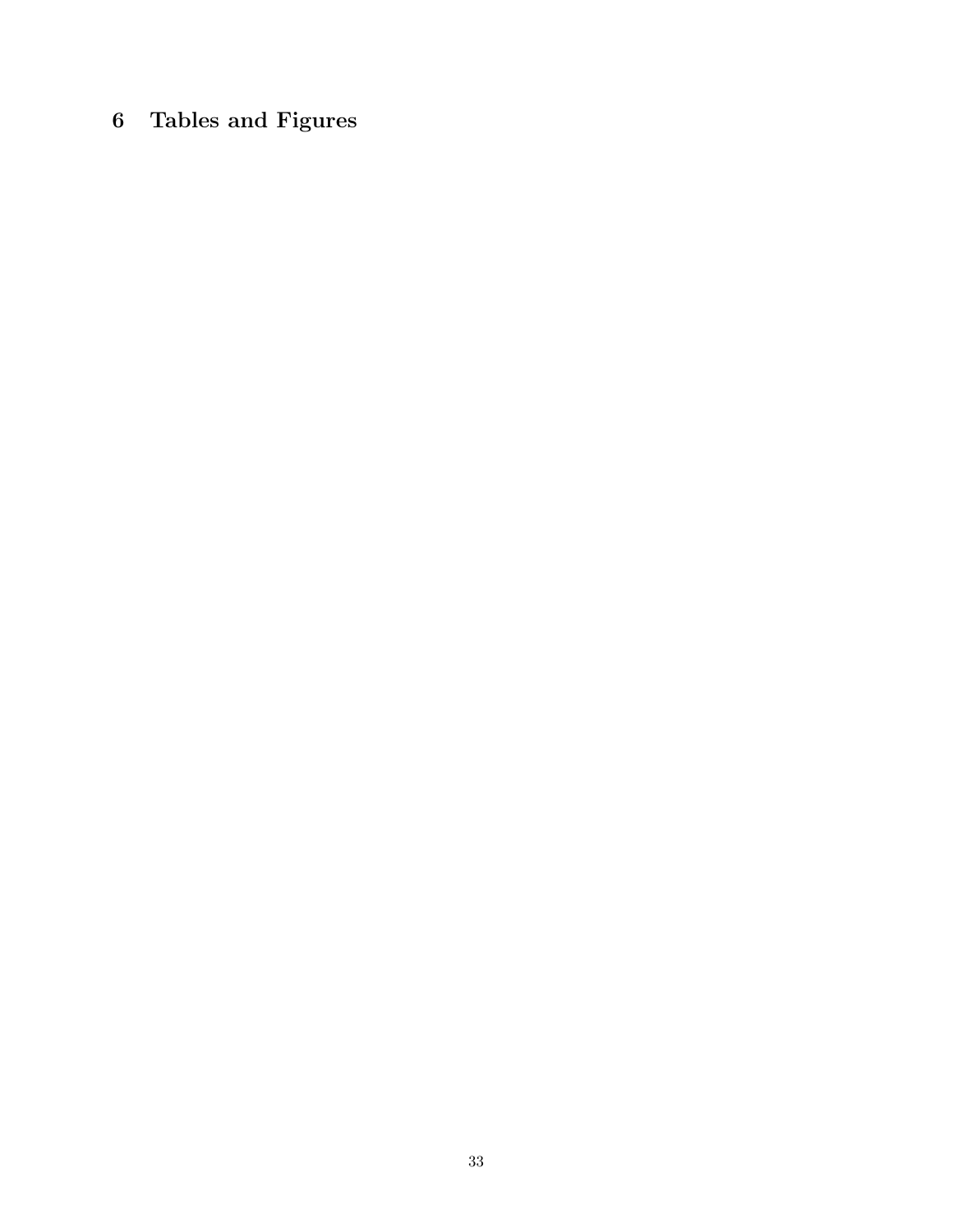# 6 Tables and Figures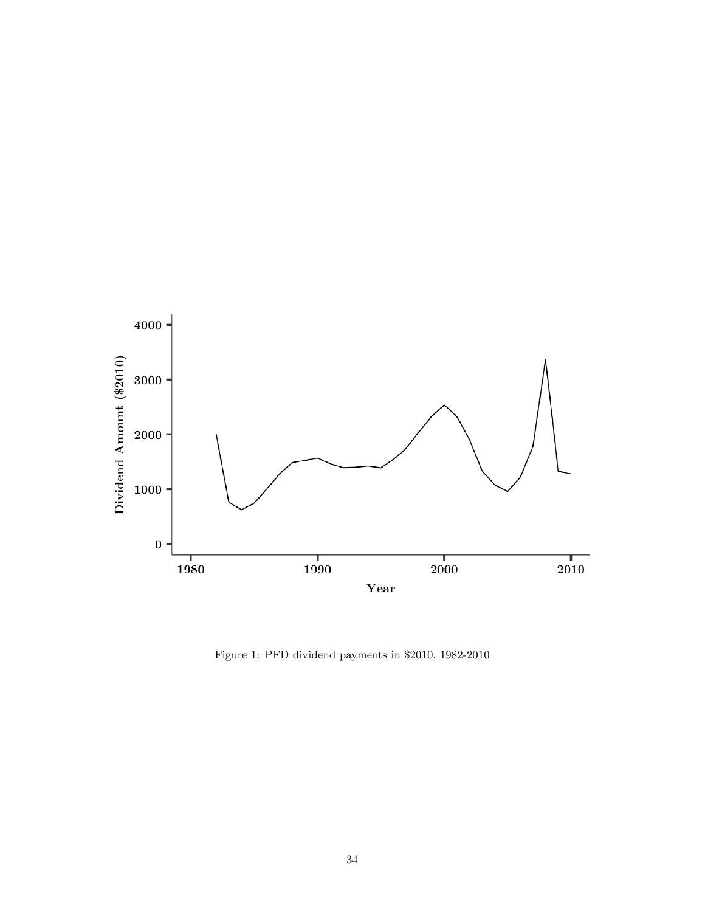Figure 1: PFD dividend payments in $2010, 1982-2010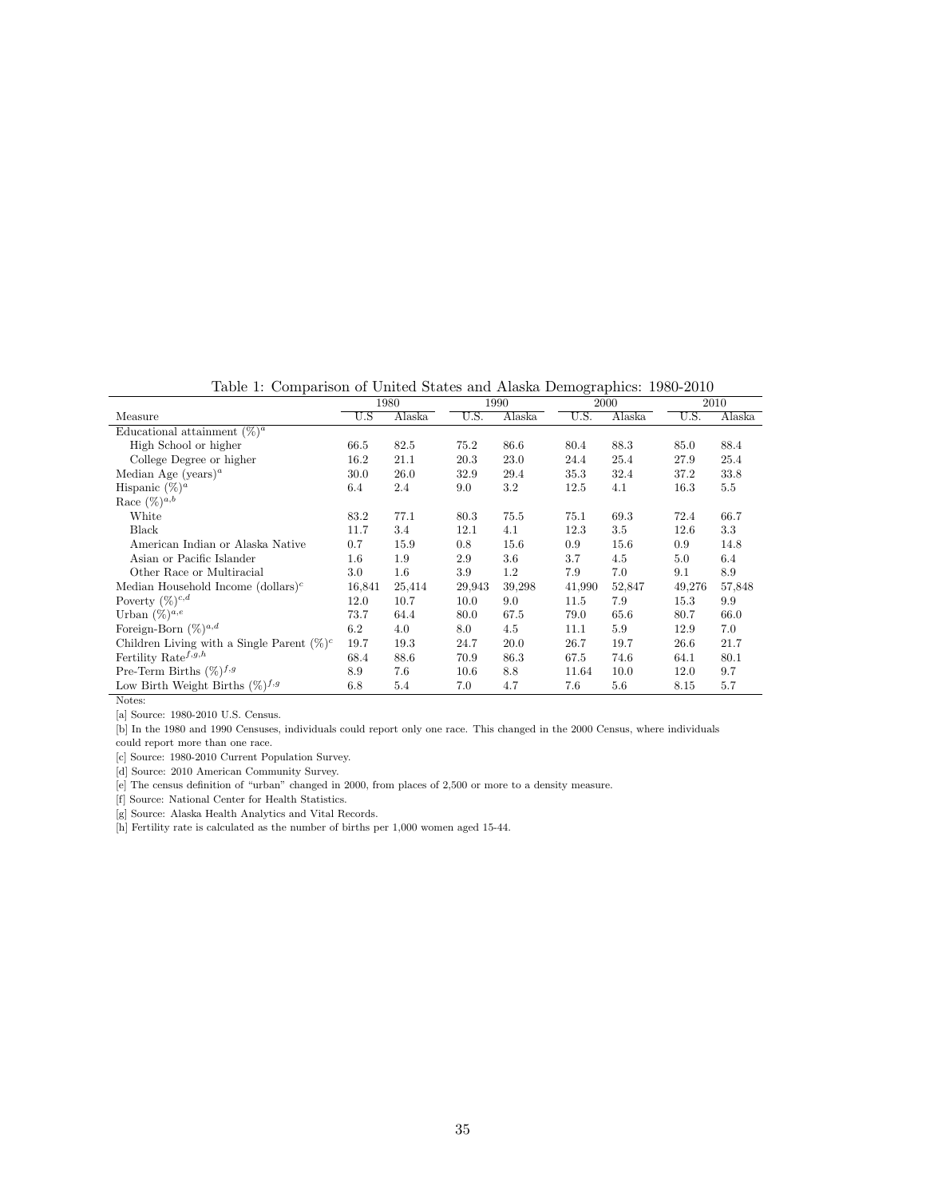Table 1: Comparison of United States and Alaska Demographics: 1980-2010

| | 1980 | | 1990 | | 2000 | | 2010 | |
|---|---|---|---|---|---|---|---|---|
| Measure | U.S | Alaska | U.S. | Alaska | U.S. | Alaska | U.S. | Alaska |
| Educational attainment (%)[a] | | | | | | | | |
| High School or higher | 66.5 | 82.5 | 75.2 | 86.6 | 80.4 | 88.3 | 85.0 | 88.4 |
| College Degree or higher | 16.2 | 21.1 | 20.3 | 23.0 | 24.4 | 25.4 | 27.9 | 25.4 |
| Median Age (years)[a] | 30.0 | 26.0 | 32.9 | 29.4 | 35.3 | 32.4 | 37.2 | 33.8 |
| Hispanic (%)[a] | 6.4 | 2.4 | 9.0 | 3.2 | 12.5 | 4.1 | 16.3 | 5.5 |
| Race (%)[a,b] | | | | | | | | |
| White | 83.2 | 77.1 | 80.3 | 75.5 | 75.1 | 69.3 | 72.4 | 66.7 |
| Black | 11.7 | 3.4 | 12.1 | 4.1 | 12.3 | 3.5 | 12.6 | 3.3 |
| American Indian or Alaska Native | 0.7 | 15.9 | 0.8 | 15.6 | 0.9 | 15.6 | 0.9 | 14.8 |
| Asian or Pacific Islander | 1.6 | 1.9 | 2.9 | 3.6 | 3.7 | 4.5 | 5.0 | 6.4 |
| Other Race or Multiracial | 3.0 | 1.6 | 3.9 | 1.2 | 7.9 | 7.0 | 9.1 | 8.9 |
| Median Household Income (dollars)[c] | 16,841 | 25,414 | 29,943 | 39,298 | 41,990 | 52,847 | 49,276 | 57,848 |
| Poverty (%)[c,d] | 12.0 | 10.7 | 10.0 | 9.0 | 11.5 | 7.9 | 15.3 | 9.9 |
| Urban (%)[a,e] | 73.7 | 64.4 | 80.0 | 67.5 | 79.0 | 65.6 | 80.7 | 66.0 |
| Foreign-Born (%)[a,d] | 6.2 | 4.0 | 8.0 | 4.5 | 11.1 | 5.9 | 12.9 | 7.0 |
| Children Living with a Single Parent (%)[c] | 19.7 | 19.3 | 24.7 | 20.0 | 26.7 | 19.7 | 26.6 | 21.7 |
| Fertility Rate[f,g,h] | 68.4 | 88.6 | 70.9 | 86.3 | 67.5 | 74.6 | 64.1 | 80.1 |
| Pre-Term Births (%)[f,g] | 8.9 | 7.6 | 10.6 | 8.8 | 11.64 | 10.0 | 12.0 | 9.7 |
| Low Birth Weight Births (%)[f,g] | 6.8 | 5.4 | 7.0 | 4.7 | 7.6 | 5.6 | 8.15 | 5.7 |

Notes:

[a] Source: 1980-2010 U.S. Census.

[b] In the 1980 and 1990 Censuses, individuals could report only one race. This changed in the 2000 Census, where individuals could report more than one race.

[c] Source: 1980-2010 Current Population Survey.

[d] Source: 2010 American Community Survey.

[e] The census definition of "urban" changed in 2000, from places of 2,500 or more to a density measure.

[f] Source: National Center for Health Statistics.

[g] Source: Alaska Health Analytics and Vital Records.

[h] Fertility rate is calculated as the number of births per 1,000 women aged 15-44.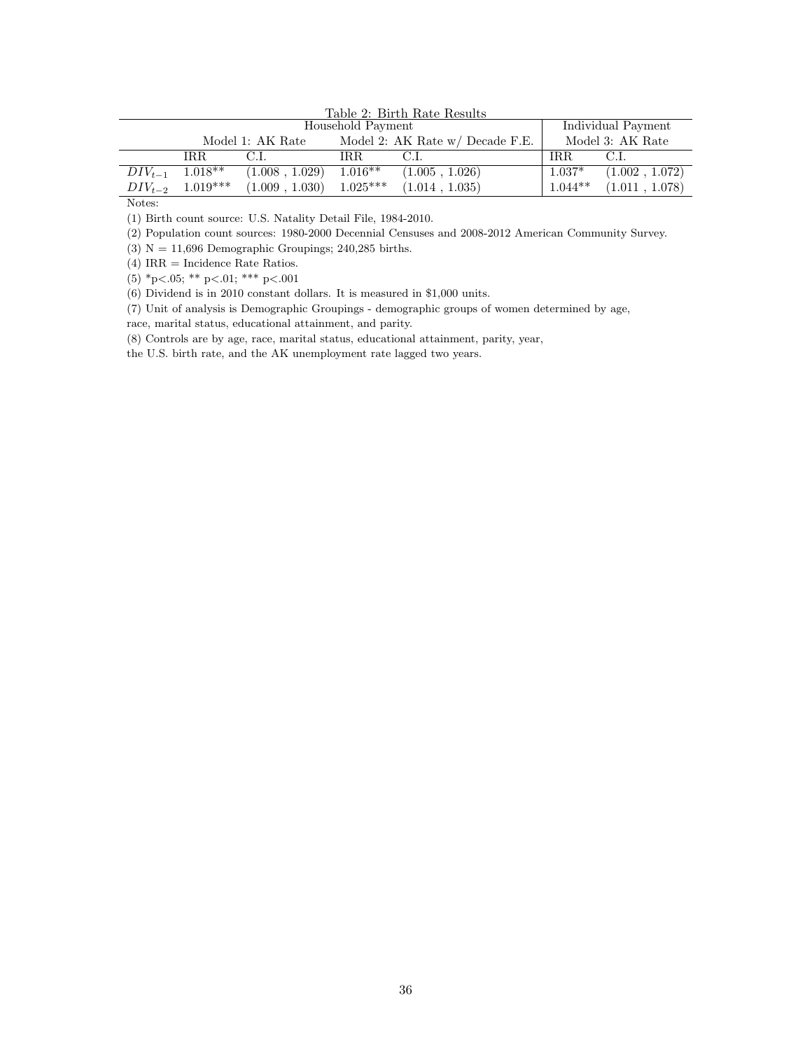Table 2: Birth Rate Results

| | Household Payment | | | | Individual Payment | |
|---|---|---|---|---|---|---|
| | Model 1: AK Rate | | Model 2: AK Rate w/ Decade F.E. | | Model 3: AK Rate | |
| | IRR | C.I. | IRR | C.I. | IRR | C.I. |
| $DIV_{t-1}$ | 1.018** | (1.008 , 1.029) | 1.016** | (1.005 , 1.026) | 1.037* | (1.002 , 1.072) |
| $DIV_{t-2}$ | 1.019*** | (1.009 , 1.030) | 1.025*** | (1.014 , 1.035) | 1.044** | (1.011 , 1.078) |

Notes:

(1) Birth count source: U.S. Natality Detail File, 1984-2010.

(2) Population count sources: 1980-2000 Decennial Censuses and 2008-2012 American Community Survey.

(3) N = 11,696 Demographic Groupings; 240,285 births.

(4) IRR = Incidence Rate Ratios.

(5) *p<.05; ** p<.01; *** p<.001

(6) Dividend is in 2010 constant dollars. It is measured in $1,000 units.

(7) Unit of analysis is Demographic Groupings - demographic groups of women determined by age, race, marital status, educational attainment, and parity.

(8) Controls are by age, race, marital status, educational attainment, parity, year, the U.S. birth rate, and the AK unemployment rate lagged two years.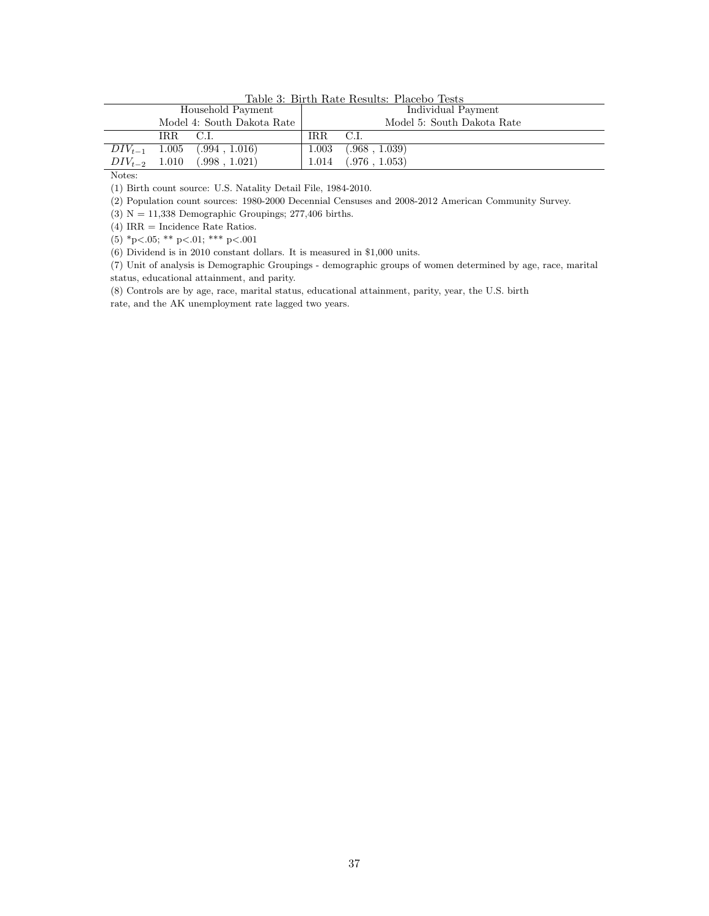Table 3: Birth Rate Results: Placebo Tests

| | Household Payment | | Individual Payment | |
|---|---|---|---|---|
| | Model 4: South Dakota Rate | | Model 5: South Dakota Rate | |
| | IRR | C.I. | IRR | C.I. |
| $DIV_{t-1}$ | 1.005 | (.994 , 1.016) | 1.003 | (.968 , 1.039) |
| $DIV_{t-2}$ | 1.010 | (.998 , 1.021) | 1.014 | (.976 , 1.053) |

Notes:

(1) Birth count source: U.S. Natality Detail File, 1984-2010.

(2) Population count sources: 1980-2000 Decennial Censuses and 2008-2012 American Community Survey.

(3) N = 11,338 Demographic Groupings; 277,406 births.

(4) IRR = Incidence Rate Ratios.

(5) *p<.05; ** p<.01; *** p<.001

(6) Dividend is in 2010 constant dollars. It is measured in $1,000 units.

(7) Unit of analysis is Demographic Groupings - demographic groups of women determined by age, race, marital status, educational attainment, and parity.

(8) Controls are by age, race, marital status, educational attainment, parity, year, the U.S. birth rate, and the AK unemployment rate lagged two years.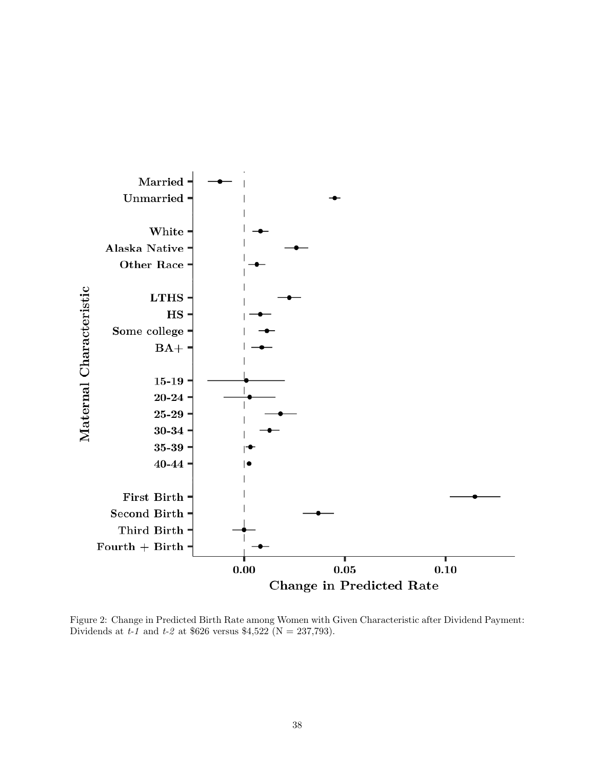Figure 2: Change in Predicted Birth Rate among Women with Given Characteristic after Dividend Payment: Dividends at *t-1* and *t-2* at \$626 versus \$4,522 (N = 237,793).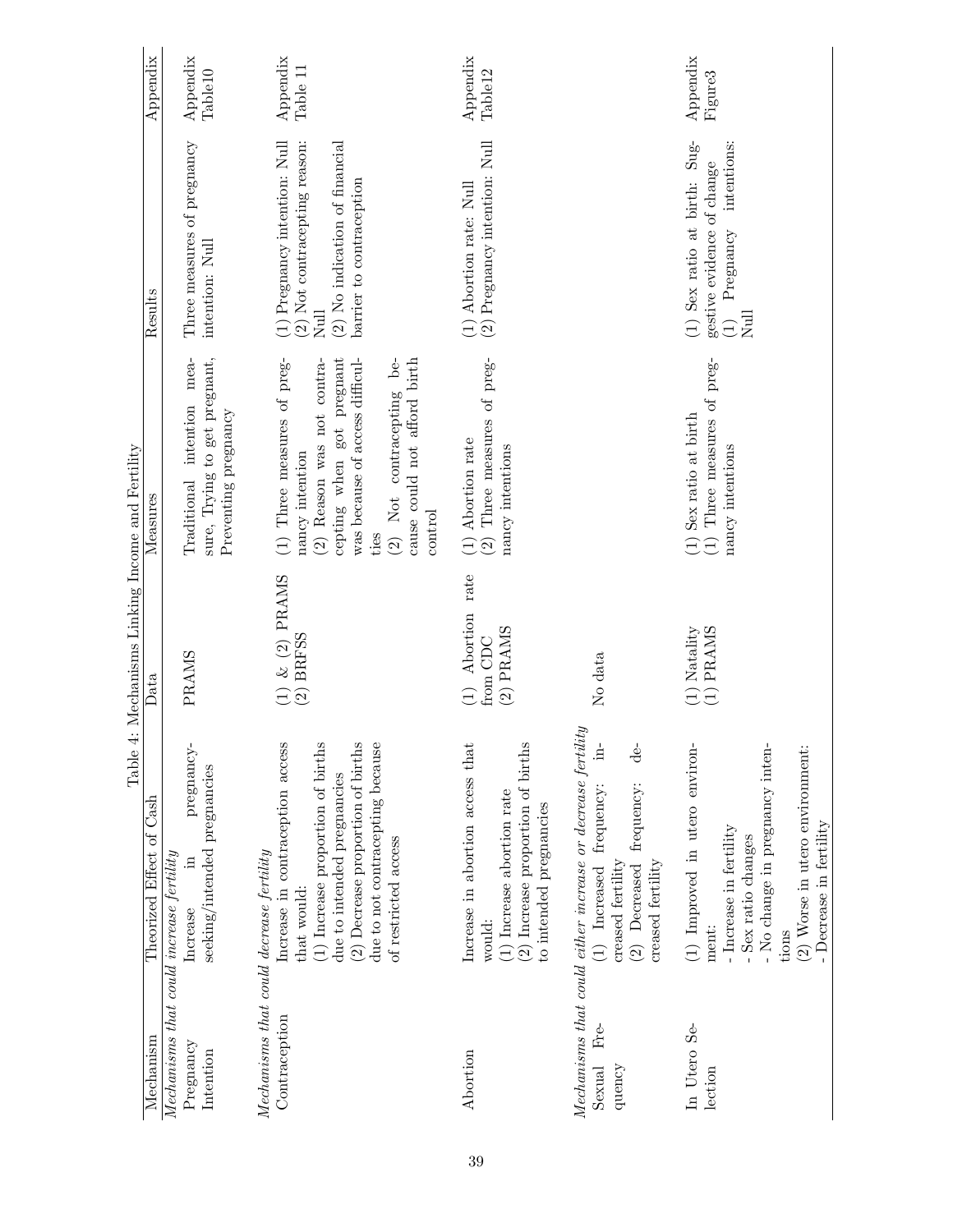Table 4: Mechanisms Linking Income and Fertility

| Mechanism | Theorized Effect of Cash | Data | Measures | Results | Appendix |
|---|---|---|---|---|---|
| *Mechanisms that could increase fertility* | | | | | |
| Pregnancy Intention | Increase in pregnancy-seeking/intended pregnancies | PRAMS | Traditional intention measure, Trying to get pregnant, Preventing pregnancy | Three measures of pregnancy intention: Null | Appendix Table10 |
| *Mechanisms that could decrease fertility* | | | | | |
| Contraception | Increase in contraception access that would: (1) Increase proportion of births due to intended pregnancies (2) Decrease proportion of births due to not contracepting because of restricted access | (1) & (2) PRAMS (2) BRFSS | (1) Three measures of pregnancy intention (2) Reason was not contracepting when got pregnant was because of access difficulties (2) Not contracepting because could not afford birth control | (1) Pregnancy intention: Null (2) Not contracepting reason: Null (2) No indication of financial barrier to contraception | Appendix Table 11 |
| Abortion | Increase in abortion access that would: (1) Increase abortion rate (2) Increase proportion of births to intended pregnancies | (1) Abortion rate from CDC (2) PRAMS | (1) Abortion rate (2) Three measures of pregnancy intentions | (1) Abortion rate: Null (2) Pregnancy intention: Null | Appendix Table12 |
| *Mechanisms that could either increase or decrease fertility* | | | | | |
| Sexual Frequency | (1) Increased frequency: increased fertility (2) Decreased frequency: decreased fertility | No data | | | |
| In Utero Selection | (1) Improved in utero environment: - Increase in fertility - Sex ratio changes - No change in pregnancy intentions (2) Worse in utero environment: - Decrease in fertility | (1) Natality (1) PRAMS | (1) Sex ratio at birth (1) Three measures of pregnancy intentions | (1) Sex ratio at birth: Suggestive evidence of change (1) Pregnancy intentions: Null | Appendix Figure3 |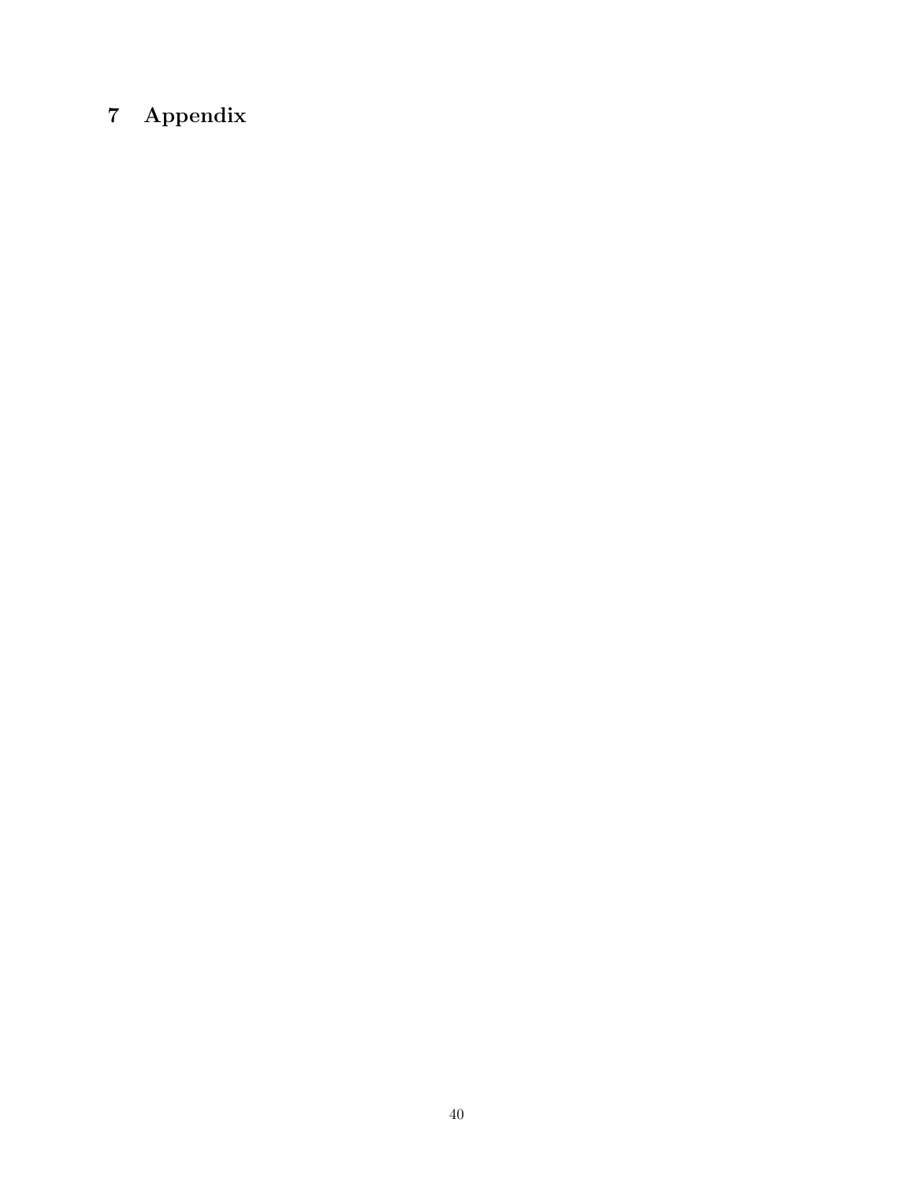# 7 Appendix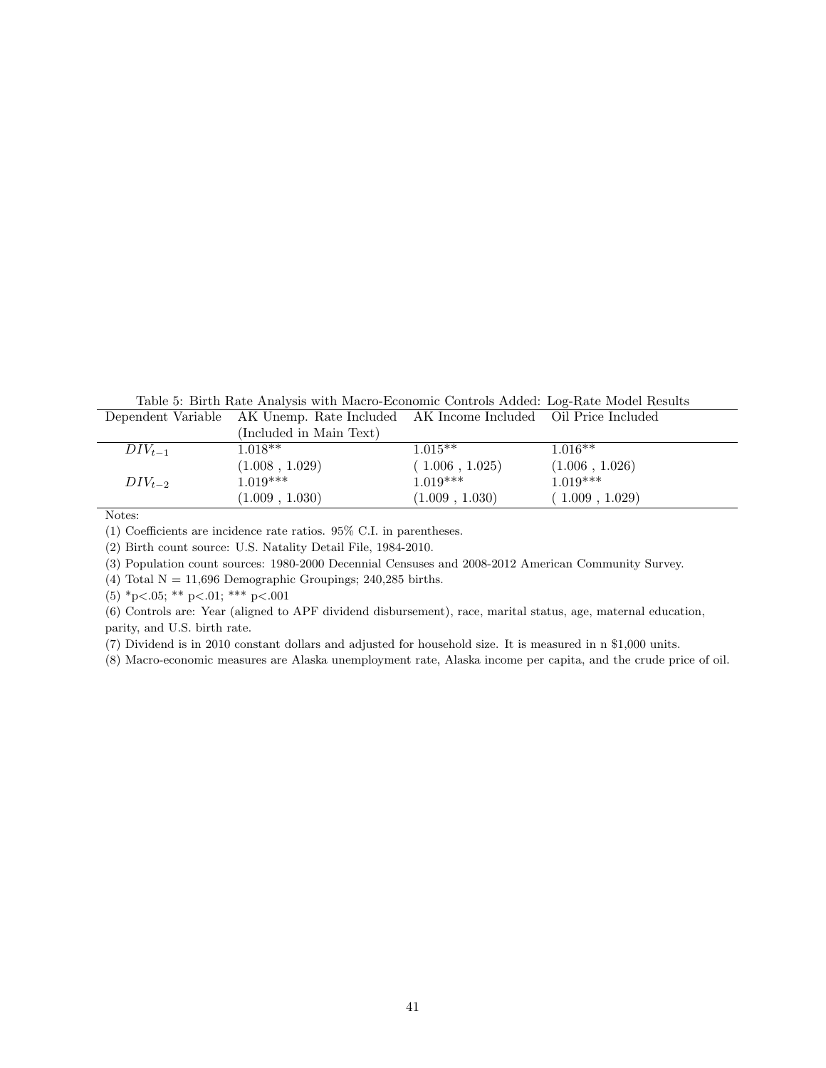Table 5: Birth Rate Analysis with Macro-Economic Controls Added: Log-Rate Model Results

| Dependent Variable | AK Unemp. Rate Included (Included in Main Text) | AK Income Included | Oil Price Included |
|---|---|---|---|
| $DIV_{t-1}$ | 1.018** | 1.015** | 1.016** |
| | (1.008 , 1.029) | ( 1.006 , 1.025) | (1.006 , 1.026) |
| $DIV_{t-2}$ | 1.019*** | 1.019*** | 1.019*** |
| | (1.009 , 1.030) | (1.009 , 1.030) | ( 1.009 , 1.029) |

Notes:

(1) Coefficients are incidence rate ratios. 95% C.I. in parentheses.

(2) Birth count source: U.S. Natality Detail File, 1984-2010.

(3) Population count sources: 1980-2000 Decennial Censuses and 2008-2012 American Community Survey.

(4) Total N = 11,696 Demographic Groupings; 240,285 births.

(5) *p<.05; ** p<.01; *** p<.001

(6) Controls are: Year (aligned to APF dividend disbursement), race, marital status, age, maternal education, parity, and U.S. birth rate.

(7) Dividend is in 2010 constant dollars and adjusted for household size. It is measured in n $1,000 units.

(8) Macro-economic measures are Alaska unemployment rate, Alaska income per capita, and the crude price of oil.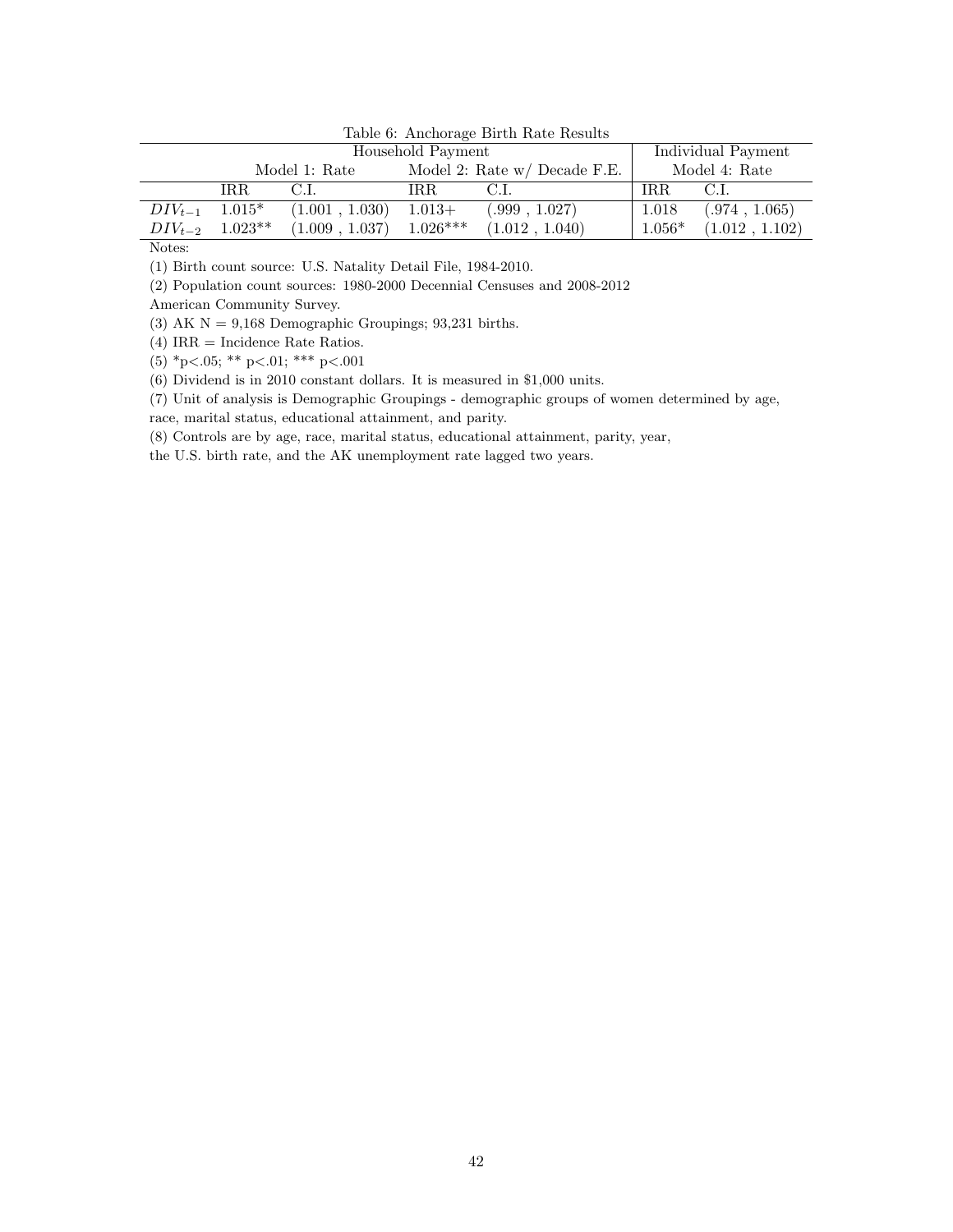Table 6: Anchorage Birth Rate Results

| | Household Payment | | | | Individual Payment | |
|---|---|---|---|---|---|---|
| | Model 1: Rate | | Model 2: Rate w/ Decade F.E. | | Model 4: Rate | |
| | IRR | C.I. | IRR | C.I. | IRR | C.I. |
| $DIV_{t-1}$ | 1.015* | (1.001 , 1.030) | 1.013+ | (.999 , 1.027) | 1.018 | (.974 , 1.065) |
| $DIV_{t-2}$ | 1.023** | (1.009 , 1.037) | 1.026*** | (1.012 , 1.040) | 1.056* | (1.012 , 1.102) |

Notes:

(1) Birth count source: U.S. Natality Detail File, 1984-2010.

(2) Population count sources: 1980-2000 Decennial Censuses and 2008-2012 American Community Survey.

(3) AK N = 9,168 Demographic Groupings; 93,231 births.

(4) IRR = Incidence Rate Ratios.

(5) *p<.05; ** p<.01; *** p<.001

(6) Dividend is in 2010 constant dollars. It is measured in $1,000 units.

(7) Unit of analysis is Demographic Groupings - demographic groups of women determined by age, race, marital status, educational attainment, and parity.

(8) Controls are by age, race, marital status, educational attainment, parity, year, the U.S. birth rate, and the AK unemployment rate lagged two years.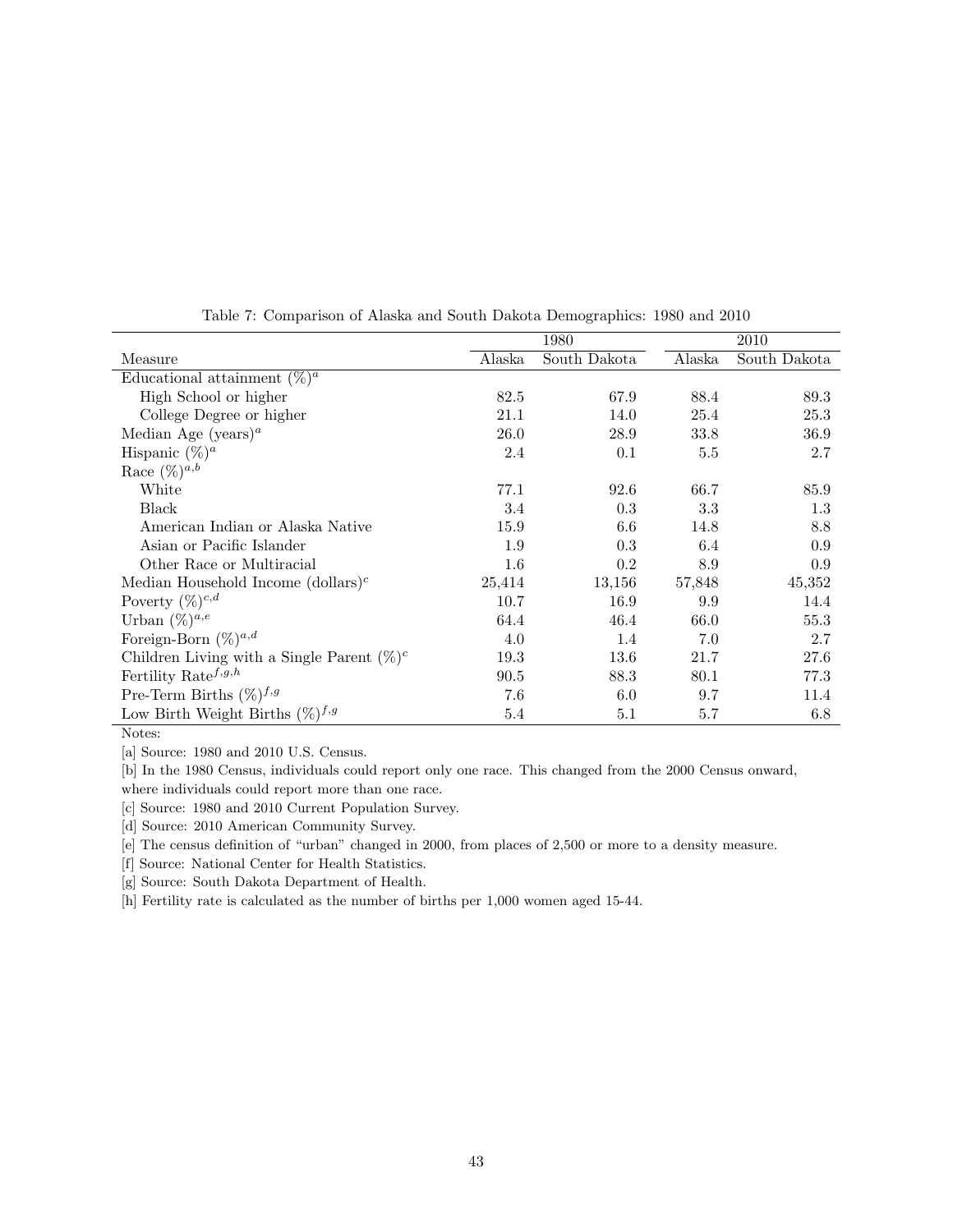Table 7: Comparison of Alaska and South Dakota Demographics: 1980 and 2010

| | 1980 | | 2010 | |
|---|---|---|---|---|
| Measure | Alaska | South Dakota | Alaska | South Dakota |
| Educational attainment (%)[a] | | | | |
| High School or higher | 82.5 | 67.9 | 88.4 | 89.3 |
| College Degree or higher | 21.1 | 14.0 | 25.4 | 25.3 |
| Median Age (years)[a] | 26.0 | 28.9 | 33.8 | 36.9 |
| Hispanic (%)[a] | 2.4 | 0.1 | 5.5 | 2.7 |
| Race (%)[a,b] | | | | |
| White | 77.1 | 92.6 | 66.7 | 85.9 |
| Black | 3.4 | 0.3 | 3.3 | 1.3 |
| American Indian or Alaska Native | 15.9 | 6.6 | 14.8 | 8.8 |
| Asian or Pacific Islander | 1.9 | 0.3 | 6.4 | 0.9 |
| Other Race or Multiracial | 1.6 | 0.2 | 8.9 | 0.9 |
| Median Household Income (dollars)[c] | 25,414 | 13,156 | 57,848 | 45,352 |
| Poverty (%)[c,d] | 10.7 | 16.9 | 9.9 | 14.4 |
| Urban (%)[a,e] | 64.4 | 46.4 | 66.0 | 55.3 |
| Foreign-Born (%)[a,d] | 4.0 | 1.4 | 7.0 | 2.7 |
| Children Living with a Single Parent (%)[c] | 19.3 | 13.6 | 21.7 | 27.6 |
| Fertility Rate[f,g,h] | 90.5 | 88.3 | 80.1 | 77.3 |
| Pre-Term Births (%)[f,g] | 7.6 | 6.0 | 9.7 | 11.4 |
| Low Birth Weight Births (%)[f,g] | 5.4 | 5.1 | 5.7 | 6.8 |

Notes:

[a] Source: 1980 and 2010 U.S. Census.

[b] In the 1980 Census, individuals could report only one race. This changed from the 2000 Census onward, where individuals could report more than one race.

[c] Source: 1980 and 2010 Current Population Survey.

[d] Source: 2010 American Community Survey.

[e] The census definition of "urban" changed in 2000, from places of 2,500 or more to a density measure.

[f] Source: National Center for Health Statistics.

[g] Source: South Dakota Department of Health.

[h] Fertility rate is calculated as the number of births per 1,000 women aged 15-44.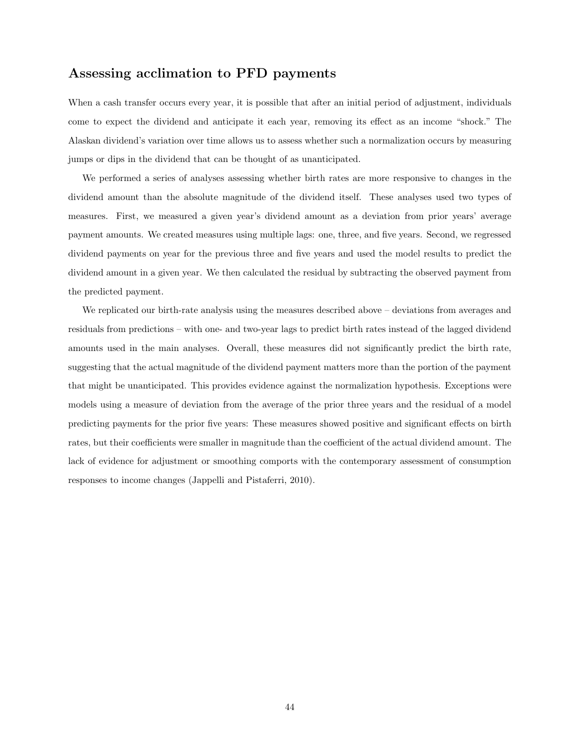## Assessing acclimation to PFD payments

When a cash transfer occurs every year, it is possible that after an initial period of adjustment, individuals come to expect the dividend and anticipate it each year, removing its effect as an income "shock." The Alaskan dividend's variation over time allows us to assess whether such a normalization occurs by measuring jumps or dips in the dividend that can be thought of as unanticipated.

We performed a series of analyses assessing whether birth rates are more responsive to changes in the dividend amount than the absolute magnitude of the dividend itself. These analyses used two types of measures. First, we measured a given year's dividend amount as a deviation from prior years' average payment amounts. We created measures using multiple lags: one, three, and five years. Second, we regressed dividend payments on year for the previous three and five years and used the model results to predict the dividend amount in a given year. We then calculated the residual by subtracting the observed payment from the predicted payment.

We replicated our birth-rate analysis using the measures described above – deviations from averages and residuals from predictions – with one- and two-year lags to predict birth rates instead of the lagged dividend amounts used in the main analyses. Overall, these measures did not significantly predict the birth rate, suggesting that the actual magnitude of the dividend payment matters more than the portion of the payment that might be unanticipated. This provides evidence against the normalization hypothesis. Exceptions were models using a measure of deviation from the average of the prior three years and the residual of a model predicting payments for the prior five years: These measures showed positive and significant effects on birth rates, but their coefficients were smaller in magnitude than the coefficient of the actual dividend amount. The lack of evidence for adjustment or smoothing comports with the contemporary assessment of consumption responses to income changes (Jappelli and Pistaferri, 2010).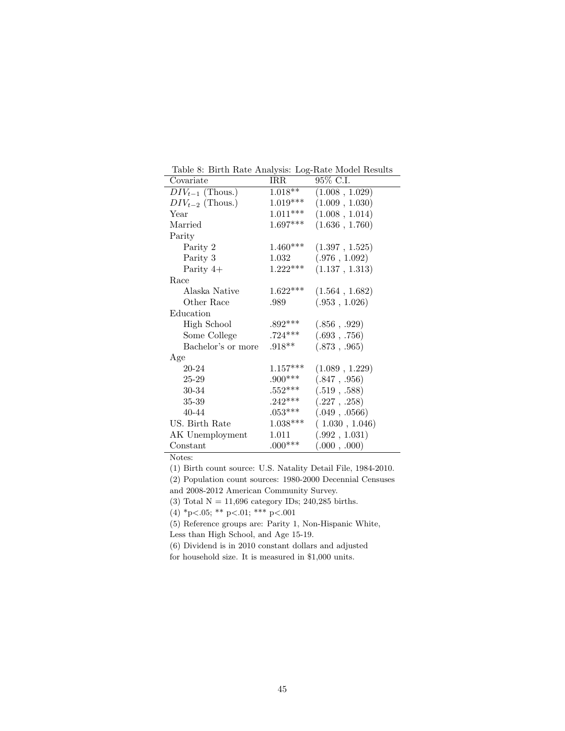Table 8: Birth Rate Analysis: Log-Rate Model Results

| Covariate | IRR | 95% C.I. |
|---|---|---|
| $DIV_{t-1}$ (Thous.) | 1.018** | (1.008 , 1.029) |
| $DIV_{t-2}$ (Thous.) | 1.019*** | (1.009 , 1.030) |
| Year | 1.011*** | (1.008 , 1.014) |
| Married | 1.697*** | (1.636 , 1.760) |
| Parity | | |
| Parity 2 | 1.460*** | (1.397 , 1.525) |
| Parity 3 | 1.032 | (.976 , 1.092) |
| Parity 4+ | 1.222*** | (1.137 , 1.313) |
| Race | | |
| Alaska Native | 1.622*** | (1.564 , 1.682) |
| Other Race | .989 | (.953 , 1.026) |
| Education | | |
| High School | .892*** | (.856 , .929) |
| Some College | .724*** | (.693 , .756) |
| Bachelor's or more | .918** | (.873 , .965) |
| Age | | |
| 20-24 | 1.157*** | (1.089 , 1.229) |
| 25-29 | .900*** | (.847 , .956) |
| 30-34 | .552*** | (.519 , .588) |
| 35-39 | .242*** | (.227 , .258) |
| 40-44 | .053*** | (.049 , .0566) |
| US. Birth Rate | 1.038*** | ( 1.030 , 1.046) |
| AK Unemployment | 1.011 | (.992 , 1.031) |
| Constant | .000*** | (.000 , .000) |

Notes:

(1) Birth count source: U.S. Natality Detail File, 1984-2010.

(2) Population count sources: 1980-2000 Decennial Censuses and 2008-2012 American Community Survey.

(3) Total N = 11,696 category IDs; 240,285 births.

(4) *p<.05; ** p<.01; *** p<.001

(5) Reference groups are: Parity 1, Non-Hispanic White, Less than High School, and Age 15-19.

(6) Dividend is in 2010 constant dollars and adjusted for household size. It is measured in $1,000 units.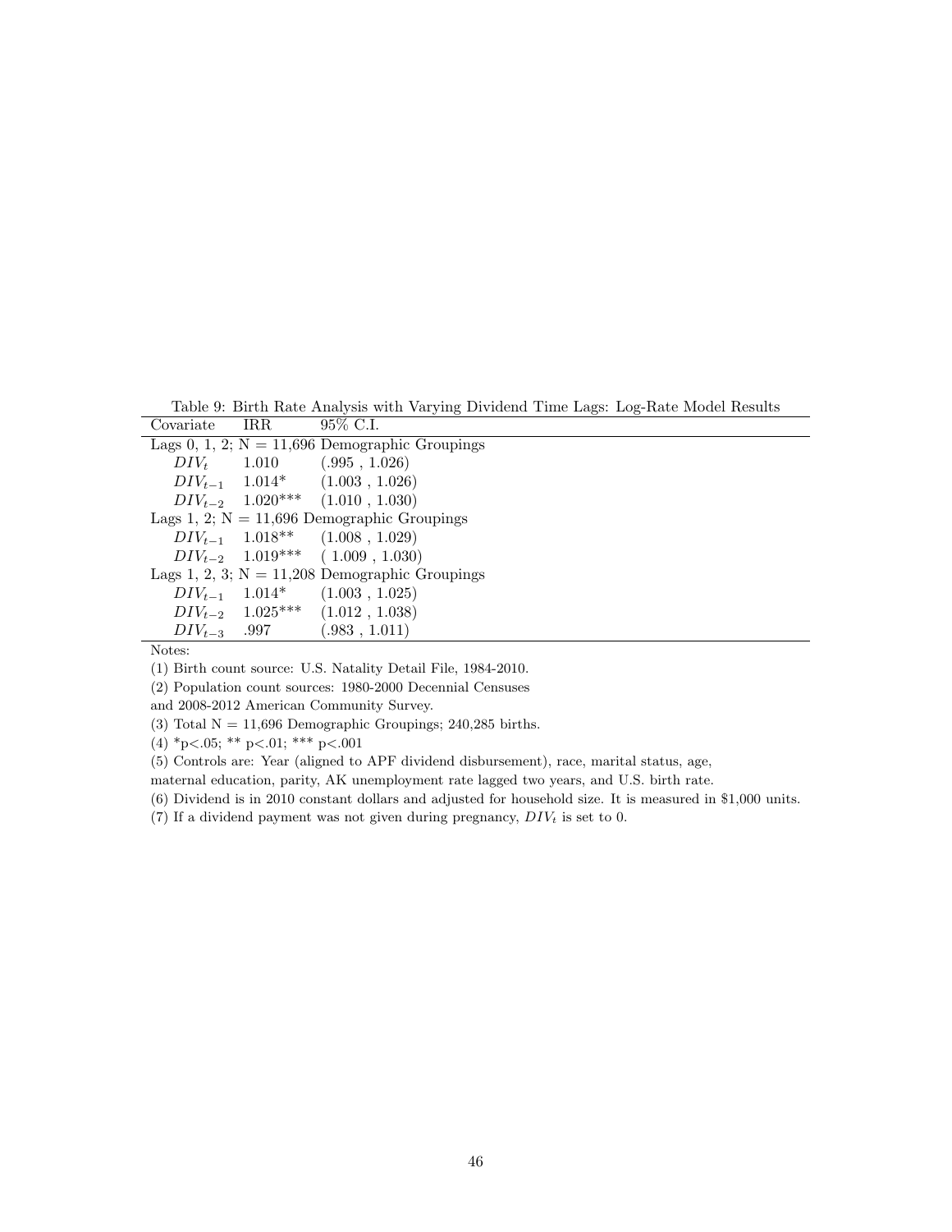Table 9: Birth Rate Analysis with Varying Dividend Time Lags: Log-Rate Model Results

| Covariate | IRR | 95% C.I. |
|---|---|---|
| Lags 0, 1, 2; N = 11,696 Demographic Groupings | | |
| $DIV_t$ | 1.010 | (.995 , 1.026) |
| $DIV_{t-1}$ | 1.014* | (1.003 , 1.026) |
| $DIV_{t-2}$ | 1.020*** | (1.010 , 1.030) |
| Lags 1, 2; N = 11,696 Demographic Groupings | | |
| $DIV_{t-1}$ | 1.018** | (1.008 , 1.029) |
| $DIV_{t-2}$ | 1.019*** | ( 1.009 , 1.030) |
| Lags 1, 2, 3; N = 11,208 Demographic Groupings | | |
| $DIV_{t-1}$ | 1.014* | (1.003 , 1.025) |
| $DIV_{t-2}$ | 1.025*** | (1.012 , 1.038) |
| $DIV_{t-3}$ | .997 | (.983 , 1.011) |

Notes:

(1) Birth count source: U.S. Natality Detail File, 1984-2010.

(2) Population count sources: 1980-2000 Decennial Censuses and 2008-2012 American Community Survey.

(3) Total N = 11,696 Demographic Groupings; 240,285 births.

(4) *p<.05; ** p<.01; *** p<.001

(5) Controls are: Year (aligned to APF dividend disbursement), race, marital status, age, maternal education, parity, AK unemployment rate lagged two years, and U.S. birth rate.

(6) Dividend is in 2010 constant dollars and adjusted for household size. It is measured in $1,000 units.

(7) If a dividend payment was not given during pregnancy, $DIV_t$ is set to 0.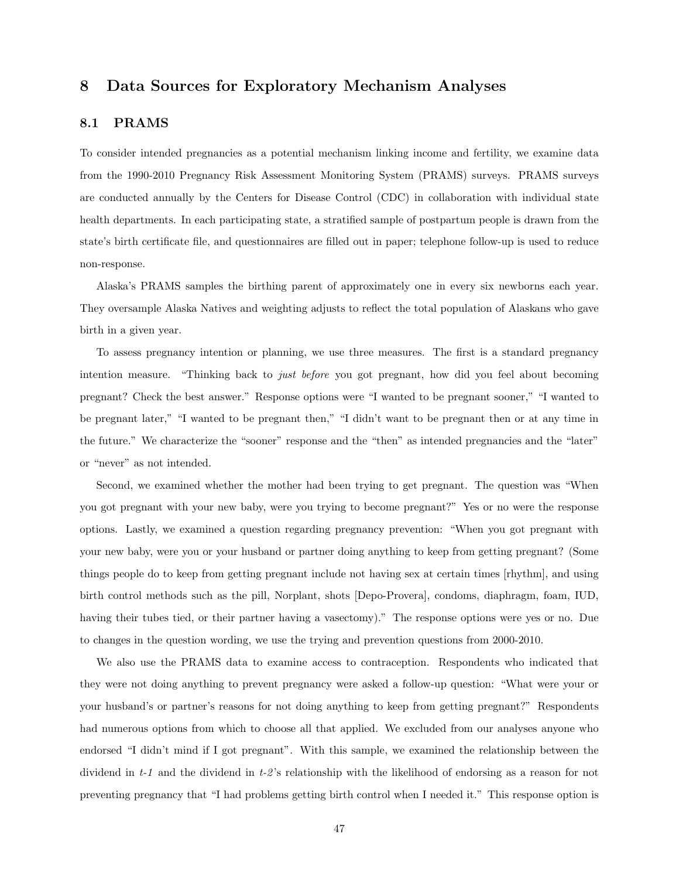# 8 Data Sources for Exploratory Mechanism Analyses

## 8.1 PRAMS

To consider intended pregnancies as a potential mechanism linking income and fertility, we examine data from the 1990-2010 Pregnancy Risk Assessment Monitoring System (PRAMS) surveys. PRAMS surveys are conducted annually by the Centers for Disease Control (CDC) in collaboration with individual state health departments. In each participating state, a stratified sample of postpartum people is drawn from the state's birth certificate file, and questionnaires are filled out in paper; telephone follow-up is used to reduce non-response.

Alaska's PRAMS samples the birthing parent of approximately one in every six newborns each year. They oversample Alaska Natives and weighting adjusts to reflect the total population of Alaskans who gave birth in a given year.

To assess pregnancy intention or planning, we use three measures. The first is a standard pregnancy intention measure. "Thinking back to *just before* you got pregnant, how did you feel about becoming pregnant? Check the best answer." Response options were "I wanted to be pregnant sooner," "I wanted to be pregnant later," "I wanted to be pregnant then," "I didn't want to be pregnant then or at any time in the future." We characterize the "sooner" response and the "then" as intended pregnancies and the "later" or "never" as not intended.

Second, we examined whether the mother had been trying to get pregnant. The question was "When you got pregnant with your new baby, were you trying to become pregnant?" Yes or no were the response options. Lastly, we examined a question regarding pregnancy prevention: "When you got pregnant with your new baby, were you or your husband or partner doing anything to keep from getting pregnant? (Some things people do to keep from getting pregnant include not having sex at certain times [rhythm], and using birth control methods such as the pill, Norplant, shots [Depo-Provera], condoms, diaphragm, foam, IUD, having their tubes tied, or their partner having a vasectomy)." The response options were yes or no. Due to changes in the question wording, we use the trying and prevention questions from 2000-2010.

We also use the PRAMS data to examine access to contraception. Respondents who indicated that they were not doing anything to prevent pregnancy were asked a follow-up question: "What were your or your husband's or partner's reasons for not doing anything to keep from getting pregnant?" Respondents had numerous options from which to choose all that applied. We excluded from our analyses anyone who endorsed "I didn't mind if I got pregnant". With this sample, we examined the relationship between the dividend in *t-1* and the dividend in *t-2*'s relationship with the likelihood of endorsing as a reason for not preventing pregnancy that "I had problems getting birth control when I needed it." This response option is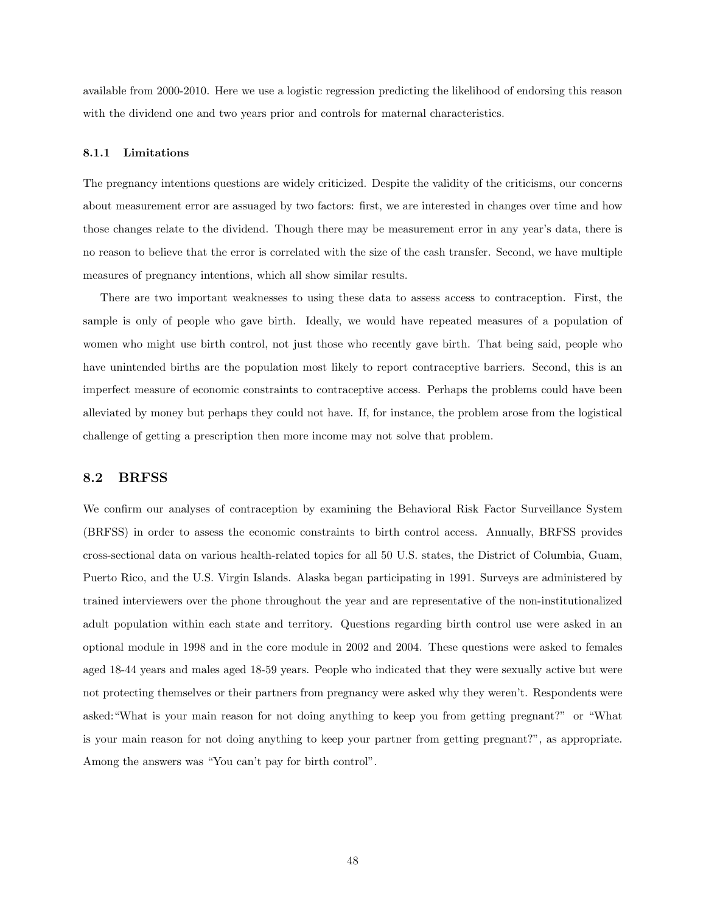available from 2000-2010. Here we use a logistic regression predicting the likelihood of endorsing this reason with the dividend one and two years prior and controls for maternal characteristics.

#### 8.1.1 Limitations

The pregnancy intentions questions are widely criticized. Despite the validity of the criticisms, our concerns about measurement error are assuaged by two factors: first, we are interested in changes over time and how those changes relate to the dividend. Though there may be measurement error in any year's data, there is no reason to believe that the error is correlated with the size of the cash transfer. Second, we have multiple measures of pregnancy intentions, which all show similar results.

There are two important weaknesses to using these data to assess access to contraception. First, the sample is only of people who gave birth. Ideally, we would have repeated measures of a population of women who might use birth control, not just those who recently gave birth. That being said, people who have unintended births are the population most likely to report contraceptive barriers. Second, this is an imperfect measure of economic constraints to contraceptive access. Perhaps the problems could have been alleviated by money but perhaps they could not have. If, for instance, the problem arose from the logistical challenge of getting a prescription then more income may not solve that problem.

### 8.2 BRFSS

We confirm our analyses of contraception by examining the Behavioral Risk Factor Surveillance System (BRFSS) in order to assess the economic constraints to birth control access. Annually, BRFSS provides cross-sectional data on various health-related topics for all 50 U.S. states, the District of Columbia, Guam, Puerto Rico, and the U.S. Virgin Islands. Alaska began participating in 1991. Surveys are administered by trained interviewers over the phone throughout the year and are representative of the non-institutionalized adult population within each state and territory. Questions regarding birth control use were asked in an optional module in 1998 and in the core module in 2002 and 2004. These questions were asked to females aged 18-44 years and males aged 18-59 years. People who indicated that they were sexually active but were not protecting themselves or their partners from pregnancy were asked why they weren't. Respondents were asked: "What is your main reason for not doing anything to keep you from getting pregnant?" or "What is your main reason for not doing anything to keep your partner from getting pregnant?", as appropriate. Among the answers was "You can't pay for birth control".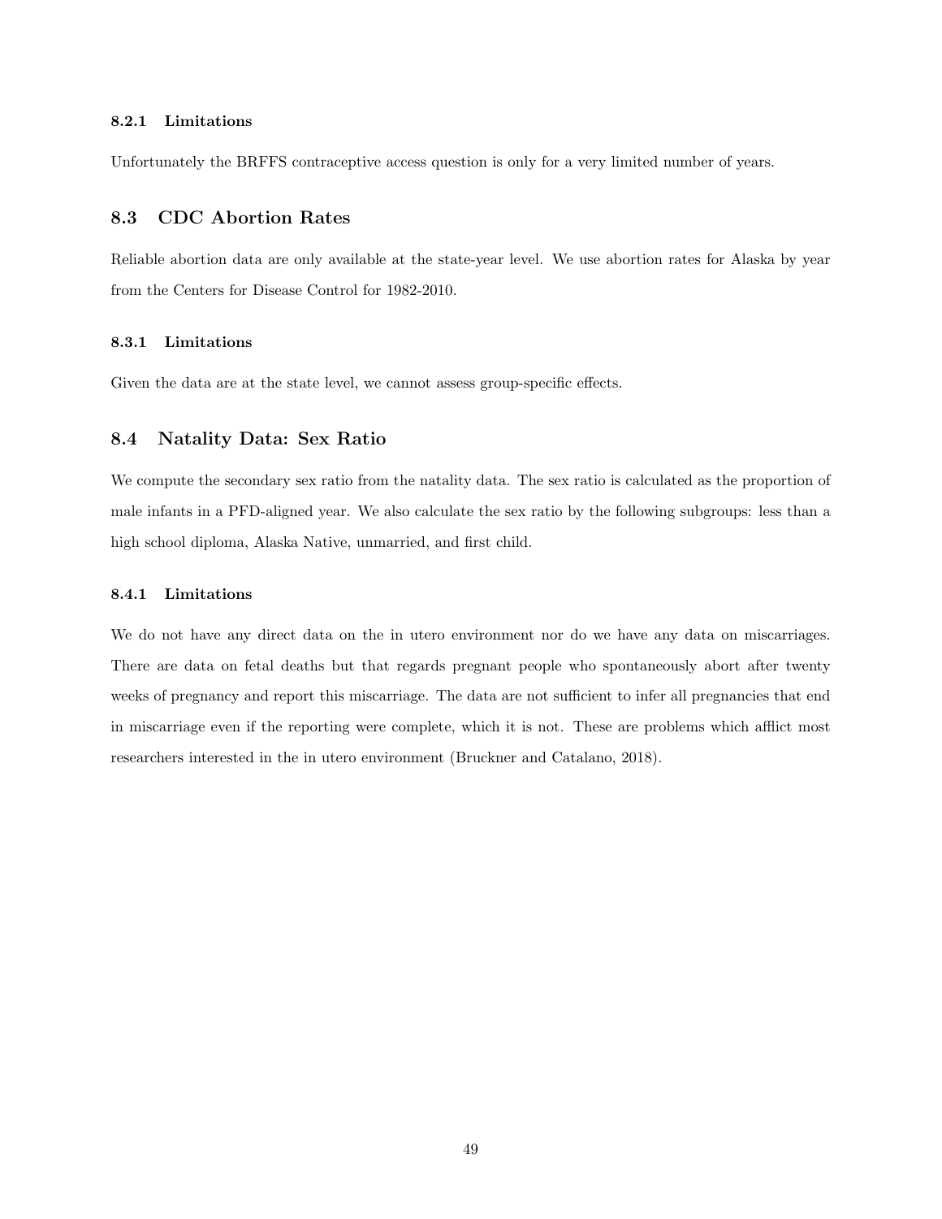#### 8.2.1 Limitations

Unfortunately the BRFFS contraceptive access question is only for a very limited number of years.

### 8.3 CDC Abortion Rates

Reliable abortion data are only available at the state-year level. We use abortion rates for Alaska by year from the Centers for Disease Control for 1982-2010.

#### 8.3.1 Limitations

Given the data are at the state level, we cannot assess group-specific effects.

### 8.4 Natality Data: Sex Ratio

We compute the secondary sex ratio from the natality data. The sex ratio is calculated as the proportion of male infants in a PFD-aligned year. We also calculate the sex ratio by the following subgroups: less than a high school diploma, Alaska Native, unmarried, and first child.

#### 8.4.1 Limitations

We do not have any direct data on the in utero environment nor do we have any data on miscarriages. There are data on fetal deaths but that regards pregnant people who spontaneously abort after twenty weeks of pregnancy and report this miscarriage. The data are not sufficient to infer all pregnancies that end in miscarriage even if the reporting were complete, which it is not. These are problems which afflict most researchers interested in the in utero environment (Bruckner and Catalano, 2018).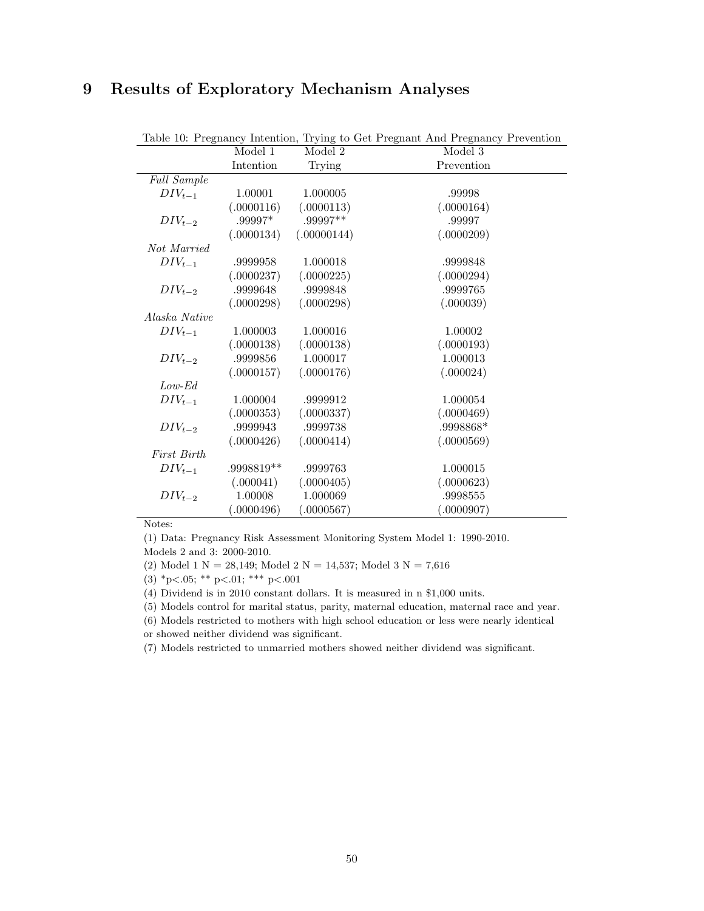# 9 Results of Exploratory Mechanism Analyses

Table 10: Pregnancy Intention, Trying to Get Pregnant And Pregnancy Prevention

| | Model 1 | Model 2 | Model 3 |
|---|---|---|---|
| | Intention | Trying | Prevention |
| *Full Sample* | | | |
| $DIV_{t-1}$ | 1.00001 | 1.000005 | .99998 |
| | (.0000116) | (.0000113) | (.0000164) |
| $DIV_{t-2}$ | .99997* | .99997** | .99997 |
| | (.0000134) | (.00000144) | (.0000209) |
| *Not Married* | | | |
| $DIV_{t-1}$ | .9999958 | 1.000018 | .9999848 |
| | (.0000237) | (.0000225) | (.0000294) |
| $DIV_{t-2}$ | .9999648 | .9999848 | .9999765 |
| | (.0000298) | (.0000298) | (.000039) |
| *Alaska Native* | | | |
| $DIV_{t-1}$ | 1.000003 | 1.000016 | 1.00002 |
| | (.0000138) | (.0000138) | (.0000193) |
| $DIV_{t-2}$ | .9999856 | 1.000017 | 1.000013 |
| | (.0000157) | (.0000176) | (.000024) |
| *Low-Ed* | | | |
| $DIV_{t-1}$ | 1.000004 | .9999912 | 1.000054 |
| | (.0000353) | (.0000337) | (.0000469) |
| $DIV_{t-2}$ | .9999943 | .9999738 | .9998868* |
| | (.0000426) | (.0000414) | (.0000569) |
| *First Birth* | | | |
| $DIV_{t-1}$ | .9998819** | .9999763 | 1.000015 |
| | (.000041) | (.0000405) | (.0000623) |
| $DIV_{t-2}$ | 1.00008 | 1.000069 | .9998555 |
| | (.0000496) | (.0000567) | (.0000907) |

Notes:

(1) Data: Pregnancy Risk Assessment Monitoring System Model 1: 1990-2010. Models 2 and 3: 2000-2010.

(2) Model 1 N = 28,149; Model 2 N = 14,537; Model 3 N = 7,616

(3) *p<.05; ** p<.01; *** p<.001

(4) Dividend is in 2010 constant dollars. It is measured in n $1,000 units.

(5) Models control for marital status, parity, maternal education, maternal race and year.

(6) Models restricted to mothers with high school education or less were nearly identical or showed neither dividend was significant.

(7) Models restricted to unmarried mothers showed neither dividend was significant.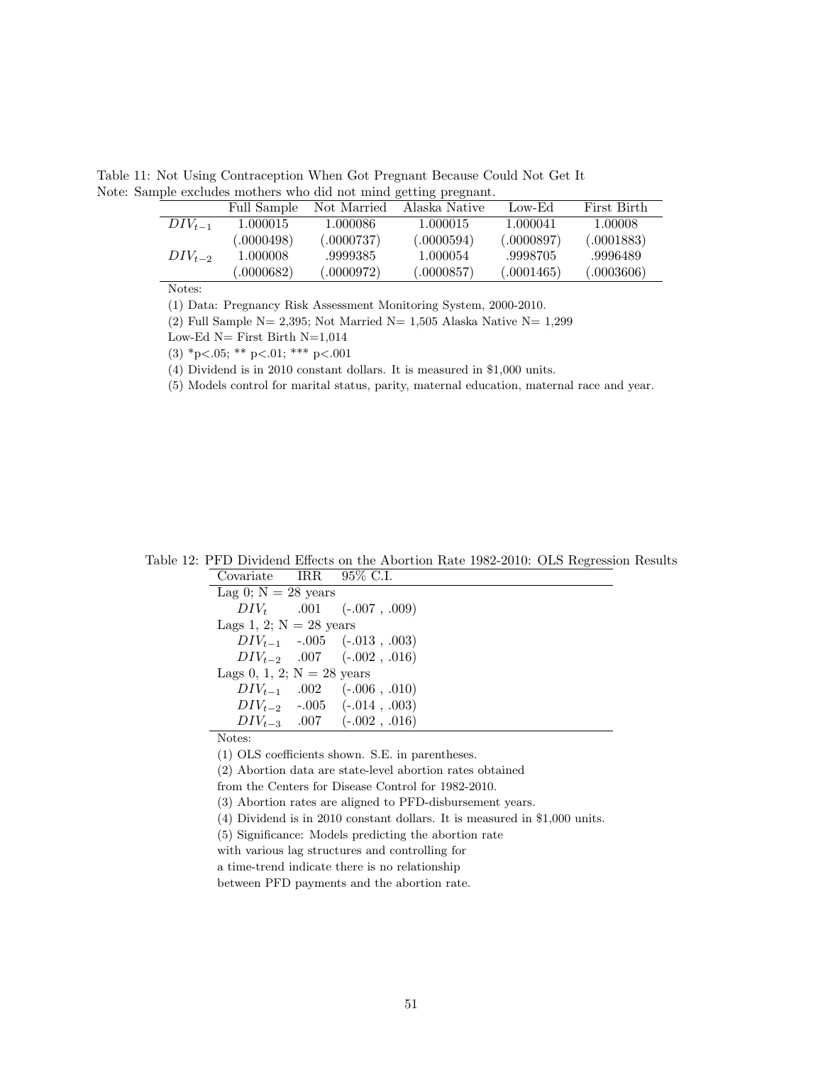Table 11: Not Using Contraception When Got Pregnant Because Could Not Get It
Note: Sample excludes mothers who did not mind getting pregnant.

| | Full Sample | Not Married | Alaska Native | Low-Ed | First Birth |
|---|---|---|---|---|---|
| $DIV_{t-1}$ | 1.000015 | 1.000086 | 1.000015 | 1.000041 | 1.00008 |
| | (.0000498) | (.0000737) | (.0000594) | (.0000897) | (.0001883) |
| $DIV_{t-2}$ | 1.000008 | .9999385 | 1.000054 | .9998705 | .9996489 |
| | (.0000682) | (.0000972) | (.0000857) | (.0001465) | (.0003606) |

Notes:

(1) Data: Pregnancy Risk Assessment Monitoring System, 2000-2010.

(2) Full Sample N= 2,395; Not Married N= 1,505 Alaska Native N= 1,299

Low-Ed N= First Birth N=1,014

(3) *p<.05; ** p<.01; *** p<.001

(4) Dividend is in 2010 constant dollars. It is measured in $1,000 units.

(5) Models control for marital status, parity, maternal education, maternal race and year.

Table 12: PFD Dividend Effects on the Abortion Rate 1982-2010: OLS Regression Results

| Covariate | IRR | 95% C.I. |
|---|---|---|
| Lag 0; N = 28 years | | |
| $DIV_t$ | .001 | (-.007 , .009) |
| Lags 1, 2; N = 28 years | | |
| $DIV_{t-1}$ | -.005 | (-.013 , .003) |
| $DIV_{t-2}$ | .007 | (-.002 , .016) |
| Lags 0, 1, 2; N = 28 years | | |
| $DIV_{t-1}$ | .002 | (-.006 , .010) |
| $DIV_{t-2}$ | -.005 | (-.014 , .003) |
| $DIV_{t-3}$ | .007 | (-.002 , .016) |

Notes:

(1) OLS coefficients shown. S.E. in parentheses.

(2) Abortion data are state-level abortion rates obtained from the Centers for Disease Control for 1982-2010.

(3) Abortion rates are aligned to PFD-disbursement years.

(4) Dividend is in 2010 constant dollars. It is measured in $1,000 units.

(5) Significance: Models predicting the abortion rate with various lag structures and controlling for a time-trend indicate there is no relationship between PFD payments and the abortion rate.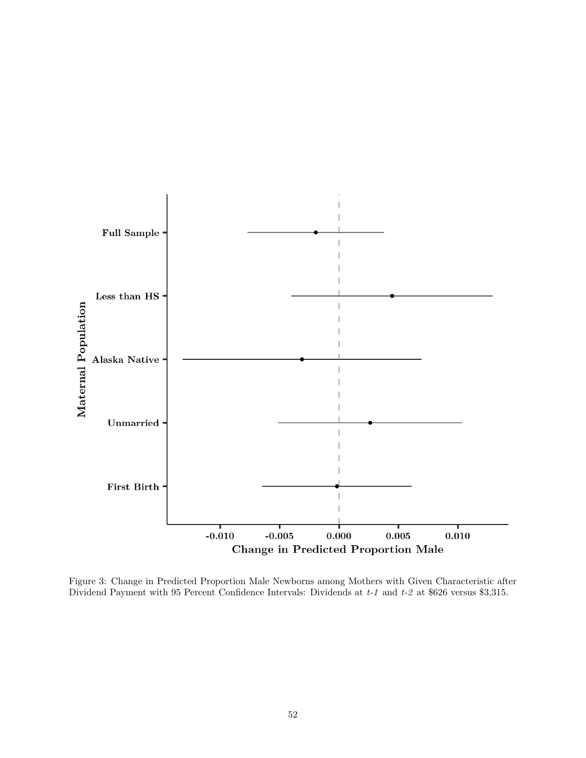Maternal Population

Full Sample

Less than HS

Alaska Native

Unmarried

First Birth

-0.010

-0.005

0.000

0.005

0.010

Change in Predicted Proportion Male

Figure 3: Change in Predicted Proportion Male Newborns among Mothers with Given Characteristic after Dividend Payment with 95 Percent Confidence Intervals: Dividends at *t-1* and *t-2* at \$626 versus \$3,315.